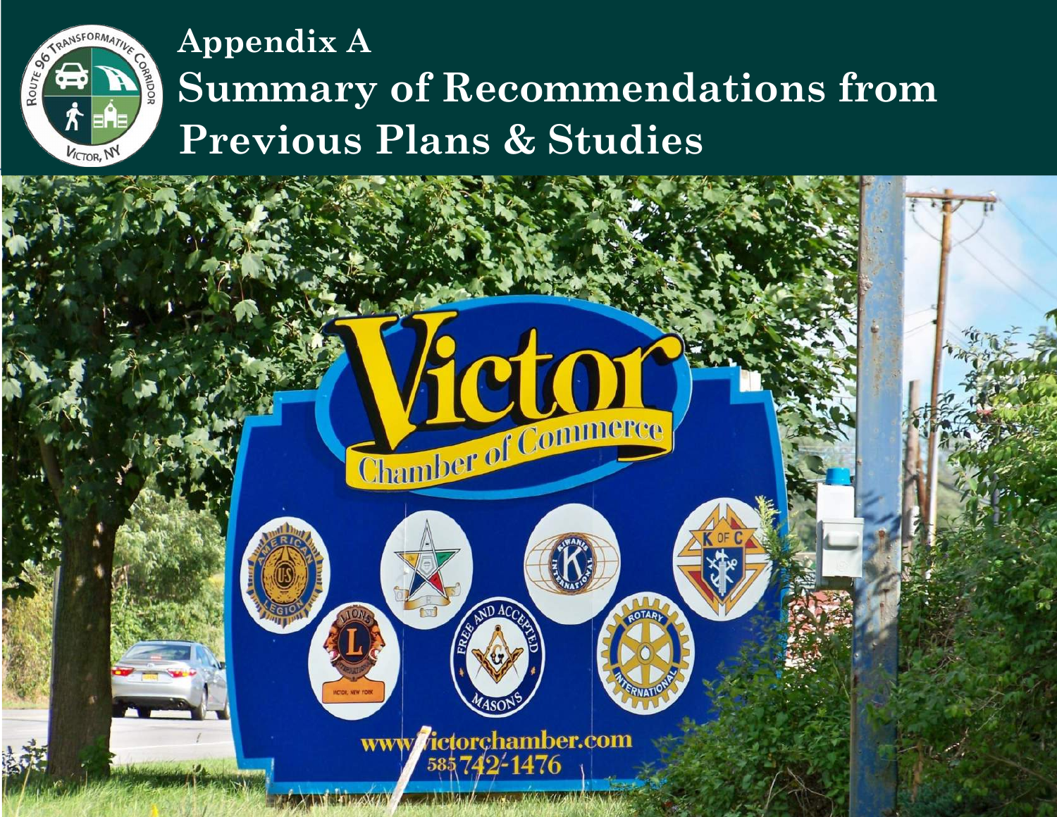# Appendix A

# Summary of Recommendations from Previous Plans & Studies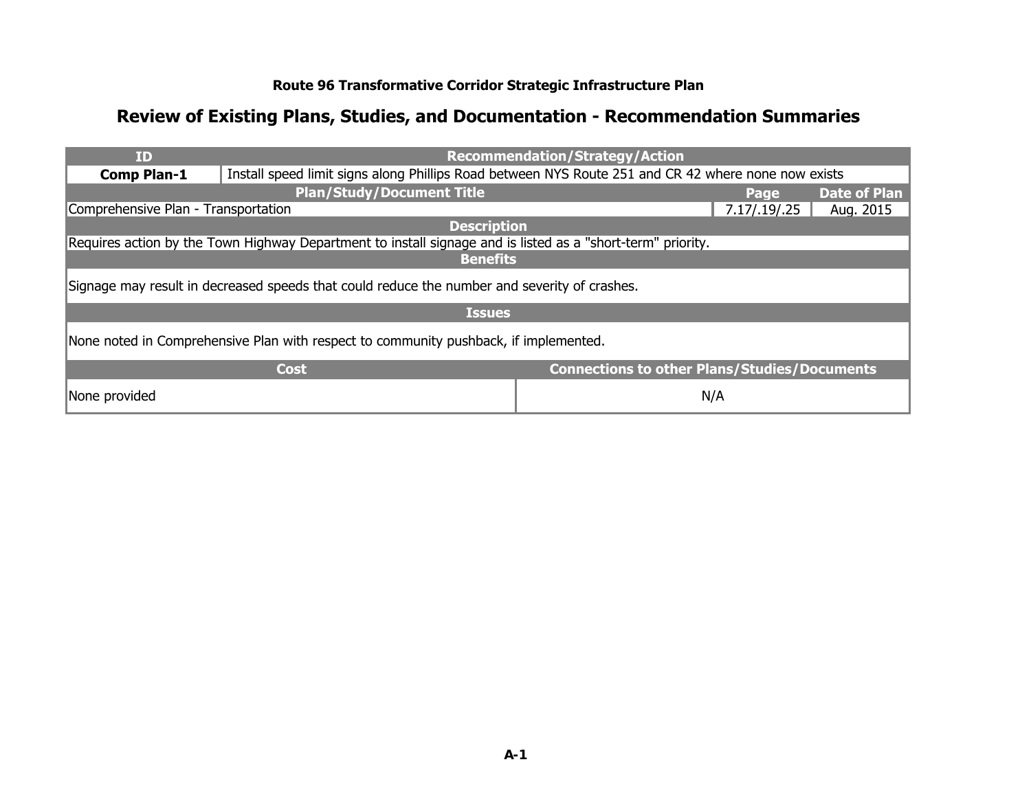### Route 96 Transformative Corridor Strategic Infrastructure Plan

## Review of Existing Plans, Studies, and Documentation - Recommendation Summaries

| ID | Recommendation/Strategy/Action | | |
|---|---|---|---|
| **Comp Plan-1** | Install speed limit signs along Phillips Road between NYS Route 251 and CR 42 where none now exists | | |
| **Plan/Study/Document Title** | | **Page** | **Date of Plan** |
| Comprehensive Plan - Transportation | | 7.17/.19/.25 | Aug. 2015 |
| **Description** | | | |
| Requires action by the Town Highway Department to install signage and is listed as a "short-term" priority. | | | |
| **Benefits** | | | |
| Signage may result in decreased speeds that could reduce the number and severity of crashes. | | | |
| **Issues** | | | |
| None noted in Comprehensive Plan with respect to community pushback, if implemented. | | | |
| **Cost** | | **Connections to other Plans/Studies/Documents** | |
| None provided | | N/A | |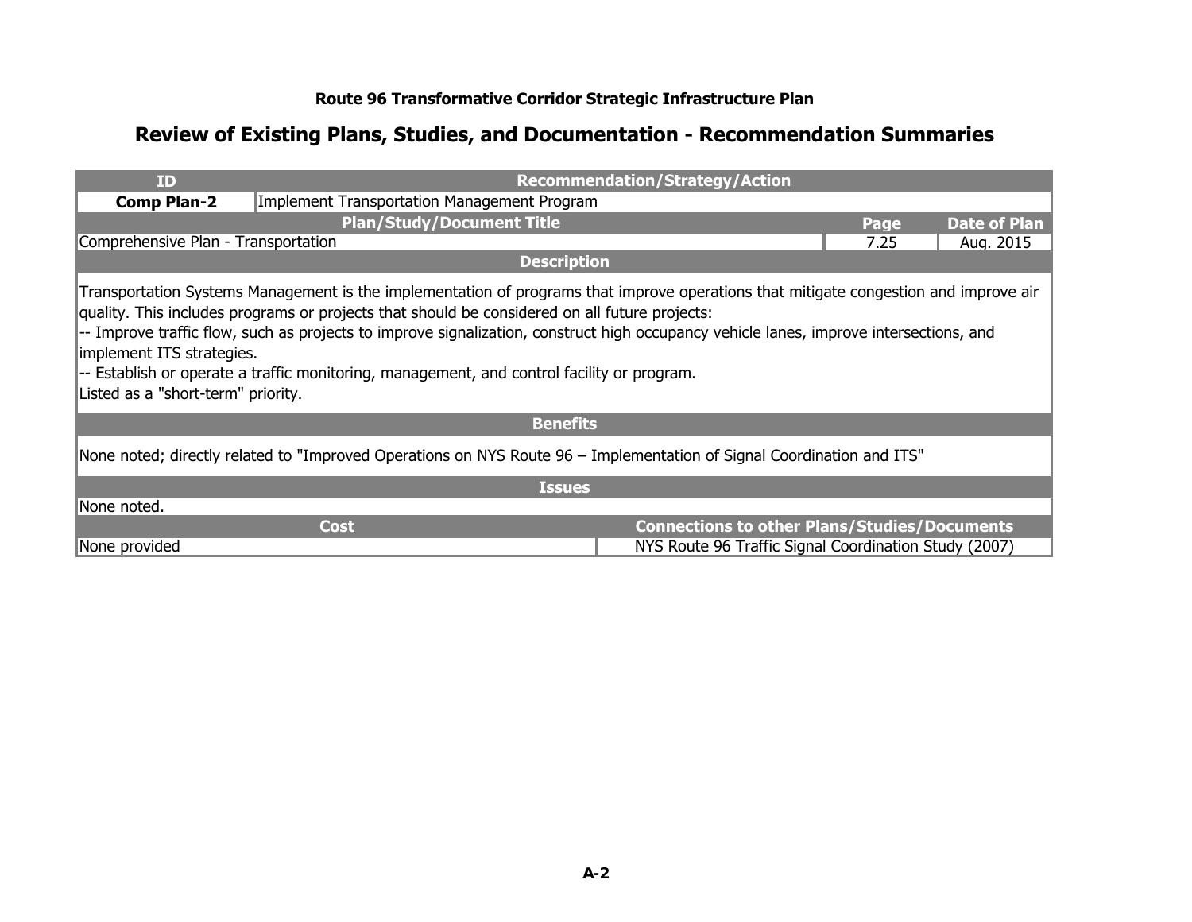**Route 96 Transformative Corridor Strategic Infrastructure Plan**

## Review of Existing Plans, Studies, and Documentation - Recommendation Summaries

| ID | Recommendation/Strategy/Action | | |
|---|---|---|---|
| **Comp Plan-2** | Implement Transportation Management Program | | |
| **Plan/Study/Document Title** | | **Page** | **Date of Plan** |
| Comprehensive Plan - Transportation | | 7.25 | Aug. 2015 |

**Description**

Transportation Systems Management is the implementation of programs that improve operations that mitigate congestion and improve air quality. This includes programs or projects that should be considered on all future projects:
-- Improve traffic flow, such as projects to improve signalization, construct high occupancy vehicle lanes, improve intersections, and implement ITS strategies.
-- Establish or operate a traffic monitoring, management, and control facility or program.
Listed as a "short-term" priority.

**Benefits**

None noted; directly related to "Improved Operations on NYS Route 96 – Implementation of Signal Coordination and ITS"

**Issues**

None noted.

| Cost | Connections to other Plans/Studies/Documents |
|---|---|
| None provided | NYS Route 96 Traffic Signal Coordination Study (2007) |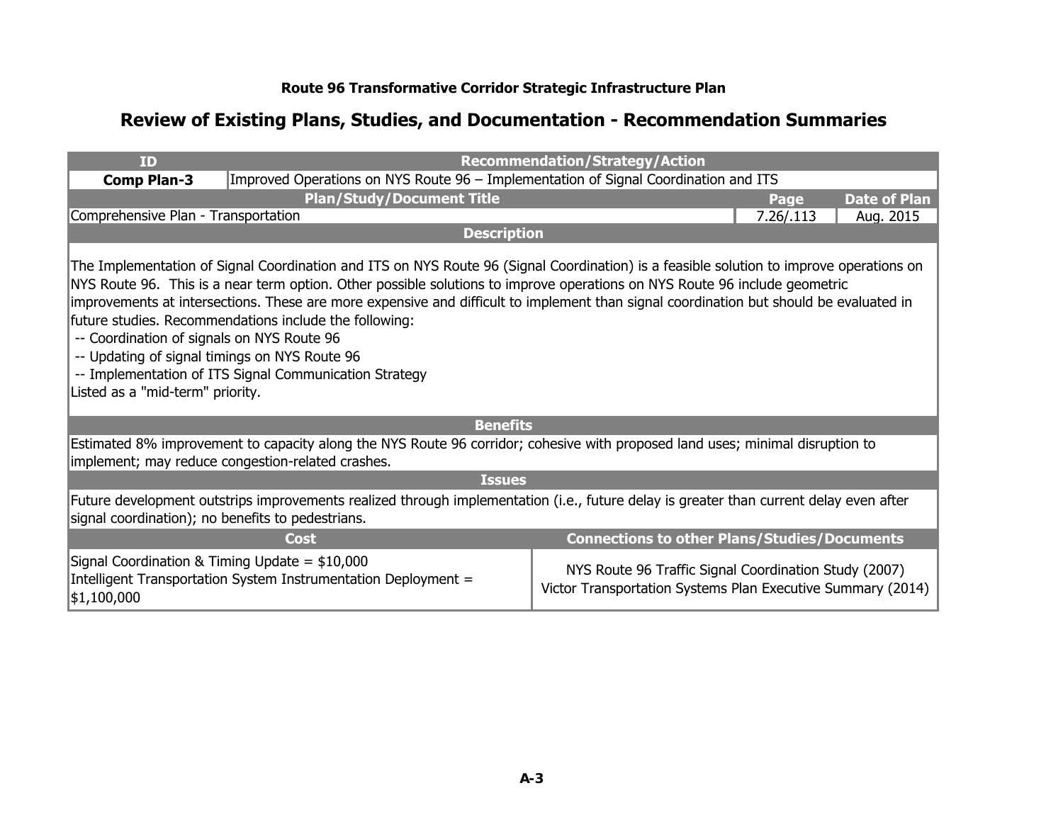**Route 96 Transformative Corridor Strategic Infrastructure Plan**

## Review of Existing Plans, Studies, and Documentation - Recommendation Summaries

| ID | Recommendation/Strategy/Action |
|---|---|
| **Comp Plan-3** | Improved Operations on NYS Route 96 – Implementation of Signal Coordination and ITS |

| Plan/Study/Document Title | Page | Date of Plan |
|---|---|---|
| Comprehensive Plan - Transportation | 7.26/.113 | Aug. 2015 |

**Description**

The Implementation of Signal Coordination and ITS on NYS Route 96 (Signal Coordination) is a feasible solution to improve operations on NYS Route 96. This is a near term option. Other possible solutions to improve operations on NYS Route 96 include geometric improvements at intersections. These are more expensive and difficult to implement than signal coordination but should be evaluated in future studies. Recommendations include the following:

-- Coordination of signals on NYS Route 96
-- Updating of signal timings on NYS Route 96
-- Implementation of ITS Signal Communication Strategy

Listed as a "mid-term" priority.

**Benefits**

Estimated 8% improvement to capacity along the NYS Route 96 corridor; cohesive with proposed land uses; minimal disruption to implement; may reduce congestion-related crashes.

**Issues**

Future development outstrips improvements realized through implementation (i.e., future delay is greater than current delay even after signal coordination); no benefits to pedestrians.

| Cost | Connections to other Plans/Studies/Documents |
|---|---|
| Signal Coordination & Timing Update = $10,000<br>Intelligent Transportation System Instrumentation Deployment = $1,100,000 | NYS Route 96 Traffic Signal Coordination Study (2007)<br>Victor Transportation Systems Plan Executive Summary (2014) |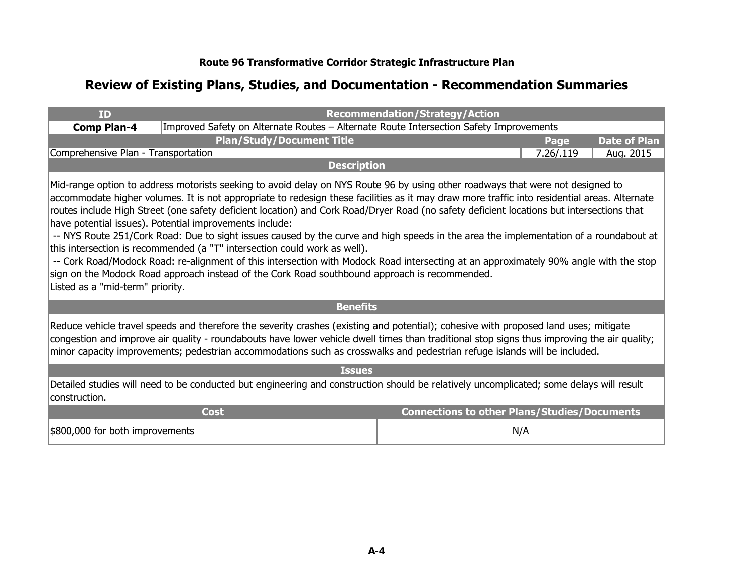**Route 96 Transformative Corridor Strategic Infrastructure Plan**

## Review of Existing Plans, Studies, and Documentation - Recommendation Summaries

| ID | Recommendation/Strategy/Action | | |
|---|---|---|---|
| **Comp Plan-4** | Improved Safety on Alternate Routes – Alternate Route Intersection Safety Improvements | | |
| **Plan/Study/Document Title** | | **Page** | **Date of Plan** |
| Comprehensive Plan - Transportation | | 7.26/.119 | Aug. 2015 |

**Description**

Mid-range option to address motorists seeking to avoid delay on NYS Route 96 by using other roadways that were not designed to accommodate higher volumes. It is not appropriate to redesign these facilities as it may draw more traffic into residential areas. Alternate routes include High Street (one safety deficient location) and Cork Road/Dryer Road (no safety deficient locations but intersections that have potential issues). Potential improvements include:

-- NYS Route 251/Cork Road: Due to sight issues caused by the curve and high speeds in the area the implementation of a roundabout at this intersection is recommended (a "T" intersection could work as well).

-- Cork Road/Modock Road: re-alignment of this intersection with Modock Road intersecting at an approximately 90% angle with the stop sign on the Modock Road approach instead of the Cork Road southbound approach is recommended.

Listed as a "mid-term" priority.

**Benefits**

Reduce vehicle travel speeds and therefore the severity crashes (existing and potential); cohesive with proposed land uses; mitigate congestion and improve air quality - roundabouts have lower vehicle dwell times than traditional stop signs thus improving the air quality; minor capacity improvements; pedestrian accommodations such as crosswalks and pedestrian refuge islands will be included.

**Issues**

Detailed studies will need to be conducted but engineering and construction should be relatively uncomplicated; some delays will result construction.

| Cost | Connections to other Plans/Studies/Documents |
|---|---|
| $800,000 for both improvements | N/A |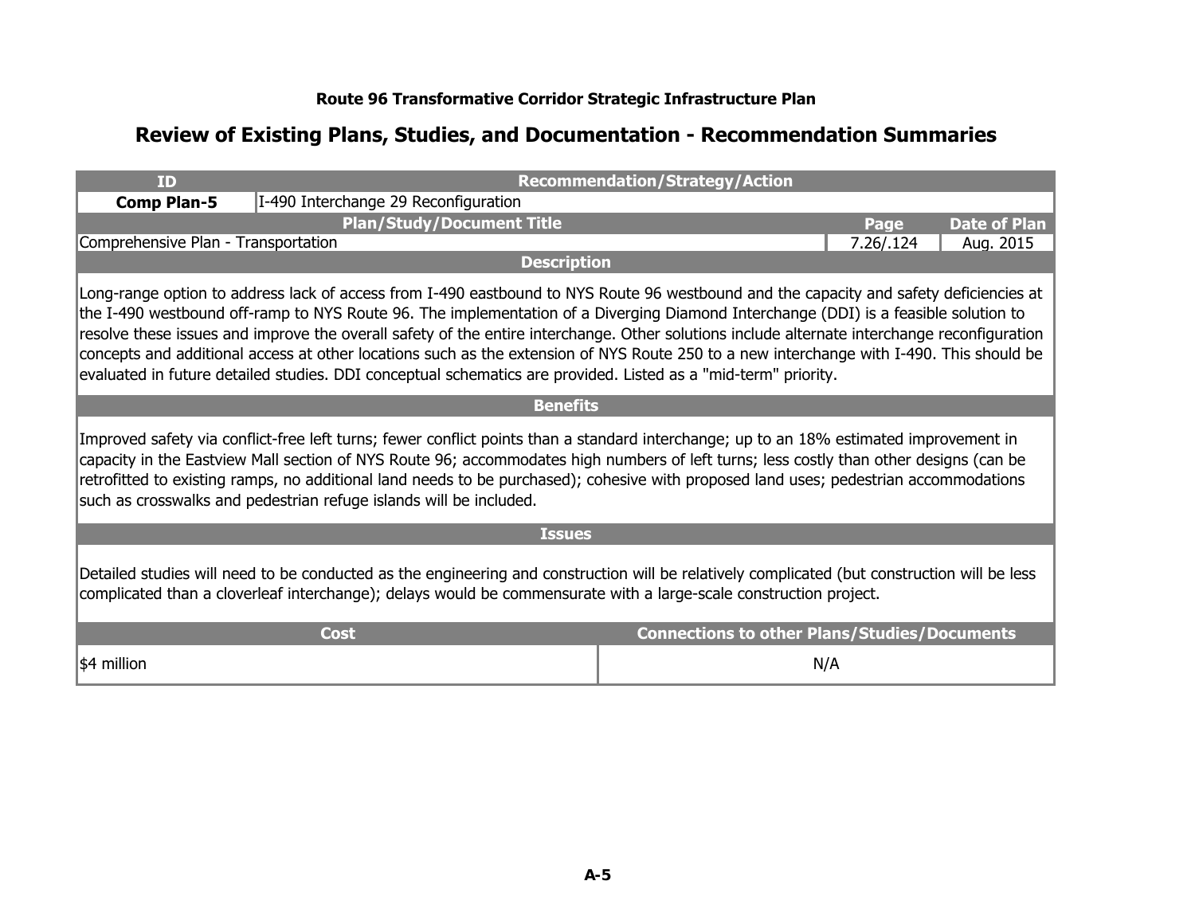**Route 96 Transformative Corridor Strategic Infrastructure Plan**

## Review of Existing Plans, Studies, and Documentation - Recommendation Summaries

| ID | Recommendation/Strategy/Action | | |
|---|---|---|---|
| **Comp Plan-5** | I-490 Interchange 29 Reconfiguration | | |
| **Plan/Study/Document Title** | | **Page** | **Date of Plan** |
| Comprehensive Plan - Transportation | | 7.26/.124 | Aug. 2015 |

**Description**

Long-range option to address lack of access from I-490 eastbound to NYS Route 96 westbound and the capacity and safety deficiencies at the I-490 westbound off-ramp to NYS Route 96. The implementation of a Diverging Diamond Interchange (DDI) is a feasible solution to resolve these issues and improve the overall safety of the entire interchange. Other solutions include alternate interchange reconfiguration concepts and additional access at other locations such as the extension of NYS Route 250 to a new interchange with I-490. This should be evaluated in future detailed studies. DDI conceptual schematics are provided. Listed as a "mid-term" priority.

**Benefits**

Improved safety via conflict-free left turns; fewer conflict points than a standard interchange; up to an 18% estimated improvement in capacity in the Eastview Mall section of NYS Route 96; accommodates high numbers of left turns; less costly than other designs (can be retrofitted to existing ramps, no additional land needs to be purchased); cohesive with proposed land uses; pedestrian accommodations such as crosswalks and pedestrian refuge islands will be included.

**Issues**

Detailed studies will need to be conducted as the engineering and construction will be relatively complicated (but construction will be less complicated than a cloverleaf interchange); delays would be commensurate with a large-scale construction project.

| Cost | Connections to other Plans/Studies/Documents |
|---|---|
| $4 million | N/A |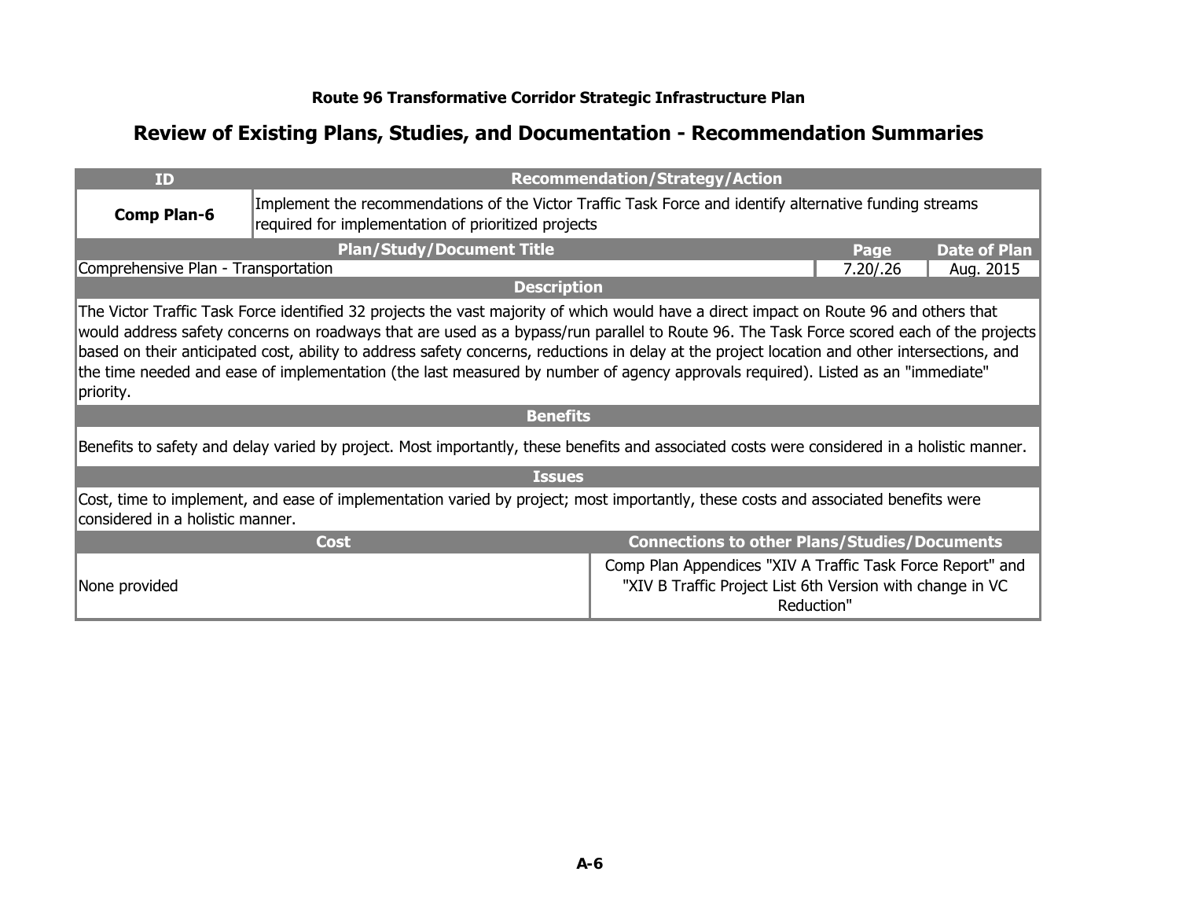**Route 96 Transformative Corridor Strategic Infrastructure Plan**

## Review of Existing Plans, Studies, and Documentation - Recommendation Summaries

| ID | Recommendation/Strategy/Action |
|---|---|
| **Comp Plan-6** | Implement the recommendations of the Victor Traffic Task Force and identify alternative funding streams required for implementation of prioritized projects |

| Plan/Study/Document Title | Page | Date of Plan |
|---|---|---|
| Comprehensive Plan - Transportation | 7.20/.26 | Aug. 2015 |

**Description**

The Victor Traffic Task Force identified 32 projects the vast majority of which would have a direct impact on Route 96 and others that would address safety concerns on roadways that are used as a bypass/run parallel to Route 96. The Task Force scored each of the projects based on their anticipated cost, ability to address safety concerns, reductions in delay at the project location and other intersections, and the time needed and ease of implementation (the last measured by number of agency approvals required). Listed as an "immediate" priority.

**Benefits**

Benefits to safety and delay varied by project. Most importantly, these benefits and associated costs were considered in a holistic manner.

**Issues**

Cost, time to implement, and ease of implementation varied by project; most importantly, these costs and associated benefits were considered in a holistic manner.

| Cost | Connections to other Plans/Studies/Documents |
|---|---|
| None provided | Comp Plan Appendices "XIV A Traffic Task Force Report" and "XIV B Traffic Project List 6th Version with change in VC Reduction" |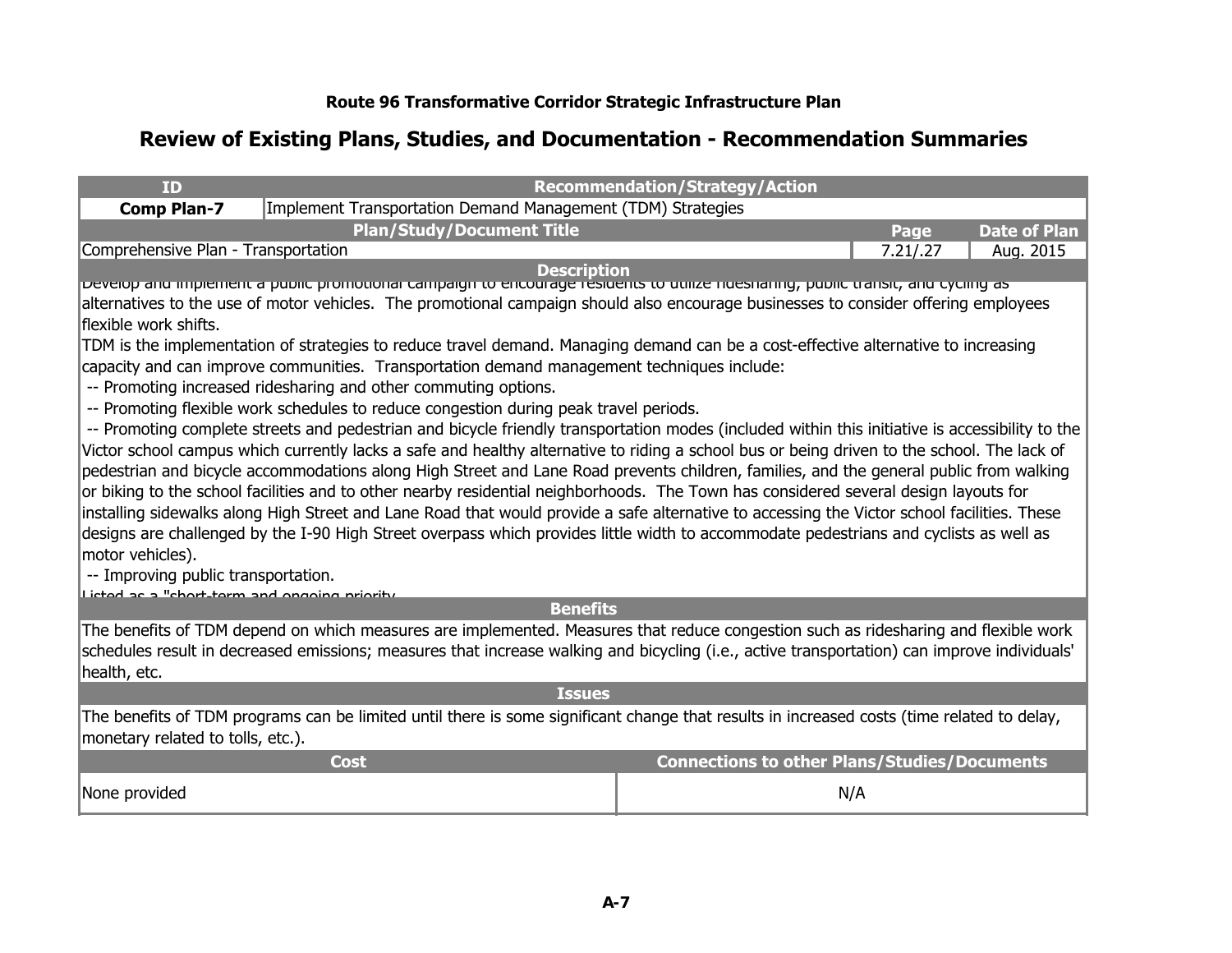**Route 96 Transformative Corridor Strategic Infrastructure Plan**

## Review of Existing Plans, Studies, and Documentation - Recommendation Summaries

| ID | Recommendation/Strategy/Action |
|---|---|
| **Comp Plan-7** | Implement Transportation Demand Management (TDM) Strategies |

| Plan/Study/Document Title | Page | Date of Plan |
|---|---|---|
| Comprehensive Plan - Transportation | 7.21/.27 | Aug. 2015 |

**Description**

Develop and implement a public promotional campaign to encourage residents to utilize ridesharing, public transit, and cycling as alternatives to the use of motor vehicles. The promotional campaign should also encourage businesses to consider offering employees flexible work shifts.

TDM is the implementation of strategies to reduce travel demand. Managing demand can be a cost-effective alternative to increasing capacity and can improve communities. Transportation demand management techniques include:

-- Promoting increased ridesharing and other commuting options.

-- Promoting flexible work schedules to reduce congestion during peak travel periods.

-- Promoting complete streets and pedestrian and bicycle friendly transportation modes (included within this initiative is accessibility to the Victor school campus which currently lacks a safe and healthy alternative to riding a school bus or being driven to the school. The lack of pedestrian and bicycle accommodations along High Street and Lane Road prevents children, families, and the general public from walking or biking to the school facilities and to other nearby residential neighborhoods. The Town has considered several design layouts for installing sidewalks along High Street and Lane Road that would provide a safe alternative to accessing the Victor school facilities. These designs are challenged by the I-90 High Street overpass which provides little width to accommodate pedestrians and cyclists as well as motor vehicles).

-- Improving public transportation.

Listed as a "short-term and ongoing priority

**Benefits**

The benefits of TDM depend on which measures are implemented. Measures that reduce congestion such as ridesharing and flexible work schedules result in decreased emissions; measures that increase walking and bicycling (i.e., active transportation) can improve individuals' health, etc.

**Issues**

The benefits of TDM programs can be limited until there is some significant change that results in increased costs (time related to delay, monetary related to tolls, etc.).

| Cost | Connections to other Plans/Studies/Documents |
|---|---|
| None provided | N/A |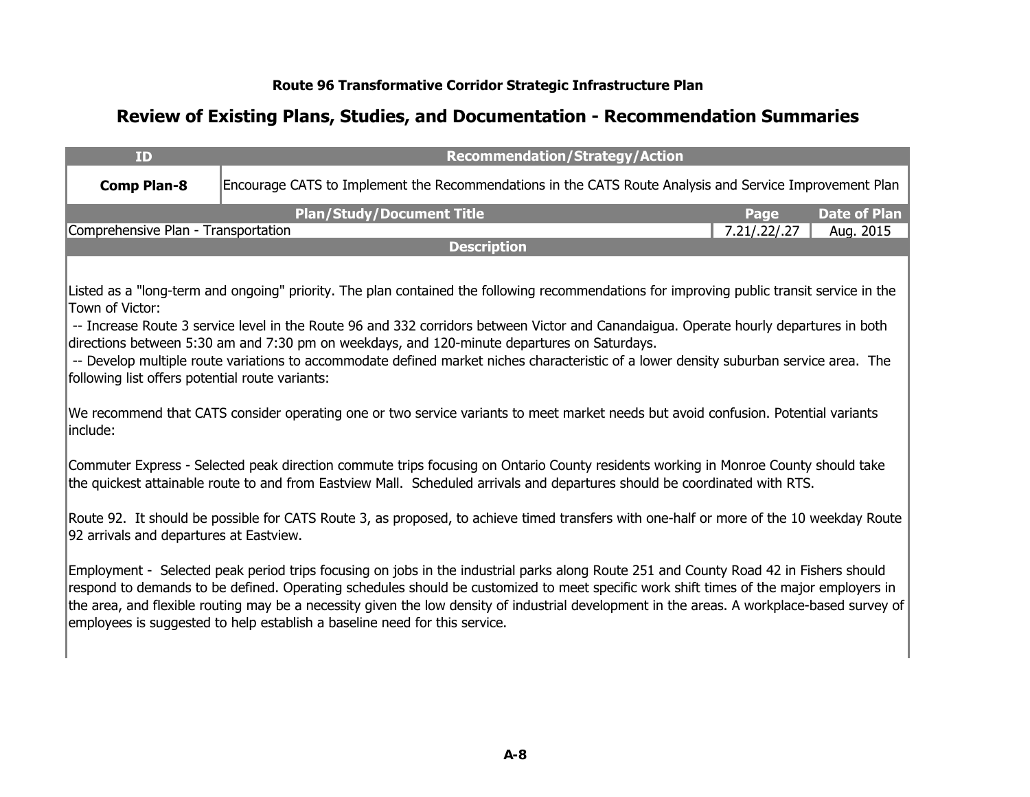**Route 96 Transformative Corridor Strategic Infrastructure Plan**

## Review of Existing Plans, Studies, and Documentation - Recommendation Summaries

| ID | Recommendation/Strategy/Action | | |
|---|---|---|---|
| **Comp Plan-8** | Encourage CATS to Implement the Recommendations in the CATS Route Analysis and Service Improvement Plan | | |
| **Plan/Study/Document Title** | | **Page** | **Date of Plan** |
| Comprehensive Plan - Transportation | | 7.21/.22/.27 | Aug. 2015 |

**Description**

Listed as a "long-term and ongoing" priority. The plan contained the following recommendations for improving public transit service in the Town of Victor:

-- Increase Route 3 service level in the Route 96 and 332 corridors between Victor and Canandaigua. Operate hourly departures in both directions between 5:30 am and 7:30 pm on weekdays, and 120-minute departures on Saturdays.

-- Develop multiple route variations to accommodate defined market niches characteristic of a lower density suburban service area. The following list offers potential route variants:

We recommend that CATS consider operating one or two service variants to meet market needs but avoid confusion. Potential variants include:

Commuter Express - Selected peak direction commute trips focusing on Ontario County residents working in Monroe County should take the quickest attainable route to and from Eastview Mall. Scheduled arrivals and departures should be coordinated with RTS.

Route 92. It should be possible for CATS Route 3, as proposed, to achieve timed transfers with one-half or more of the 10 weekday Route 92 arrivals and departures at Eastview.

Employment - Selected peak period trips focusing on jobs in the industrial parks along Route 251 and County Road 42 in Fishers should respond to demands to be defined. Operating schedules should be customized to meet specific work shift times of the major employers in the area, and flexible routing may be a necessity given the low density of industrial development in the areas. A workplace-based survey of employees is suggested to help establish a baseline need for this service.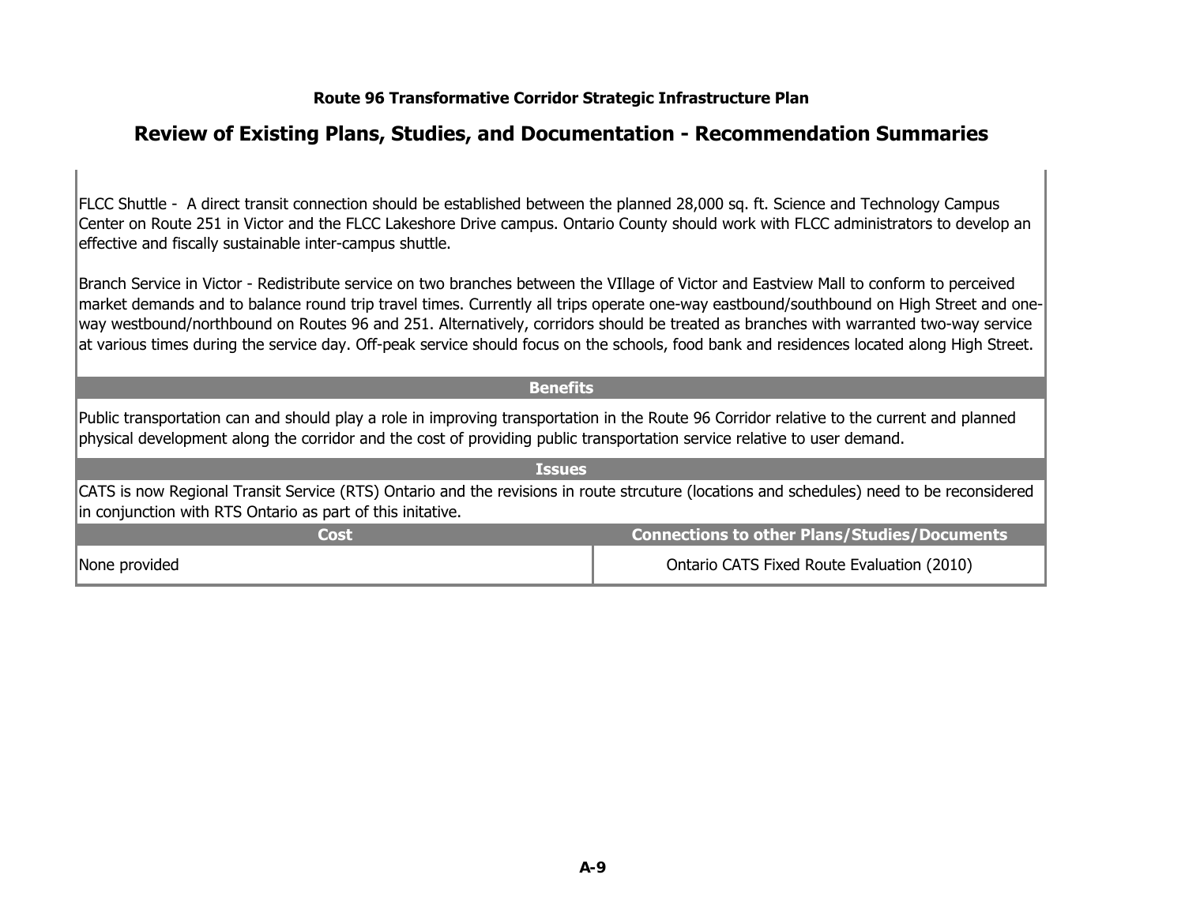**Route 96 Transformative Corridor Strategic Infrastructure Plan**

## Review of Existing Plans, Studies, and Documentation - Recommendation Summaries

FLCC Shuttle -  A direct transit connection should be established between the planned 28,000 sq. ft. Science and Technology Campus Center on Route 251 in Victor and the FLCC Lakeshore Drive campus. Ontario County should work with FLCC administrators to develop an effective and fiscally sustainable inter-campus shuttle.

Branch Service in Victor - Redistribute service on two branches between the VIllage of Victor and Eastview Mall to conform to perceived market demands and to balance round trip travel times. Currently all trips operate one-way eastbound/southbound on High Street and one-way westbound/northbound on Routes 96 and 251. Alternatively, corridors should be treated as branches with warranted two-way service at various times during the service day. Off-peak service should focus on the schools, food bank and residences located along High Street.

**Benefits**

Public transportation can and should play a role in improving transportation in the Route 96 Corridor relative to the current and planned physical development along the corridor and the cost of providing public transportation service relative to user demand.

**Issues**

CATS is now Regional Transit Service (RTS) Ontario and the revisions in route strcuture (locations and schedules) need to be reconsidered in conjunction with RTS Ontario as part of this initative.

| Cost | Connections to other Plans/Studies/Documents |
|---|---|
| None provided | Ontario CATS Fixed Route Evaluation (2010) |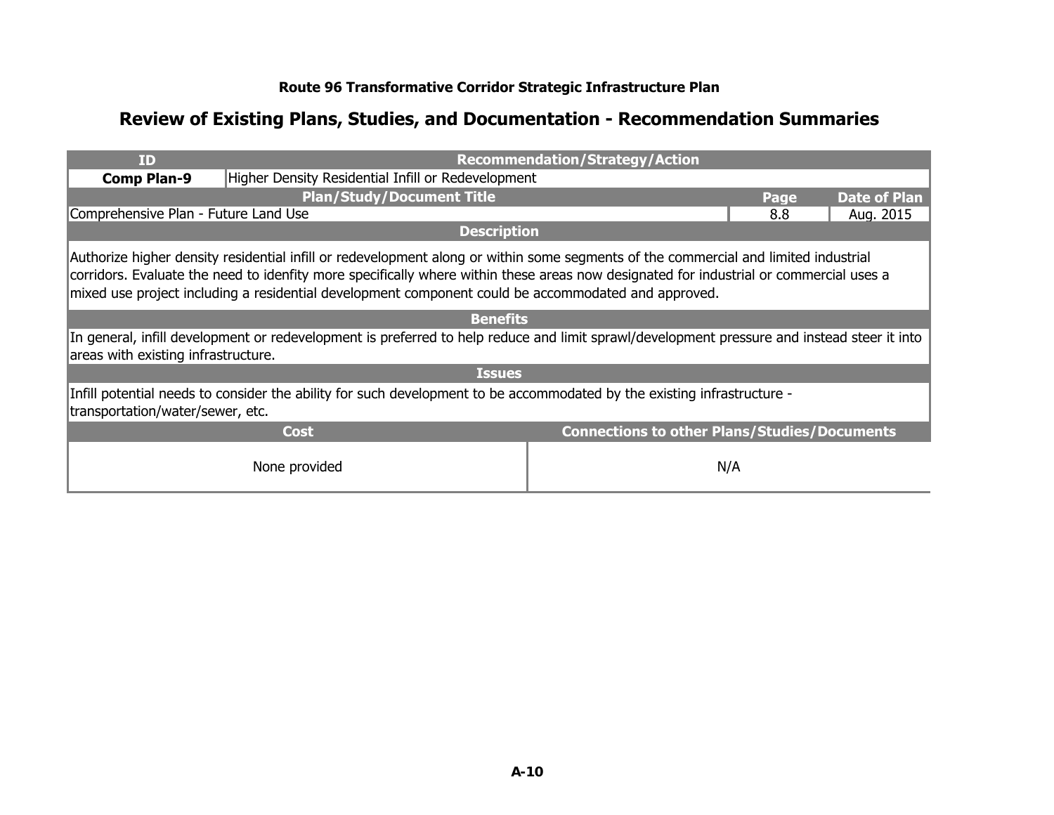**Route 96 Transformative Corridor Strategic Infrastructure Plan**

## Review of Existing Plans, Studies, and Documentation - Recommendation Summaries

| ID | Recommendation/Strategy/Action | | |
|---|---|---|---|
| **Comp Plan-9** | Higher Density Residential Infill or Redevelopment | | |
| **Plan/Study/Document Title** | | **Page** | **Date of Plan** |
| Comprehensive Plan - Future Land Use | | 8.8 | Aug. 2015 |

**Description**

Authorize higher density residential infill or redevelopment along or within some segments of the commercial and limited industrial corridors. Evaluate the need to idenfity more specifically where within these areas now designated for industrial or commercial uses a mixed use project including a residential development component could be accommodated and approved.

**Benefits**

In general, infill development or redevelopment is preferred to help reduce and limit sprawl/development pressure and instead steer it into areas with existing infrastructure.

**Issues**

Infill potential needs to consider the ability for such development to be accommodated by the existing infrastructure - transportation/water/sewer, etc.

| Cost | Connections to other Plans/Studies/Documents |
|---|---|
| None provided | N/A |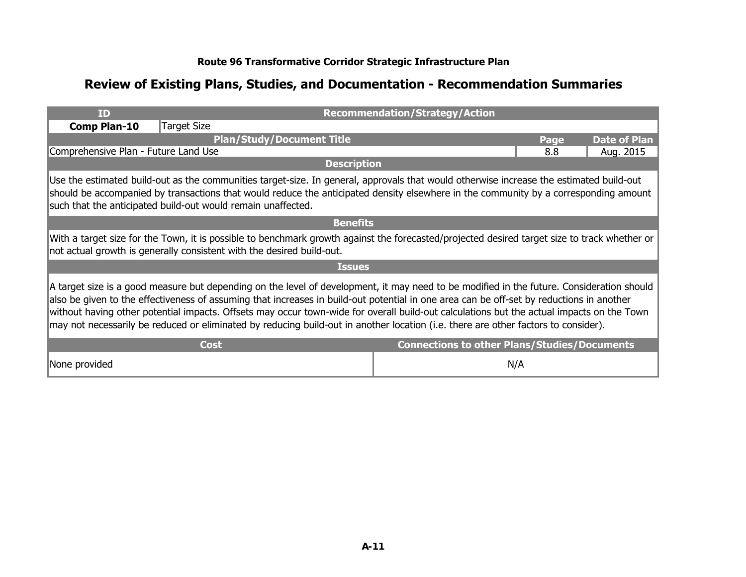**Route 96 Transformative Corridor Strategic Infrastructure Plan**

## Review of Existing Plans, Studies, and Documentation - Recommendation Summaries

| ID | Recommendation/Strategy/Action | | |
|---|---|---|---|
| **Comp Plan-10** | Target Size | | |
| **Plan/Study/Document Title** | | **Page** | **Date of Plan** |
| Comprehensive Plan - Future Land Use | | 8.8 | Aug. 2015 |

**Description**

Use the estimated build-out as the communities target-size. In general, approvals that would otherwise increase the estimated build-out should be accompanied by transactions that would reduce the anticipated density elsewhere in the community by a corresponding amount such that the anticipated build-out would remain unaffected.

**Benefits**

With a target size for the Town, it is possible to benchmark growth against the forecasted/projected desired target size to track whether or not actual growth is generally consistent with the desired build-out.

**Issues**

A target size is a good measure but depending on the level of development, it may need to be modified in the future. Consideration should also be given to the effectiveness of assuming that increases in build-out potential in one area can be off-set by reductions in another without having other potential impacts. Offsets may occur town-wide for overall build-out calculations but the actual impacts on the Town may not necessarily be reduced or eliminated by reducing build-out in another location (i.e. there are other factors to consider).

| Cost | Connections to other Plans/Studies/Documents |
|---|---|
| None provided | N/A |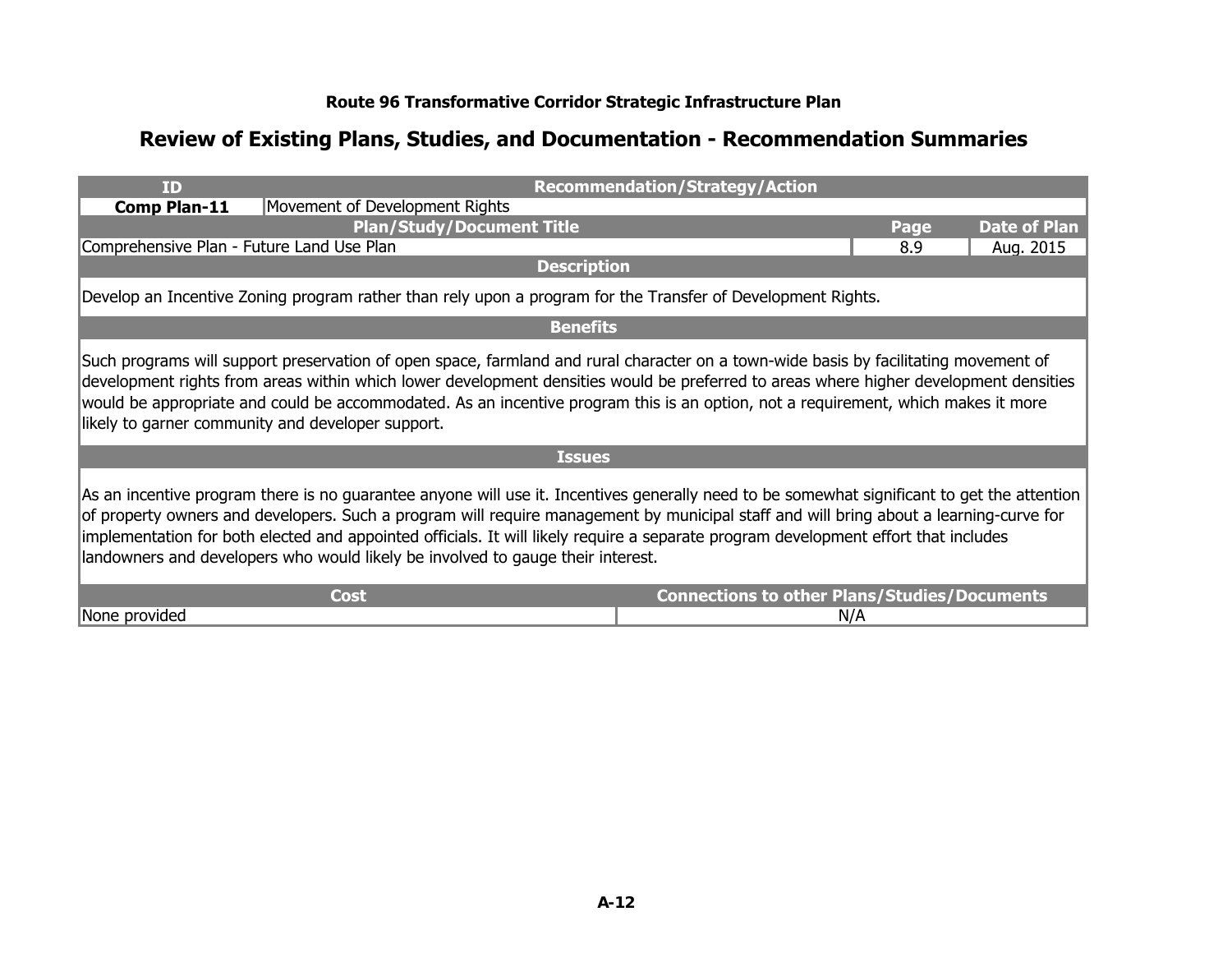**Route 96 Transformative Corridor Strategic Infrastructure Plan**

## Review of Existing Plans, Studies, and Documentation - Recommendation Summaries

| ID | Recommendation/Strategy/Action |
|---|---|
| **Comp Plan-11** | Movement of Development Rights |

| Plan/Study/Document Title | Page | Date of Plan |
|---|---|---|
| Comprehensive Plan - Future Land Use Plan | 8.9 | Aug. 2015 |

**Description**

Develop an Incentive Zoning program rather than rely upon a program for the Transfer of Development Rights.

**Benefits**

Such programs will support preservation of open space, farmland and rural character on a town-wide basis by facilitating movement of development rights from areas within which lower development densities would be preferred to areas where higher development densities would be appropriate and could be accommodated. As an incentive program this is an option, not a requirement, which makes it more likely to garner community and developer support.

**Issues**

As an incentive program there is no guarantee anyone will use it. Incentives generally need to be somewhat significant to get the attention of property owners and developers. Such a program will require management by municipal staff and will bring about a learning-curve for implementation for both elected and appointed officials. It will likely require a separate program development effort that includes landowners and developers who would likely be involved to gauge their interest.

| Cost | Connections to other Plans/Studies/Documents |
|---|---|
| None provided | N/A |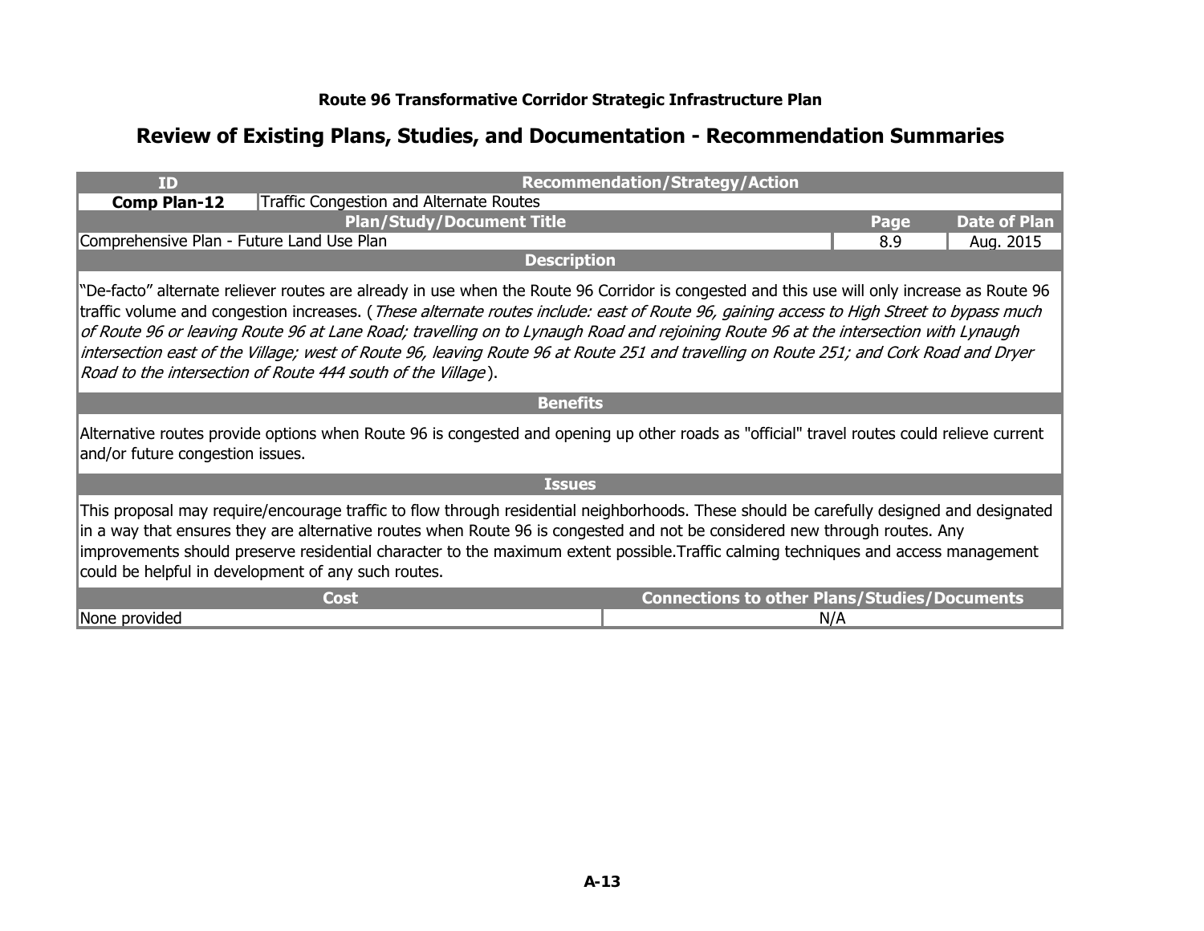**Route 96 Transformative Corridor Strategic Infrastructure Plan**

## Review of Existing Plans, Studies, and Documentation - Recommendation Summaries

| ID | Recommendation/Strategy/Action | | |
|---|---|---|---|
| **Comp Plan-12** | Traffic Congestion and Alternate Routes | | |
| **Plan/Study/Document Title** | | **Page** | **Date of Plan** |
| Comprehensive Plan - Future Land Use Plan | | 8.9 | Aug. 2015 |

**Description**

"De-facto" alternate reliever routes are already in use when the Route 96 Corridor is congested and this use will only increase as Route 96 traffic volume and congestion increases. (*These alternate routes include: east of Route 96, gaining access to High Street to bypass much of Route 96 or leaving Route 96 at Lane Road; travelling on to Lynaugh Road and rejoining Route 96 at the intersection with Lynaugh intersection east of the Village; west of Route 96, leaving Route 96 at Route 251 and travelling on Route 251; and Cork Road and Dryer Road to the intersection of Route 444 south of the Village*).

**Benefits**

Alternative routes provide options when Route 96 is congested and opening up other roads as "official" travel routes could relieve current and/or future congestion issues.

**Issues**

This proposal may require/encourage traffic to flow through residential neighborhoods. These should be carefully designed and designated in a way that ensures they are alternative routes when Route 96 is congested and not be considered new through routes. Any improvements should preserve residential character to the maximum extent possible.Traffic calming techniques and access management could be helpful in development of any such routes.

| Cost | Connections to other Plans/Studies/Documents |
|---|---|
| None provided | N/A |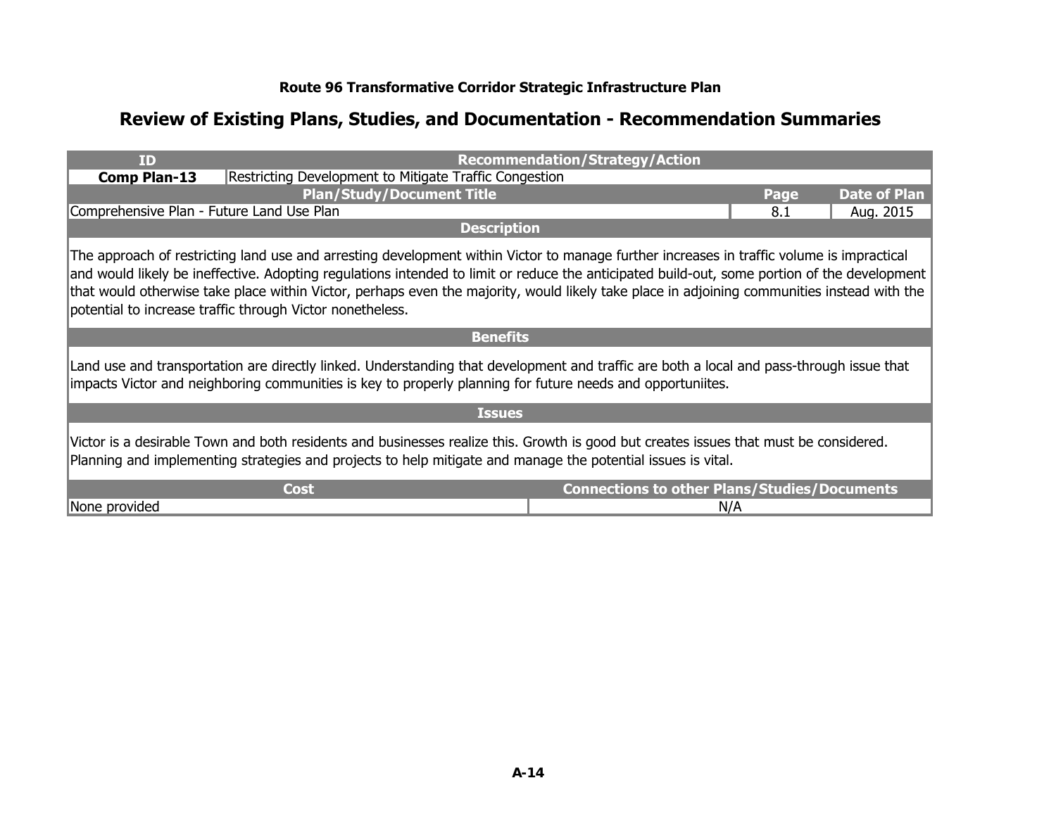**Route 96 Transformative Corridor Strategic Infrastructure Plan**

## Review of Existing Plans, Studies, and Documentation - Recommendation Summaries

| ID | Recommendation/Strategy/Action |
|---|---|
| **Comp Plan-13** | Restricting Development to Mitigate Traffic Congestion |

| Plan/Study/Document Title | Page | Date of Plan |
|---|---|---|
| Comprehensive Plan - Future Land Use Plan | 8.1 | Aug. 2015 |

**Description**

The approach of restricting land use and arresting development within Victor to manage further increases in traffic volume is impractical and would likely be ineffective. Adopting regulations intended to limit or reduce the anticipated build-out, some portion of the development that would otherwise take place within Victor, perhaps even the majority, would likely take place in adjoining communities instead with the potential to increase traffic through Victor nonetheless.

**Benefits**

Land use and transportation are directly linked. Understanding that development and traffic are both a local and pass-through issue that impacts Victor and neighboring communities is key to properly planning for future needs and opportuniites.

**Issues**

Victor is a desirable Town and both residents and businesses realize this. Growth is good but creates issues that must be considered. Planning and implementing strategies and projects to help mitigate and manage the potential issues is vital.

| Cost | Connections to other Plans/Studies/Documents |
|---|---|
| None provided | N/A |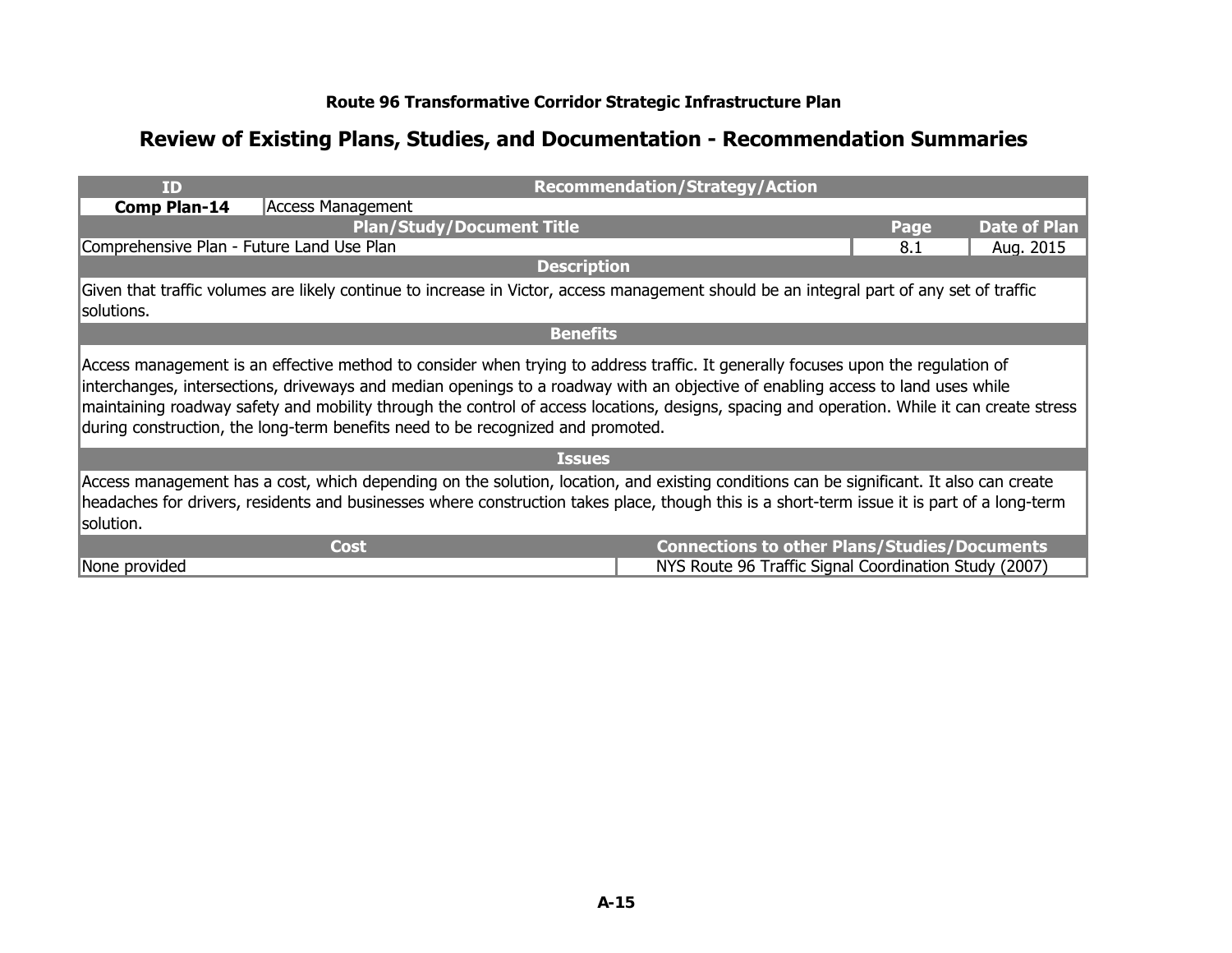**Route 96 Transformative Corridor Strategic Infrastructure Plan**

## Review of Existing Plans, Studies, and Documentation - Recommendation Summaries

| ID | Recommendation/Strategy/Action | | |
|---|---|---|---|
| **Comp Plan-14** | Access Management | | |
| **Plan/Study/Document Title** | | **Page** | **Date of Plan** |
| Comprehensive Plan - Future Land Use Plan | | 8.1 | Aug. 2015 |

**Description**

Given that traffic volumes are likely continue to increase in Victor, access management should be an integral part of any set of traffic solutions.

**Benefits**

Access management is an effective method to consider when trying to address traffic. It generally focuses upon the regulation of interchanges, intersections, driveways and median openings to a roadway with an objective of enabling access to land uses while maintaining roadway safety and mobility through the control of access locations, designs, spacing and operation. While it can create stress during construction, the long-term benefits need to be recognized and promoted.

**Issues**

Access management has a cost, which depending on the solution, location, and existing conditions can be significant. It also can create headaches for drivers, residents and businesses where construction takes place, though this is a short-term issue it is part of a long-term solution.

| Cost | Connections to other Plans/Studies/Documents |
|---|---|
| None provided | NYS Route 96 Traffic Signal Coordination Study (2007) |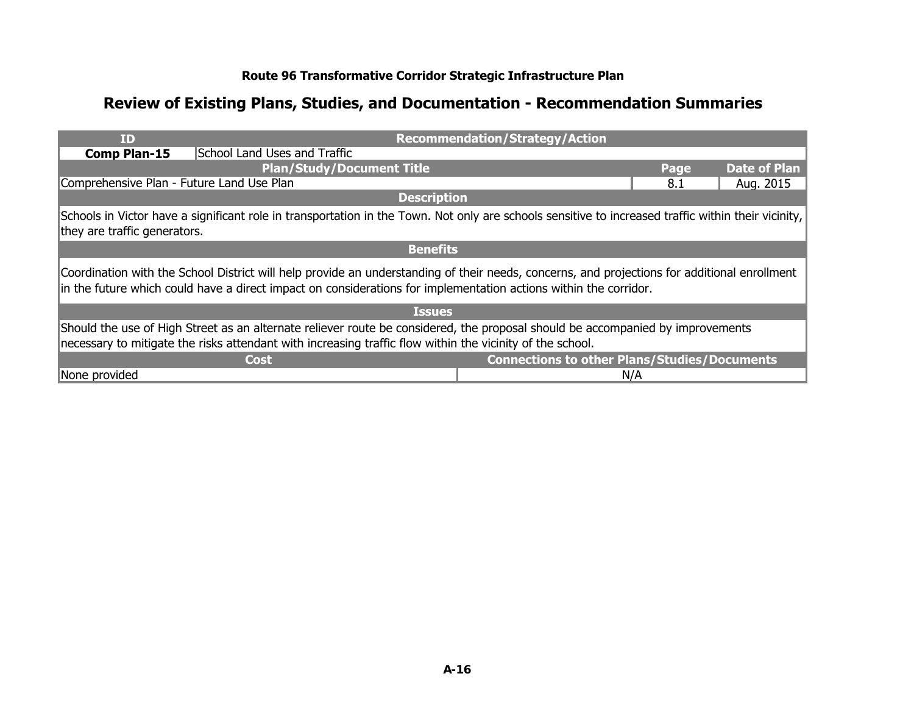**Route 96 Transformative Corridor Strategic Infrastructure Plan**

## Review of Existing Plans, Studies, and Documentation - Recommendation Summaries

| ID | Recommendation/Strategy/Action |
|---|---|
| **Comp Plan-15** | School Land Uses and Traffic |

| Plan/Study/Document Title | Page | Date of Plan |
|---|---|---|
| Comprehensive Plan - Future Land Use Plan | 8.1 | Aug. 2015 |

**Description**

Schools in Victor have a significant role in transportation in the Town. Not only are schools sensitive to increased traffic within their vicinity, they are traffic generators.

**Benefits**

Coordination with the School District will help provide an understanding of their needs, concerns, and projections for additional enrollment in the future which could have a direct impact on considerations for implementation actions within the corridor.

**Issues**

Should the use of High Street as an alternate reliever route be considered, the proposal should be accompanied by improvements necessary to mitigate the risks attendant with increasing traffic flow within the vicinity of the school.

| Cost | Connections to other Plans/Studies/Documents |
|---|---|
| None provided | N/A |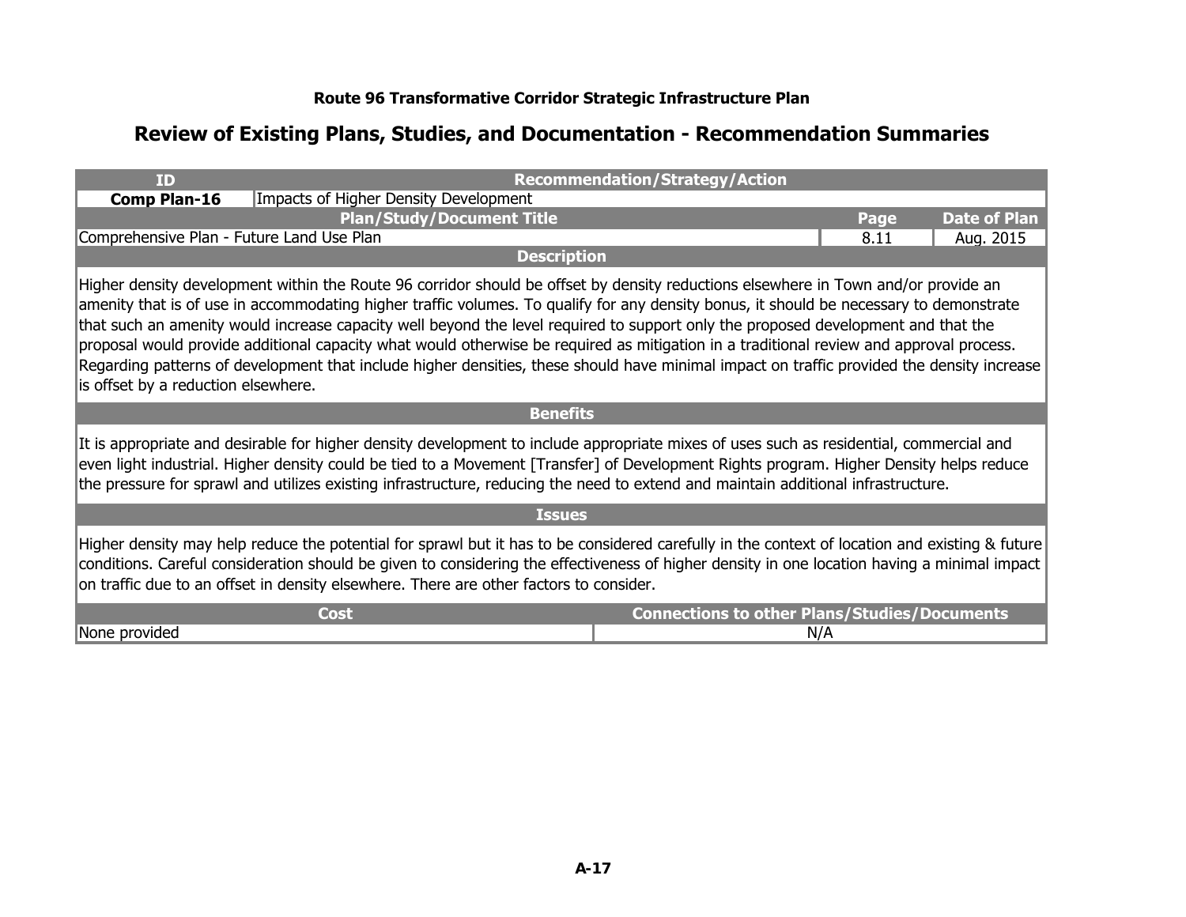**Route 96 Transformative Corridor Strategic Infrastructure Plan**

## Review of Existing Plans, Studies, and Documentation - Recommendation Summaries

| ID | Recommendation/Strategy/Action |
| --- | --- |
| **Comp Plan-16** | Impacts of Higher Density Development |

| Plan/Study/Document Title | Page | Date of Plan |
| --- | --- | --- |
| Comprehensive Plan - Future Land Use Plan | 8.11 | Aug. 2015 |

**Description**

Higher density development within the Route 96 corridor should be offset by density reductions elsewhere in Town and/or provide an amenity that is of use in accommodating higher traffic volumes. To qualify for any density bonus, it should be necessary to demonstrate that such an amenity would increase capacity well beyond the level required to support only the proposed development and that the proposal would provide additional capacity what would otherwise be required as mitigation in a traditional review and approval process. Regarding patterns of development that include higher densities, these should have minimal impact on traffic provided the density increase is offset by a reduction elsewhere.

**Benefits**

It is appropriate and desirable for higher density development to include appropriate mixes of uses such as residential, commercial and even light industrial. Higher density could be tied to a Movement [Transfer] of Development Rights program. Higher Density helps reduce the pressure for sprawl and utilizes existing infrastructure, reducing the need to extend and maintain additional infrastructure.

**Issues**

Higher density may help reduce the potential for sprawl but it has to be considered carefully in the context of location and existing & future conditions. Careful consideration should be given to considering the effectiveness of higher density in one location having a minimal impact on traffic due to an offset in density elsewhere. There are other factors to consider.

| Cost | Connections to other Plans/Studies/Documents |
| --- | --- |
| None provided | N/A |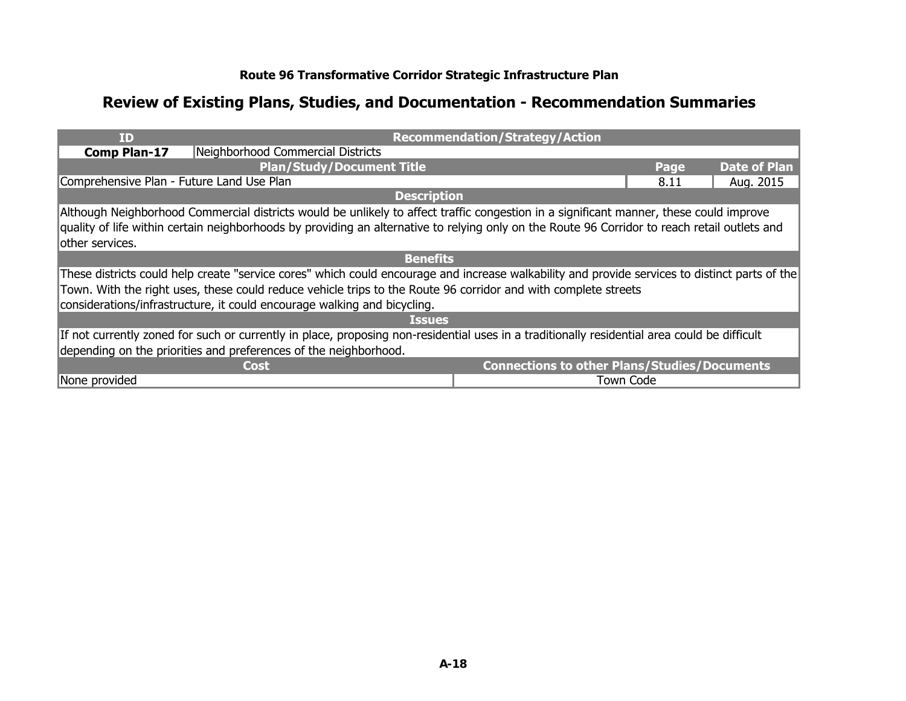**Route 96 Transformative Corridor Strategic Infrastructure Plan**

## Review of Existing Plans, Studies, and Documentation - Recommendation Summaries

| ID | Recommendation/Strategy/Action | | |
|---|---|---|---|
| **Comp Plan-17** | Neighborhood Commercial Districts | | |
| **Plan/Study/Document Title** | | **Page** | **Date of Plan** |
| Comprehensive Plan - Future Land Use Plan | | 8.11 | Aug. 2015 |
| **Description** | | | |
| Although Neighborhood Commercial districts would be unlikely to affect traffic congestion in a significant manner, these could improve quality of life within certain neighborhoods by providing an alternative to relying only on the Route 96 Corridor to reach retail outlets and other services. | | | |
| **Benefits** | | | |
| These districts could help create "service cores" which could encourage and increase walkability and provide services to distinct parts of the Town. With the right uses, these could reduce vehicle trips to the Route 96 corridor and with complete streets considerations/infrastructure, it could encourage walking and bicycling. | | | |
| **Issues** | | | |
| If not currently zoned for such or currently in place, proposing non-residential uses in a traditionally residential area could be difficult depending on the priorities and preferences of the neighborhood. | | | |
| **Cost** | | **Connections to other Plans/Studies/Documents** | |
| None provided | | Town Code | |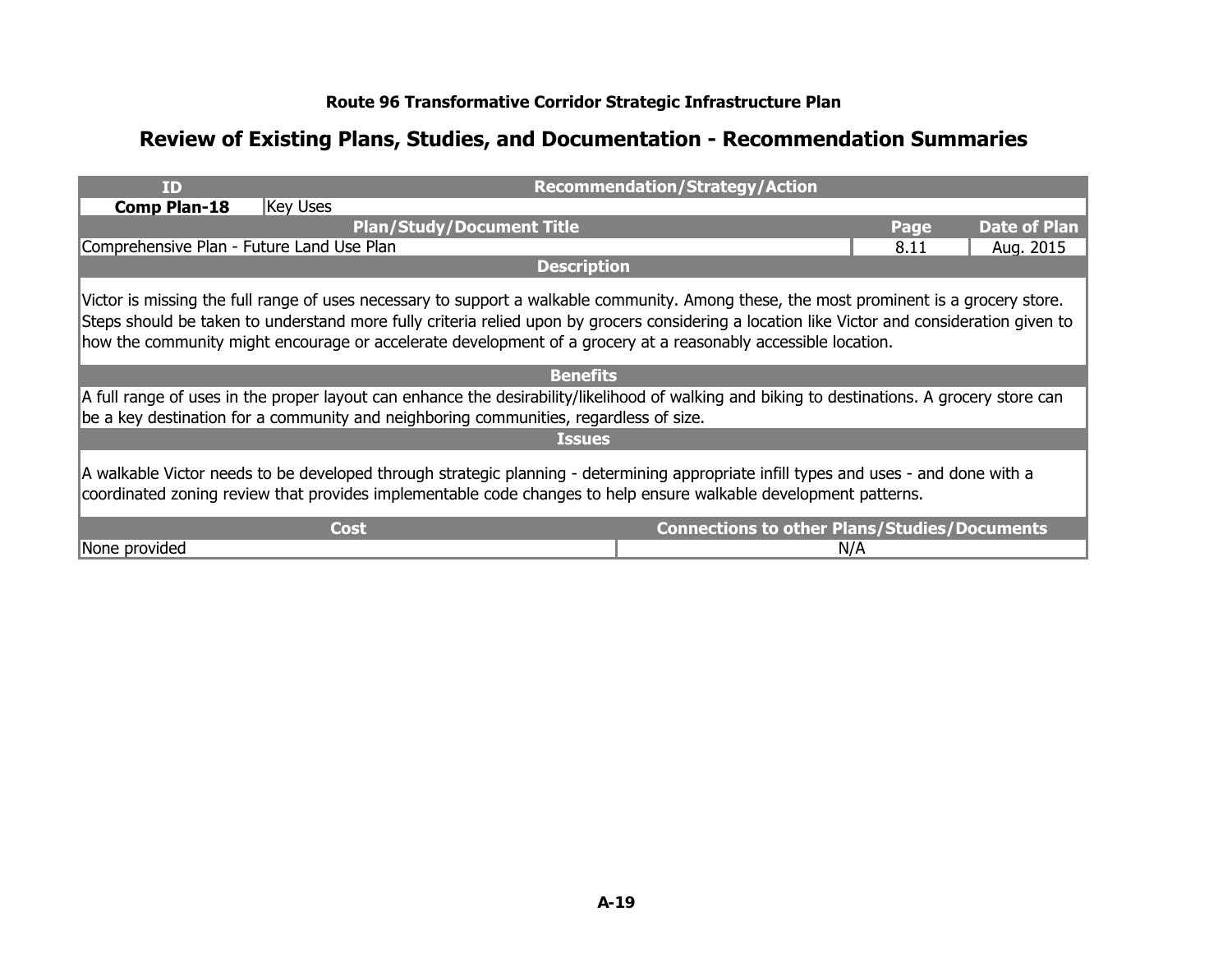**Route 96 Transformative Corridor Strategic Infrastructure Plan**

## Review of Existing Plans, Studies, and Documentation - Recommendation Summaries

| ID | Recommendation/Strategy/Action |
|---|---|
| **Comp Plan-18** | Key Uses |

| Plan/Study/Document Title | Page | Date of Plan |
|---|---|---|
| Comprehensive Plan - Future Land Use Plan | 8.11 | Aug. 2015 |

**Description**

Victor is missing the full range of uses necessary to support a walkable community. Among these, the most prominent is a grocery store. Steps should be taken to understand more fully criteria relied upon by grocers considering a location like Victor and consideration given to how the community might encourage or accelerate development of a grocery at a reasonably accessible location.

**Benefits**

A full range of uses in the proper layout can enhance the desirability/likelihood of walking and biking to destinations. A grocery store can be a key destination for a community and neighboring communities, regardless of size.

**Issues**

A walkable Victor needs to be developed through strategic planning - determining appropriate infill types and uses - and done with a coordinated zoning review that provides implementable code changes to help ensure walkable development patterns.

| Cost | Connections to other Plans/Studies/Documents |
|---|---|
| None provided | N/A |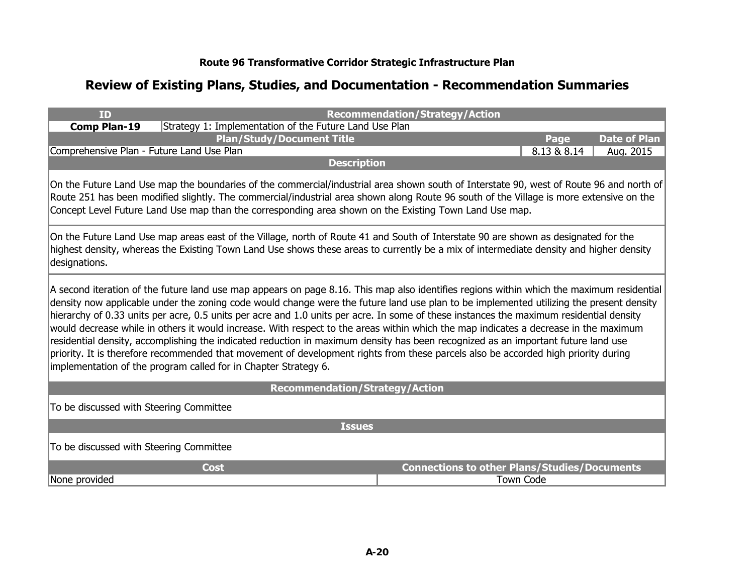**Route 96 Transformative Corridor Strategic Infrastructure Plan**

## Review of Existing Plans, Studies, and Documentation - Recommendation Summaries

| ID | Recommendation/Strategy/Action | | |
|---|---|---|---|
| **Comp Plan-19** | Strategy 1: Implementation of the Future Land Use Plan | | |
| **Plan/Study/Document Title** | | **Page** | **Date of Plan** |
| Comprehensive Plan - Future Land Use Plan | | 8.13 & 8.14 | Aug. 2015 |

**Description**

On the Future Land Use map the boundaries of the commercial/industrial area shown south of Interstate 90, west of Route 96 and north of Route 251 has been modified slightly. The commercial/industrial area shown along Route 96 south of the Village is more extensive on the Concept Level Future Land Use map than the corresponding area shown on the Existing Town Land Use map.

On the Future Land Use map areas east of the Village, north of Route 41 and South of Interstate 90 are shown as designated for the highest density, whereas the Existing Town Land Use shows these areas to currently be a mix of intermediate density and higher density designations.

A second iteration of the future land use map appears on page 8.16. This map also identifies regions within which the maximum residential density now applicable under the zoning code would change were the future land use plan to be implemented utilizing the present density hierarchy of 0.33 units per acre, 0.5 units per acre and 1.0 units per acre. In some of these instances the maximum residential density would decrease while in others it would increase. With respect to the areas within which the map indicates a decrease in the maximum residential density, accomplishing the indicated reduction in maximum density has been recognized as an important future land use priority. It is therefore recommended that movement of development rights from these parcels also be accorded high priority during implementation of the program called for in Chapter Strategy 6.

**Recommendation/Strategy/Action**

To be discussed with Steering Committee

**Issues**

To be discussed with Steering Committee

| Cost | Connections to other Plans/Studies/Documents |
|---|---|
| None provided | Town Code |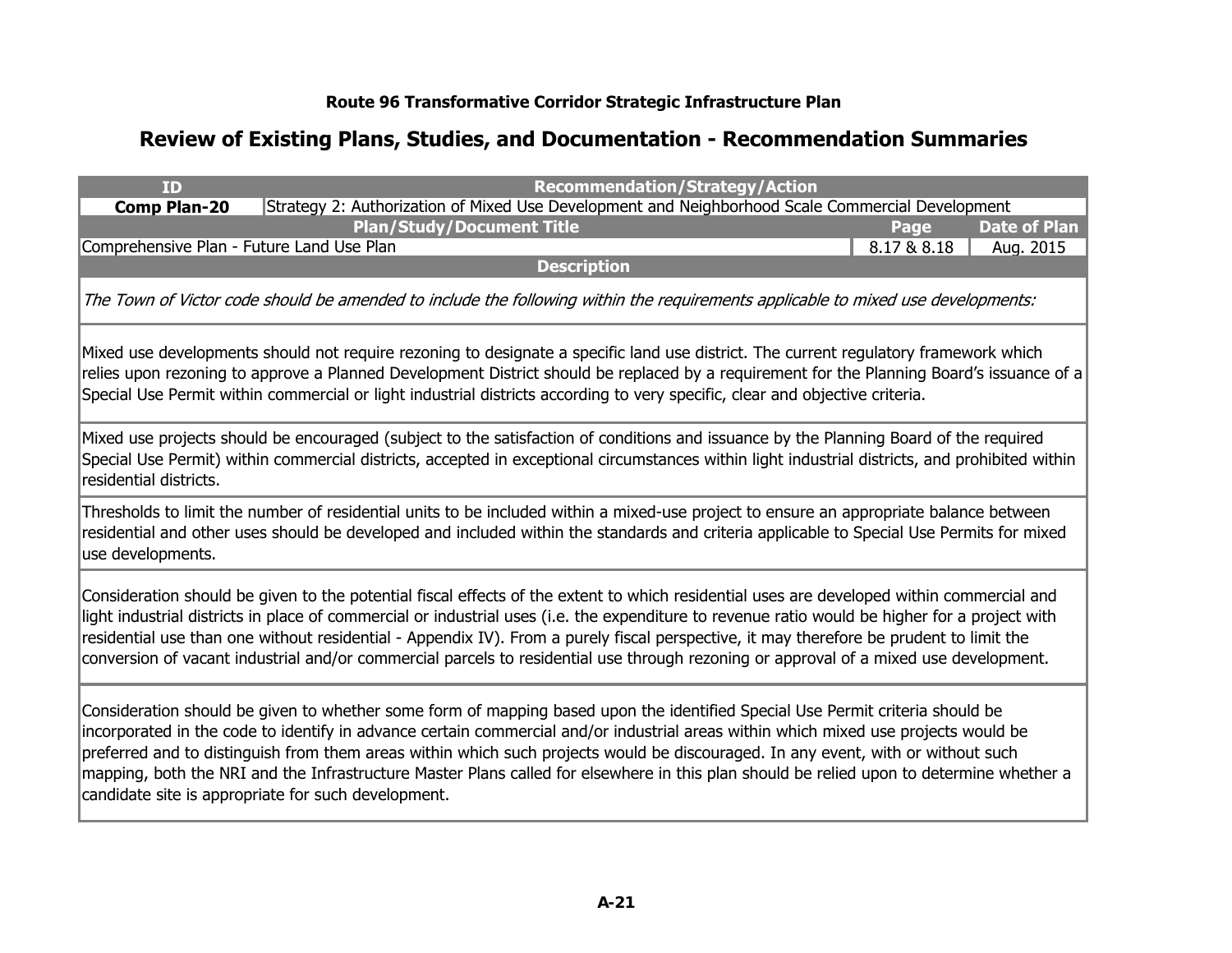**Route 96 Transformative Corridor Strategic Infrastructure Plan**

## Review of Existing Plans, Studies, and Documentation - Recommendation Summaries

| ID | Recommendation/Strategy/Action | | |
|---|---|---|---|
| **Comp Plan-20** | Strategy 2: Authorization of Mixed Use Development and Neighborhood Scale Commercial Development | | |
| **Plan/Study/Document Title** | | **Page** | **Date of Plan** |
| Comprehensive Plan - Future Land Use Plan | | 8.17 & 8.18 | Aug. 2015 |

**Description**

*The Town of Victor code should be amended to include the following within the requirements applicable to mixed use developments:*

Mixed use developments should not require rezoning to designate a specific land use district. The current regulatory framework which relies upon rezoning to approve a Planned Development District should be replaced by a requirement for the Planning Board's issuance of a Special Use Permit within commercial or light industrial districts according to very specific, clear and objective criteria.

Mixed use projects should be encouraged (subject to the satisfaction of conditions and issuance by the Planning Board of the required Special Use Permit) within commercial districts, accepted in exceptional circumstances within light industrial districts, and prohibited within residential districts.

Thresholds to limit the number of residential units to be included within a mixed-use project to ensure an appropriate balance between residential and other uses should be developed and included within the standards and criteria applicable to Special Use Permits for mixed use developments.

Consideration should be given to the potential fiscal effects of the extent to which residential uses are developed within commercial and light industrial districts in place of commercial or industrial uses (i.e. the expenditure to revenue ratio would be higher for a project with residential use than one without residential - Appendix IV). From a purely fiscal perspective, it may therefore be prudent to limit the conversion of vacant industrial and/or commercial parcels to residential use through rezoning or approval of a mixed use development.

Consideration should be given to whether some form of mapping based upon the identified Special Use Permit criteria should be incorporated in the code to identify in advance certain commercial and/or industrial areas within which mixed use projects would be preferred and to distinguish from them areas within which such projects would be discouraged. In any event, with or without such mapping, both the NRI and the Infrastructure Master Plans called for elsewhere in this plan should be relied upon to determine whether a candidate site is appropriate for such development.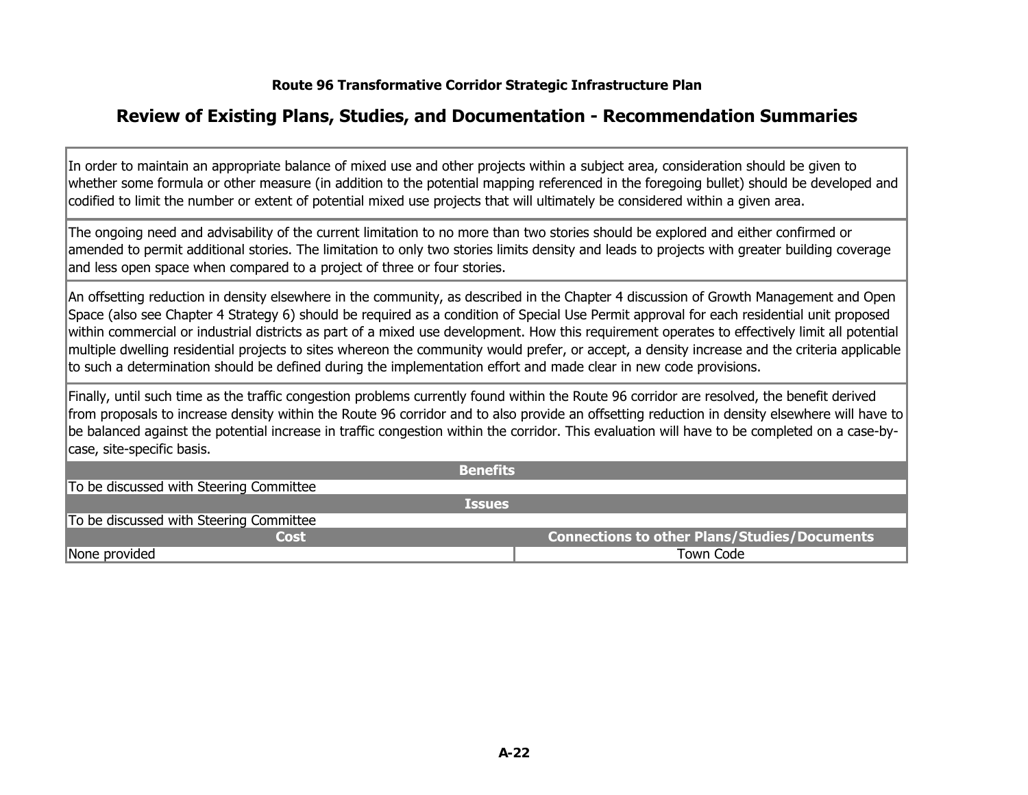**Route 96 Transformative Corridor Strategic Infrastructure Plan**

## Review of Existing Plans, Studies, and Documentation - Recommendation Summaries

In order to maintain an appropriate balance of mixed use and other projects within a subject area, consideration should be given to whether some formula or other measure (in addition to the potential mapping referenced in the foregoing bullet) should be developed and codified to limit the number or extent of potential mixed use projects that will ultimately be considered within a given area.

The ongoing need and advisability of the current limitation to no more than two stories should be explored and either confirmed or amended to permit additional stories. The limitation to only two stories limits density and leads to projects with greater building coverage and less open space when compared to a project of three or four stories.

An offsetting reduction in density elsewhere in the community, as described in the Chapter 4 discussion of Growth Management and Open Space (also see Chapter 4 Strategy 6) should be required as a condition of Special Use Permit approval for each residential unit proposed within commercial or industrial districts as part of a mixed use development. How this requirement operates to effectively limit all potential multiple dwelling residential projects to sites whereon the community would prefer, or accept, a density increase and the criteria applicable to such a determination should be defined during the implementation effort and made clear in new code provisions.

Finally, until such time as the traffic congestion problems currently found within the Route 96 corridor are resolved, the benefit derived from proposals to increase density within the Route 96 corridor and to also provide an offsetting reduction in density elsewhere will have to be balanced against the potential increase in traffic congestion within the corridor. This evaluation will have to be completed on a case-by-case, site-specific basis.

**Benefits**

To be discussed with Steering Committee

**Issues**

To be discussed with Steering Committee

| Cost | Connections to other Plans/Studies/Documents |
|---|---|
| None provided | Town Code |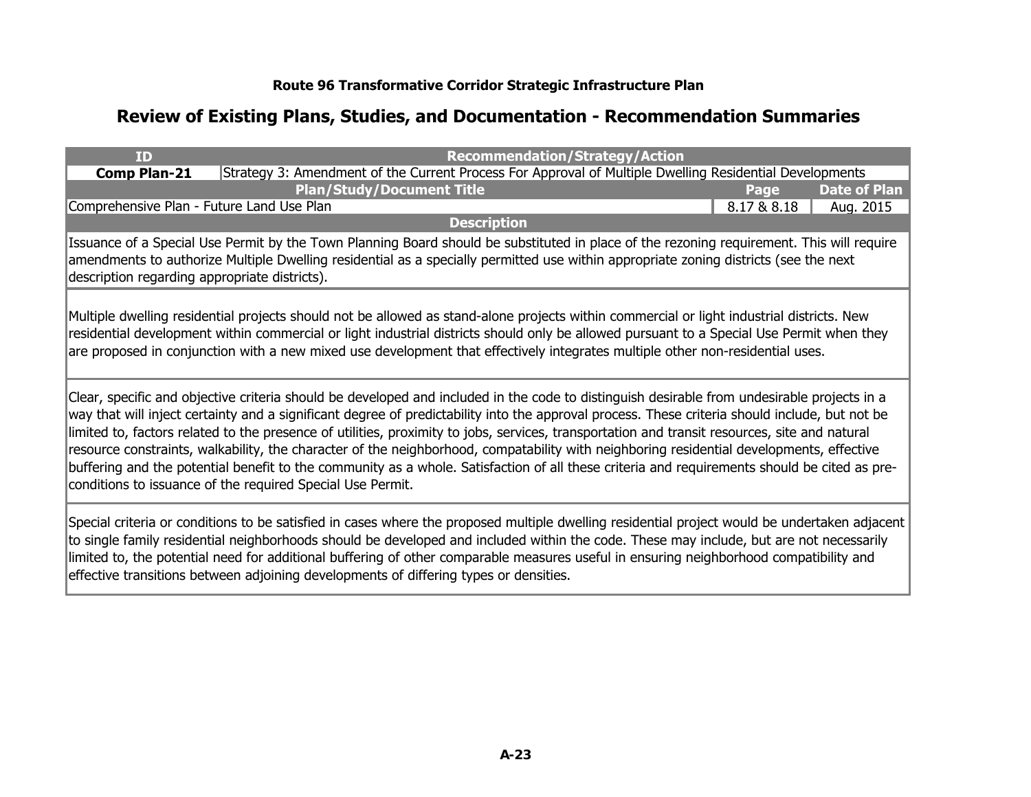**Route 96 Transformative Corridor Strategic Infrastructure Plan**

## Review of Existing Plans, Studies, and Documentation - Recommendation Summaries

| ID | Recommendation/Strategy/Action | | |
|---|---|---|---|
| **Comp Plan-21** | Strategy 3: Amendment of the Current Process For Approval of Multiple Dwelling Residential Developments | | |
| **Plan/Study/Document Title** | | **Page** | **Date of Plan** |
| Comprehensive Plan - Future Land Use Plan | | 8.17 & 8.18 | Aug. 2015 |

**Description**

Issuance of a Special Use Permit by the Town Planning Board should be substituted in place of the rezoning requirement. This will require amendments to authorize Multiple Dwelling residential as a specially permitted use within appropriate zoning districts (see the next description regarding appropriate districts).

Multiple dwelling residential projects should not be allowed as stand-alone projects within commercial or light industrial districts. New residential development within commercial or light industrial districts should only be allowed pursuant to a Special Use Permit when they are proposed in conjunction with a new mixed use development that effectively integrates multiple other non-residential uses.

Clear, specific and objective criteria should be developed and included in the code to distinguish desirable from undesirable projects in a way that will inject certainty and a significant degree of predictability into the approval process. These criteria should include, but not be limited to, factors related to the presence of utilities, proximity to jobs, services, transportation and transit resources, site and natural resource constraints, walkability, the character of the neighborhood, compatability with neighboring residential developments, effective buffering and the potential benefit to the community as a whole. Satisfaction of all these criteria and requirements should be cited as pre-conditions to issuance of the required Special Use Permit.

Special criteria or conditions to be satisfied in cases where the proposed multiple dwelling residential project would be undertaken adjacent to single family residential neighborhoods should be developed and included within the code. These may include, but are not necessarily limited to, the potential need for additional buffering of other comparable measures useful in ensuring neighborhood compatibility and effective transitions between adjoining developments of differing types or densities.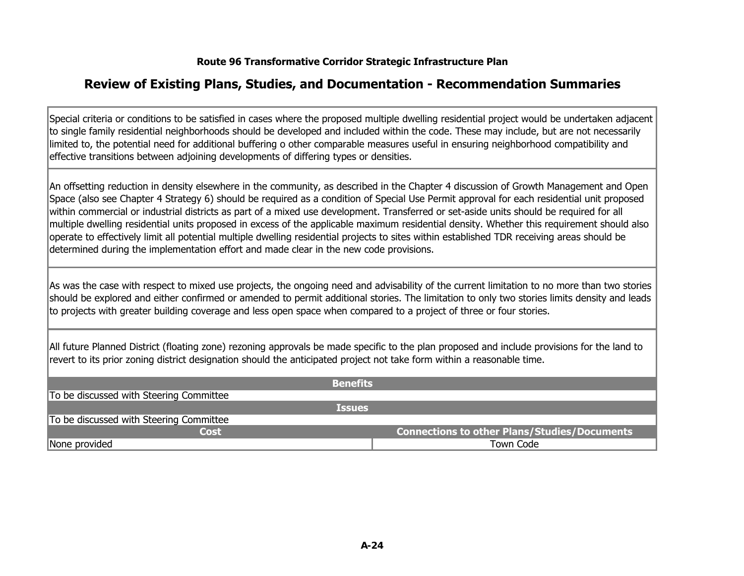**Route 96 Transformative Corridor Strategic Infrastructure Plan**

## Review of Existing Plans, Studies, and Documentation - Recommendation Summaries

Special criteria or conditions to be satisfied in cases where the proposed multiple dwelling residential project would be undertaken adjacent to single family residential neighborhoods should be developed and included within the code. These may include, but are not necessarily limited to, the potential need for additional buffering o other comparable measures useful in ensuring neighborhood compatibility and effective transitions between adjoining developments of differing types or densities.

An offsetting reduction in density elsewhere in the community, as described in the Chapter 4 discussion of Growth Management and Open Space (also see Chapter 4 Strategy 6) should be required as a condition of Special Use Permit approval for each residential unit proposed within commercial or industrial districts as part of a mixed use development. Transferred or set-aside units should be required for all multiple dwelling residential units proposed in excess of the applicable maximum residential density. Whether this requirement should also operate to effectively limit all potential multiple dwelling residential projects to sites within established TDR receiving areas should be determined during the implementation effort and made clear in the new code provisions.

As was the case with respect to mixed use projects, the ongoing need and advisability of the current limitation to no more than two stories should be explored and either confirmed or amended to permit additional stories. The limitation to only two stories limits density and leads to projects with greater building coverage and less open space when compared to a project of three or four stories.

All future Planned District (floating zone) rezoning approvals be made specific to the plan proposed and include provisions for the land to revert to its prior zoning district designation should the anticipated project not take form within a reasonable time.

| Benefits | |
|---|---|
| To be discussed with Steering Committee | |
| **Issues** | |
| To be discussed with Steering Committee | |
| **Cost** | **Connections to other Plans/Studies/Documents** |
| None provided | Town Code |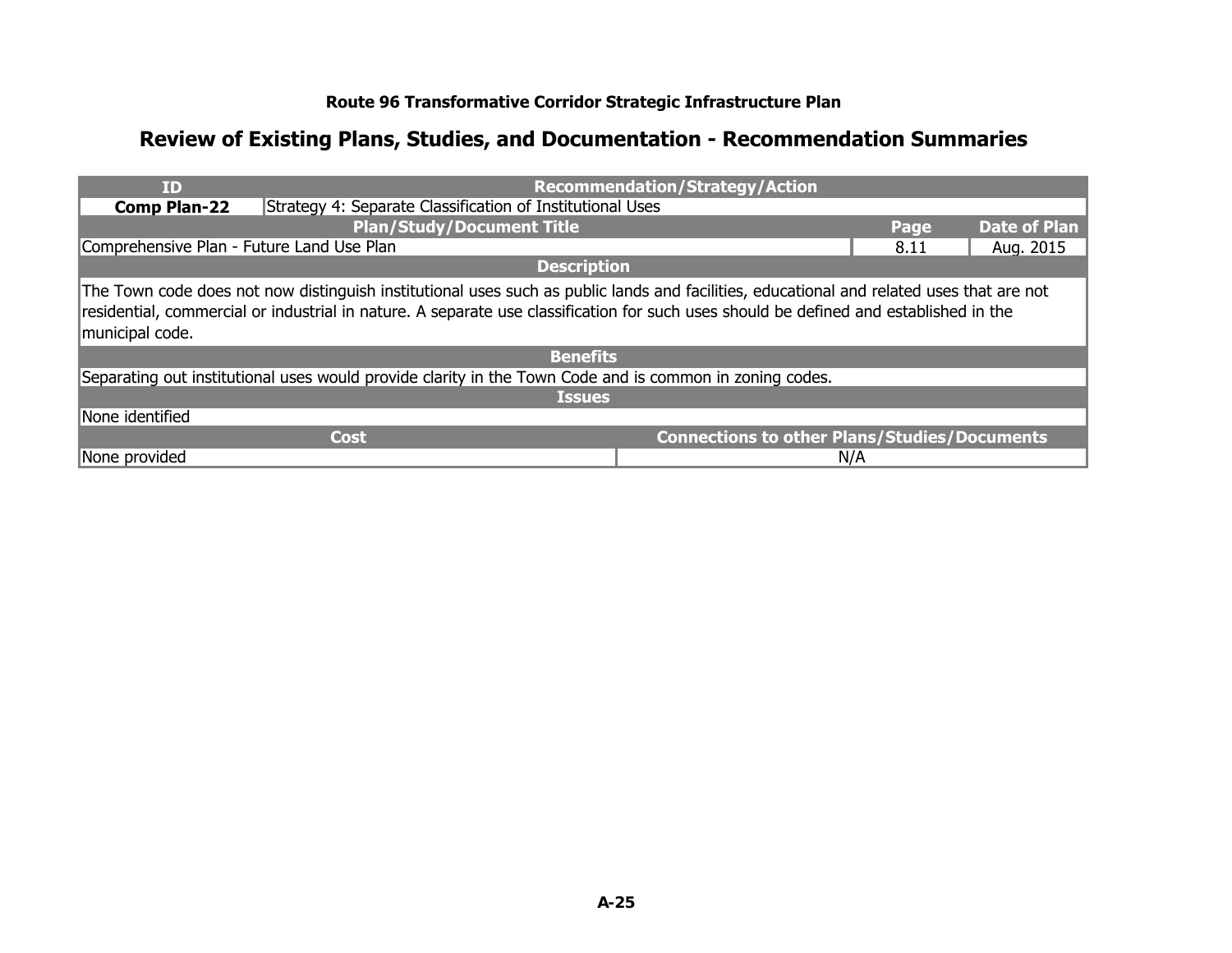### Route 96 Transformative Corridor Strategic Infrastructure Plan

## Review of Existing Plans, Studies, and Documentation - Recommendation Summaries

| ID | Recommendation/Strategy/Action | | |
|---|---|---|---|
| **Comp Plan-22** | Strategy 4: Separate Classification of Institutional Uses | | |
| **Plan/Study/Document Title** | | **Page** | **Date of Plan** |
| Comprehensive Plan - Future Land Use Plan | | 8.11 | Aug. 2015 |
| **Description** | | | |
| The Town code does not now distinguish institutional uses such as public lands and facilities, educational and related uses that are not residential, commercial or industrial in nature. A separate use classification for such uses should be defined and established in the municipal code. | | | |
| **Benefits** | | | |
| Separating out institutional uses would provide clarity in the Town Code and is common in zoning codes. | | | |
| **Issues** | | | |
| None identified | | | |
| **Cost** | **Connections to other Plans/Studies/Documents** | | |
| None provided | N/A | | |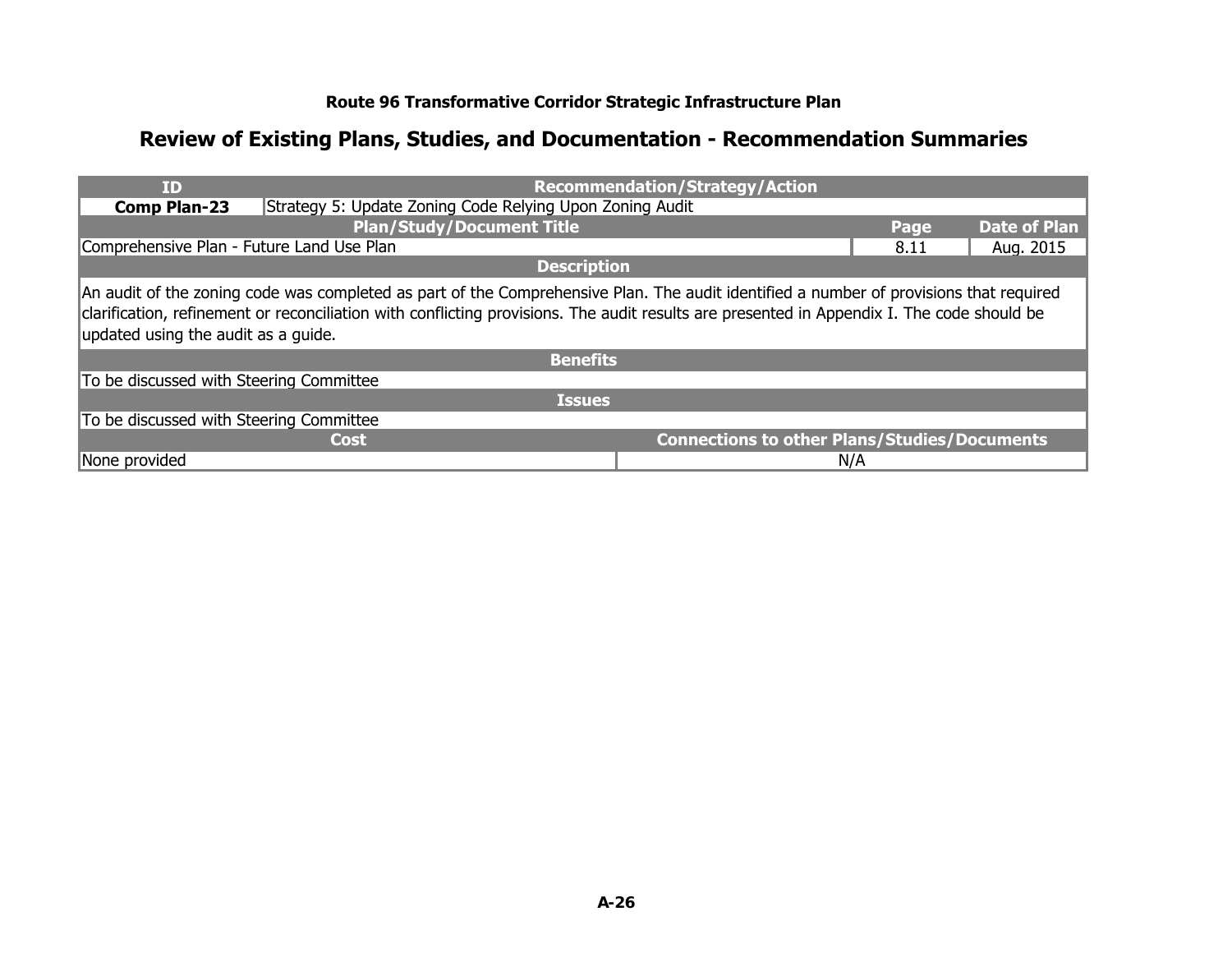### Route 96 Transformative Corridor Strategic Infrastructure Plan

## Review of Existing Plans, Studies, and Documentation - Recommendation Summaries

| ID | Recommendation/Strategy/Action | | |
|---|---|---|---|
| **Comp Plan-23** | Strategy 5: Update Zoning Code Relying Upon Zoning Audit | | |
| **Plan/Study/Document Title** | | **Page** | **Date of Plan** |
| Comprehensive Plan - Future Land Use Plan | | 8.11 | Aug. 2015 |
| **Description** | | | |
| An audit of the zoning code was completed as part of the Comprehensive Plan. The audit identified a number of provisions that required clarification, refinement or reconciliation with conflicting provisions. The audit results are presented in Appendix I. The code should be updated using the audit as a guide. | | | |
| **Benefits** | | | |
| To be discussed with Steering Committee | | | |
| **Issues** | | | |
| To be discussed with Steering Committee | | | |
| **Cost** | **Connections to other Plans/Studies/Documents** | | |
| None provided | N/A | | |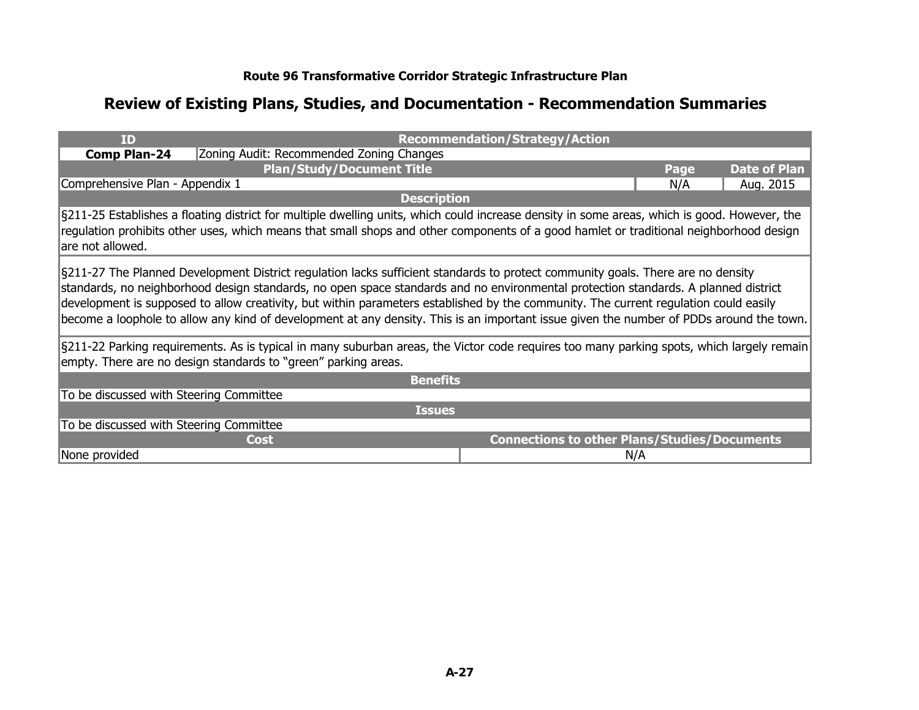**Route 96 Transformative Corridor Strategic Infrastructure Plan**

## Review of Existing Plans, Studies, and Documentation - Recommendation Summaries

| ID | Recommendation/Strategy/Action | | |
|---|---|---|---|
| **Comp Plan-24** | Zoning Audit: Recommended Zoning Changes | | |
| **Plan/Study/Document Title** | | **Page** | **Date of Plan** |
| Comprehensive Plan - Appendix 1 | | N/A | Aug. 2015 |
| **Description** | | | |
| §211-25 Establishes a floating district for multiple dwelling units, which could increase density in some areas, which is good. However, the regulation prohibits other uses, which means that small shops and other components of a good hamlet or traditional neighborhood design are not allowed. | | | |
| §211-27 The Planned Development District regulation lacks sufficient standards to protect community goals. There are no density standards, no neighborhood design standards, no open space standards and no environmental protection standards. A planned district development is supposed to allow creativity, but within parameters established by the community. The current regulation could easily become a loophole to allow any kind of development at any density. This is an important issue given the number of PDDs around the town. | | | |
| §211-22 Parking requirements. As is typical in many suburban areas, the Victor code requires too many parking spots, which largely remain empty. There are no design standards to "green" parking areas. | | | |
| **Benefits** | | | |
| To be discussed with Steering Committee | | | |
| **Issues** | | | |
| To be discussed with Steering Committee | | | |
| **Cost** | | **Connections to other Plans/Studies/Documents** | |
| None provided | | N/A | |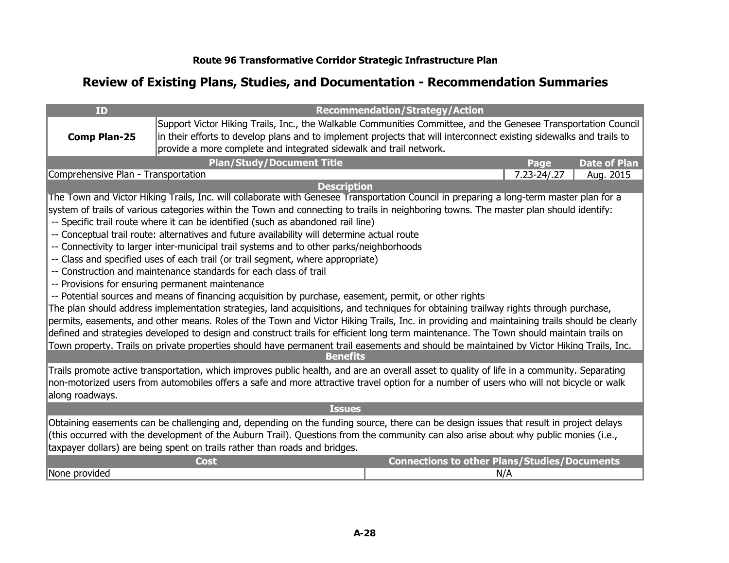**Route 96 Transformative Corridor Strategic Infrastructure Plan**

## Review of Existing Plans, Studies, and Documentation - Recommendation Summaries

| ID | Recommendation/Strategy/Action |
|---|---|
| **Comp Plan-25** | Support Victor Hiking Trails, Inc., the Walkable Communities Committee, and the Genesee Transportation Council in their efforts to develop plans and to implement projects that will interconnect existing sidewalks and trails to provide a more complete and integrated sidewalk and trail network. |

| Plan/Study/Document Title | Page | Date of Plan |
|---|---|---|
| Comprehensive Plan - Transportation | 7.23-24/.27 | Aug. 2015 |

**Description**

The Town and Victor Hiking Trails, Inc. will collaborate with Genesee Transportation Council in preparing a long-term master plan for a system of trails of various categories within the Town and connecting to trails in neighboring towns. The master plan should identify:

-- Specific trail route where it can be identified (such as abandoned rail line)
-- Conceptual trail route: alternatives and future availability will determine actual route
-- Connectivity to larger inter-municipal trail systems and to other parks/neighborhoods
-- Class and specified uses of each trail (or trail segment, where appropriate)
-- Construction and maintenance standards for each class of trail
-- Provisions for ensuring permanent maintenance
-- Potential sources and means of financing acquisition by purchase, easement, permit, or other rights

The plan should address implementation strategies, land acquisitions, and techniques for obtaining trailway rights through purchase, permits, easements, and other means. Roles of the Town and Victor Hiking Trails, Inc. in providing and maintaining trails should be clearly defined and strategies developed to design and construct trails for efficient long term maintenance. The Town should maintain trails on Town property. Trails on private properties should have permanent trail easements and should be maintained by Victor Hiking Trails, Inc.

**Benefits**

Trails promote active transportation, which improves public health, and are an overall asset to quality of life in a community. Separating non-motorized users from automobiles offers a safe and more attractive travel option for a number of users who will not bicycle or walk along roadways.

**Issues**

Obtaining easements can be challenging and, depending on the funding source, there can be design issues that result in project delays (this occurred with the development of the Auburn Trail). Questions from the community can also arise about why public monies (i.e., taxpayer dollars) are being spent on trails rather than roads and bridges.

| Cost | Connections to other Plans/Studies/Documents |
|---|---|
| None provided | N/A |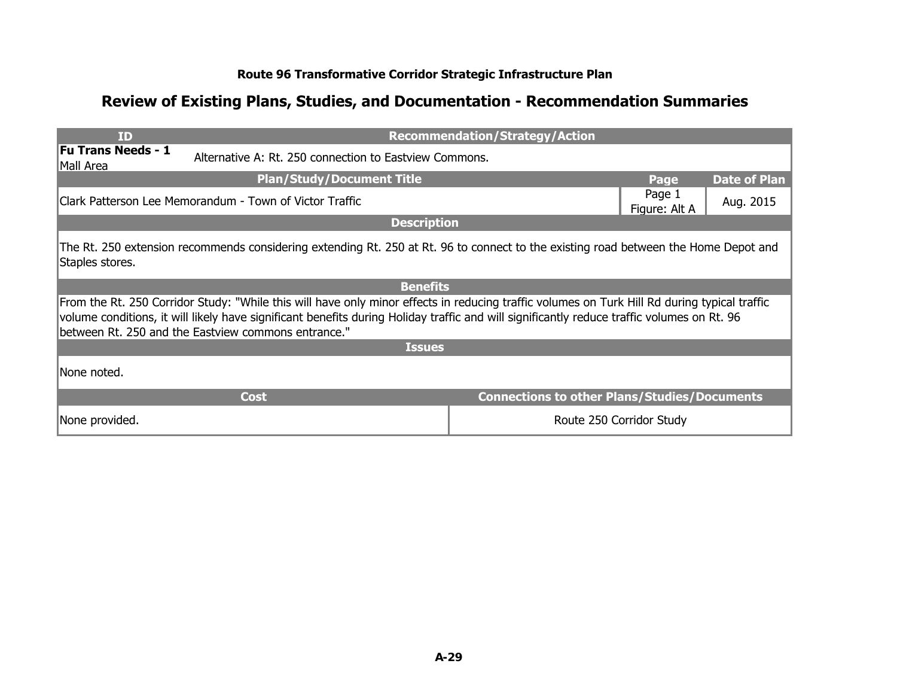**Route 96 Transformative Corridor Strategic Infrastructure Plan**

## Review of Existing Plans, Studies, and Documentation - Recommendation Summaries

| ID | Recommendation/Strategy/Action |
|---|---|
| **Fu Trans Needs - 1**<br>Mall Area | Alternative A: Rt. 250 connection to Eastview Commons. |

| Plan/Study/Document Title | Page | Date of Plan |
|---|---|---|
| Clark Patterson Lee Memorandum - Town of Victor Traffic | Page 1<br>Figure: Alt A | Aug. 2015 |

**Description**

The Rt. 250 extension recommends considering extending Rt. 250 at Rt. 96 to connect to the existing road between the Home Depot and Staples stores.

**Benefits**

From the Rt. 250 Corridor Study: "While this will have only minor effects in reducing traffic volumes on Turk Hill Rd during typical traffic volume conditions, it will likely have significant benefits during Holiday traffic and will significantly reduce traffic volumes on Rt. 96 between Rt. 250 and the Eastview commons entrance."

**Issues**

None noted.

| Cost | Connections to other Plans/Studies/Documents |
|---|---|
| None provided. | Route 250 Corridor Study |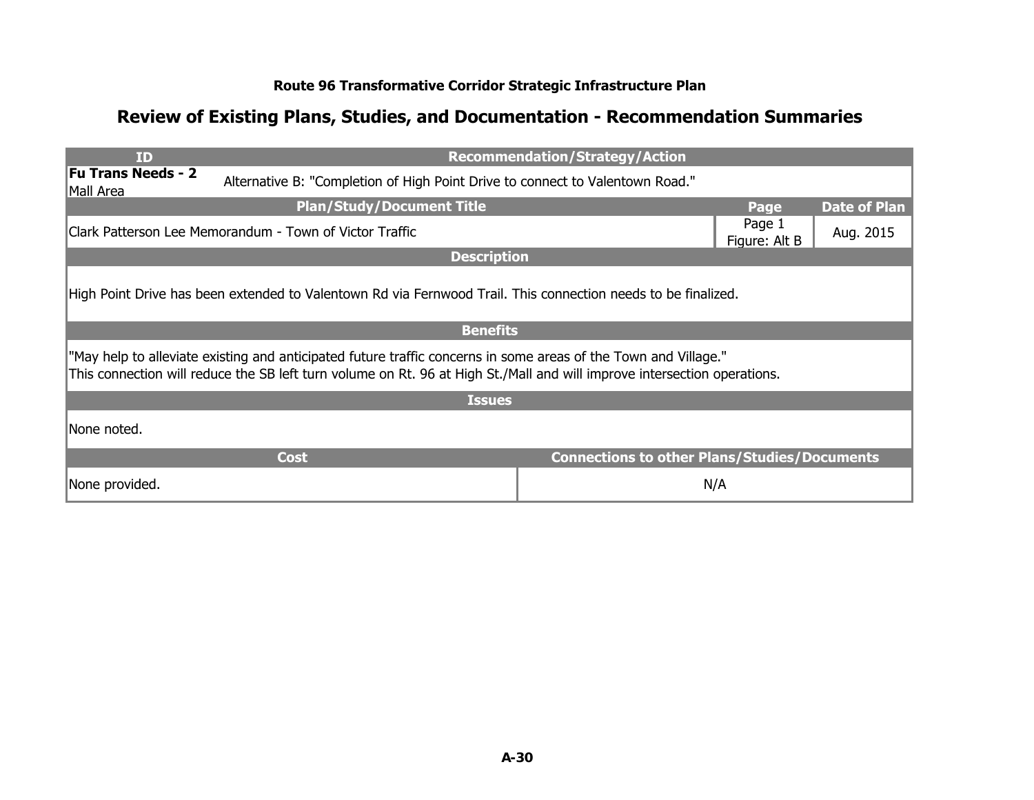**Route 96 Transformative Corridor Strategic Infrastructure Plan**

## Review of Existing Plans, Studies, and Documentation - Recommendation Summaries

| ID | Recommendation/Strategy/Action | | |
|---|---|---|---|
| **Fu Trans Needs - 2** Mall Area | Alternative B: "Completion of High Point Drive to connect to Valentown Road." | | |
| **Plan/Study/Document Title** | | **Page** | **Date of Plan** |
| Clark Patterson Lee Memorandum - Town of Victor Traffic | | Page 1 Figure: Alt B | Aug. 2015 |
| **Description** | | | |
| High Point Drive has been extended to Valentown Rd via Fernwood Trail. This connection needs to be finalized. | | | |
| **Benefits** | | | |
| "May help to alleviate existing and anticipated future traffic concerns in some areas of the Town and Village." This connection will reduce the SB left turn volume on Rt. 96 at High St./Mall and will improve intersection operations. | | | |
| **Issues** | | | |
| None noted. | | | |
| **Cost** | | **Connections to other Plans/Studies/Documents** | |
| None provided. | | N/A | |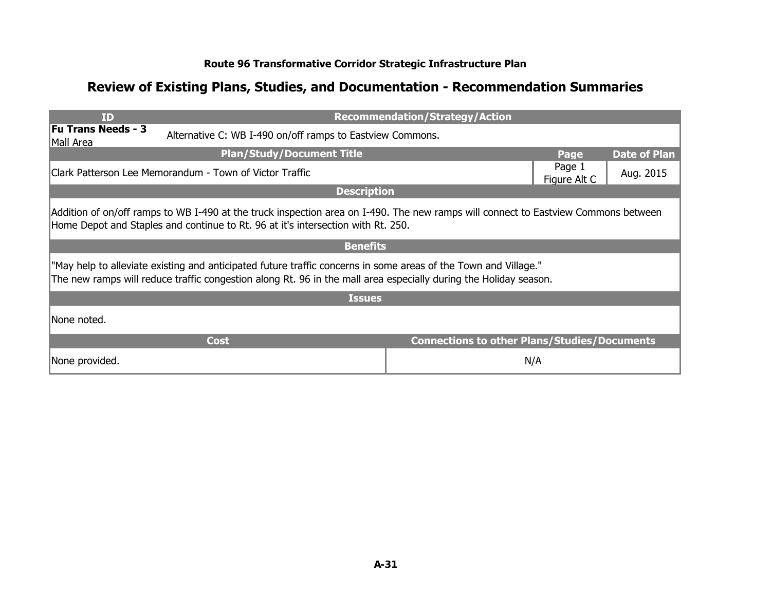**Route 96 Transformative Corridor Strategic Infrastructure Plan**

## Review of Existing Plans, Studies, and Documentation - Recommendation Summaries

| ID | Recommendation/Strategy/Action | | |
|---|---|---|---|
| **Fu Trans Needs - 3** Mall Area | Alternative C: WB I-490 on/off ramps to Eastview Commons. | | |
| **Plan/Study/Document Title** | | **Page** | **Date of Plan** |
| Clark Patterson Lee Memorandum - Town of Victor Traffic | | Page 1 Figure Alt C | Aug. 2015 |
| **Description** | | | |
| Addition of on/off ramps to WB I-490 at the truck inspection area on I-490. The new ramps will connect to Eastview Commons between Home Depot and Staples and continue to Rt. 96 at it's intersection with Rt. 250. | | | |
| **Benefits** | | | |
| "May help to alleviate existing and anticipated future traffic concerns in some areas of the Town and Village." The new ramps will reduce traffic congestion along Rt. 96 in the mall area especially during the Holiday season. | | | |
| **Issues** | | | |
| None noted. | | | |
| **Cost** | | **Connections to other Plans/Studies/Documents** | |
| None provided. | | N/A | |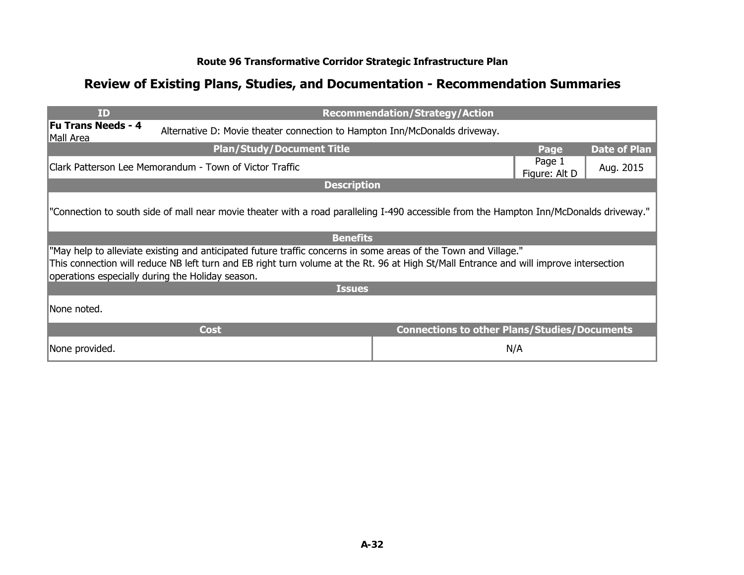**Route 96 Transformative Corridor Strategic Infrastructure Plan**

## Review of Existing Plans, Studies, and Documentation - Recommendation Summaries

| ID | Recommendation/Strategy/Action | | |
|---|---|---|---|
| **Fu Trans Needs - 4** Mall Area | Alternative D: Movie theater connection to Hampton Inn/McDonalds driveway. | | |
| **Plan/Study/Document Title** | | **Page** | **Date of Plan** |
| Clark Patterson Lee Memorandum - Town of Victor Traffic | | Page 1 Figure: Alt D | Aug. 2015 |
| **Description** | | | |
| "Connection to south side of mall near movie theater with a road paralleling I-490 accessible from the Hampton Inn/McDonalds driveway." | | | |
| **Benefits** | | | |
| "May help to alleviate existing and anticipated future traffic concerns in some areas of the Town and Village." This connection will reduce NB left turn and EB right turn volume at the Rt. 96 at High St/Mall Entrance and will improve intersection operations especially during the Holiday season. | | | |
| **Issues** | | | |
| None noted. | | | |
| **Cost** | | **Connections to other Plans/Studies/Documents** | |
| None provided. | | N/A | |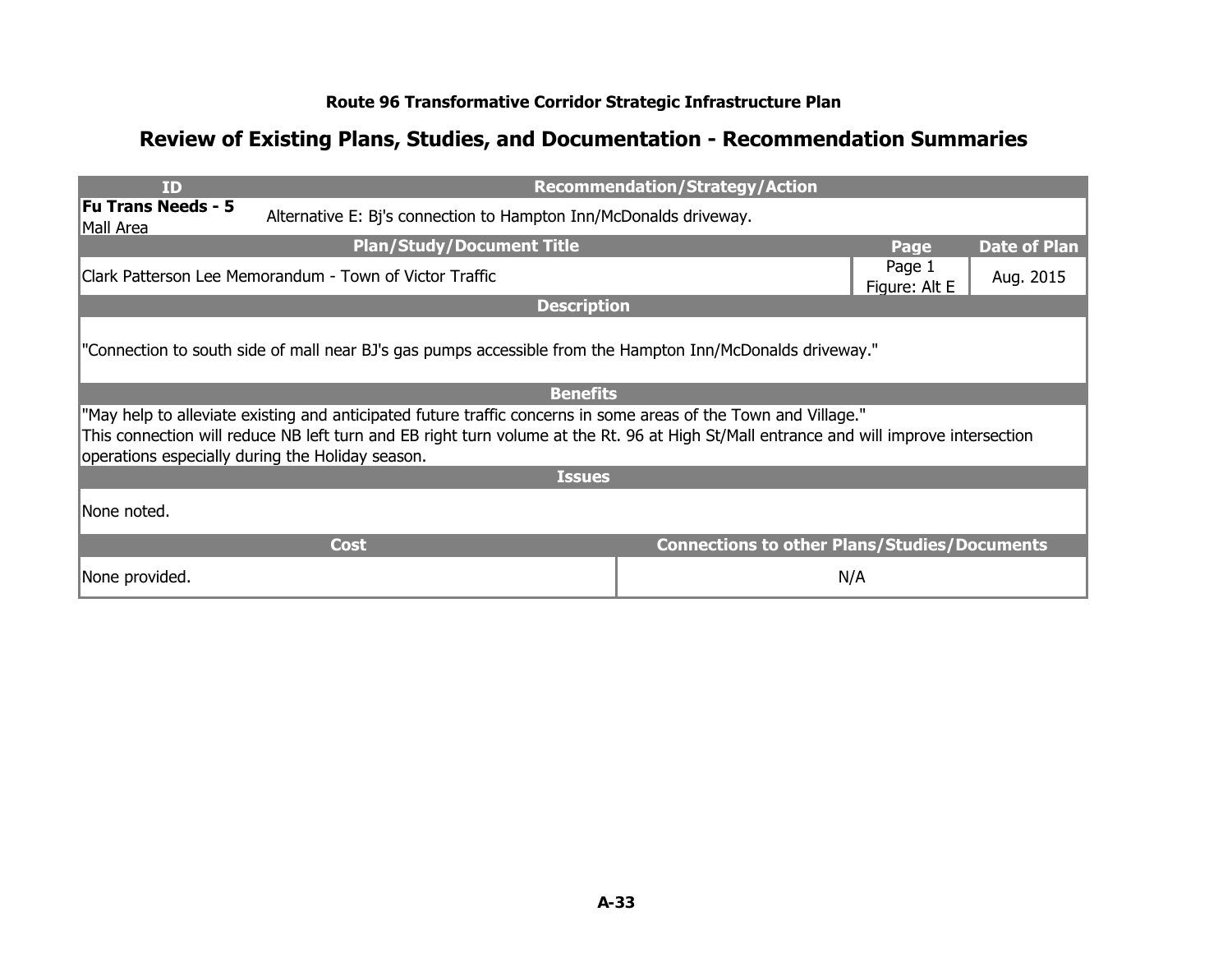**Route 96 Transformative Corridor Strategic Infrastructure Plan**

## Review of Existing Plans, Studies, and Documentation - Recommendation Summaries

| ID | Recommendation/Strategy/Action | | |
|---|---|---|---|
| **Fu Trans Needs - 5** Mall Area | Alternative E: Bj's connection to Hampton Inn/McDonalds driveway. | | |
| **Plan/Study/Document Title** | | **Page** | **Date of Plan** |
| Clark Patterson Lee Memorandum - Town of Victor Traffic | | Page 1 Figure: Alt E | Aug. 2015 |
| **Description** | | | |
| "Connection to south side of mall near BJ's gas pumps accessible from the Hampton Inn/McDonalds driveway." | | | |
| **Benefits** | | | |
| "May help to alleviate existing and anticipated future traffic concerns in some areas of the Town and Village." This connection will reduce NB left turn and EB right turn volume at the Rt. 96 at High St/Mall entrance and will improve intersection operations especially during the Holiday season. | | | |
| **Issues** | | | |
| None noted. | | | |
| **Cost** | | **Connections to other Plans/Studies/Documents** | |
| None provided. | | N/A | |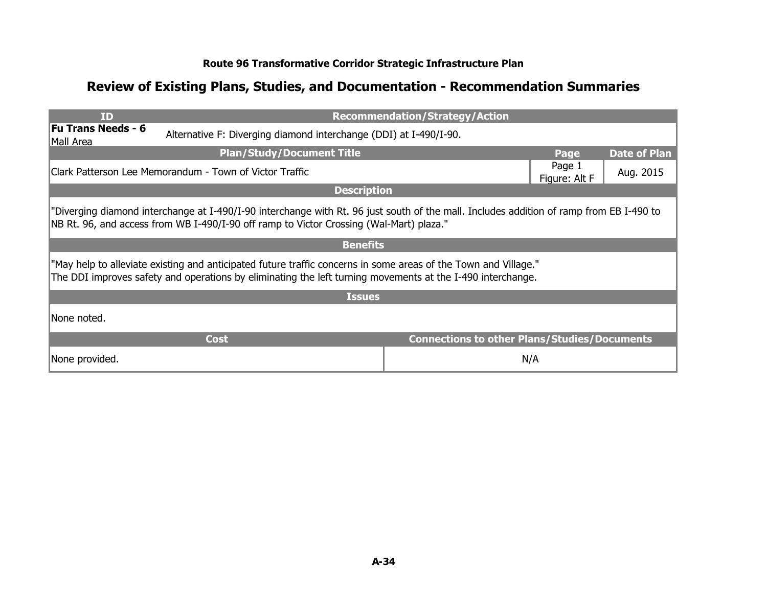**Route 96 Transformative Corridor Strategic Infrastructure Plan**

## Review of Existing Plans, Studies, and Documentation - Recommendation Summaries

| ID | Recommendation/Strategy/Action | | |
|---|---|---|---|
| **Fu Trans Needs - 6** Mall Area | Alternative F: Diverging diamond interchange (DDI) at I-490/I-90. | | |
| **Plan/Study/Document Title** | | **Page** | **Date of Plan** |
| Clark Patterson Lee Memorandum - Town of Victor Traffic | | Page 1 Figure: Alt F | Aug. 2015 |

**Description**

"Diverging diamond interchange at I-490/I-90 interchange with Rt. 96 just south of the mall. Includes addition of ramp from EB I-490 to NB Rt. 96, and access from WB I-490/I-90 off ramp to Victor Crossing (Wal-Mart) plaza."

**Benefits**

"May help to alleviate existing and anticipated future traffic concerns in some areas of the Town and Village."
The DDI improves safety and operations by eliminating the left turning movements at the I-490 interchange.

**Issues**

None noted.

| Cost | Connections to other Plans/Studies/Documents |
|---|---|
| None provided. | N/A |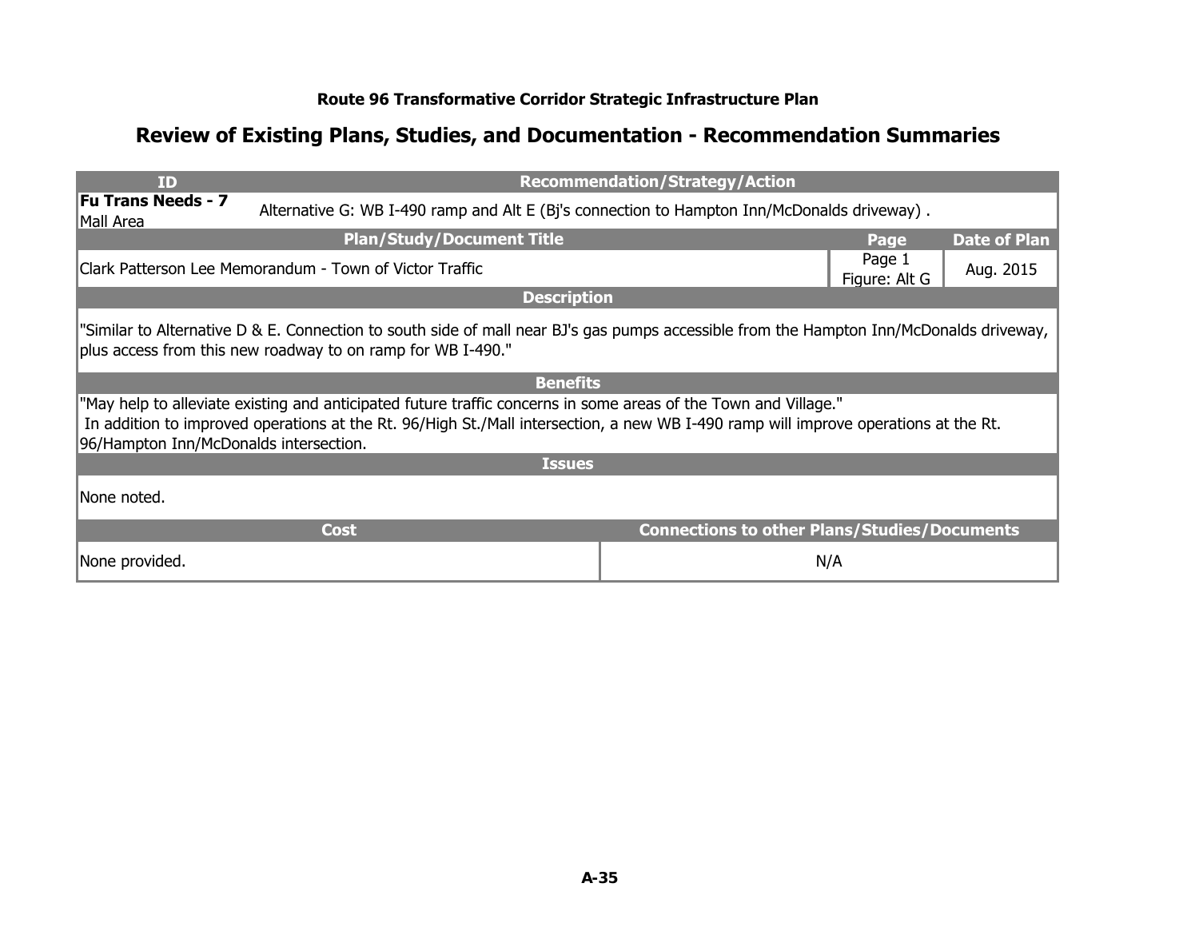**Route 96 Transformative Corridor Strategic Infrastructure Plan**

## Review of Existing Plans, Studies, and Documentation - Recommendation Summaries

| ID | Recommendation/Strategy/Action | | |
|---|---|---|---|
| **Fu Trans Needs - 7** Mall Area | Alternative G: WB I-490 ramp and Alt E (Bj's connection to Hampton Inn/McDonalds driveway) . | | |
| **Plan/Study/Document Title** | | **Page** | **Date of Plan** |
| Clark Patterson Lee Memorandum - Town of Victor Traffic | | Page 1 Figure: Alt G | Aug. 2015 |

**Description**

"Similar to Alternative D & E. Connection to south side of mall near BJ's gas pumps accessible from the Hampton Inn/McDonalds driveway, plus access from this new roadway to on ramp for WB I-490."

**Benefits**

"May help to alleviate existing and anticipated future traffic concerns in some areas of the Town and Village."
In addition to improved operations at the Rt. 96/High St./Mall intersection, a new WB I-490 ramp will improve operations at the Rt. 96/Hampton Inn/McDonalds intersection.

**Issues**

None noted.

| Cost | Connections to other Plans/Studies/Documents |
|---|---|
| None provided. | N/A |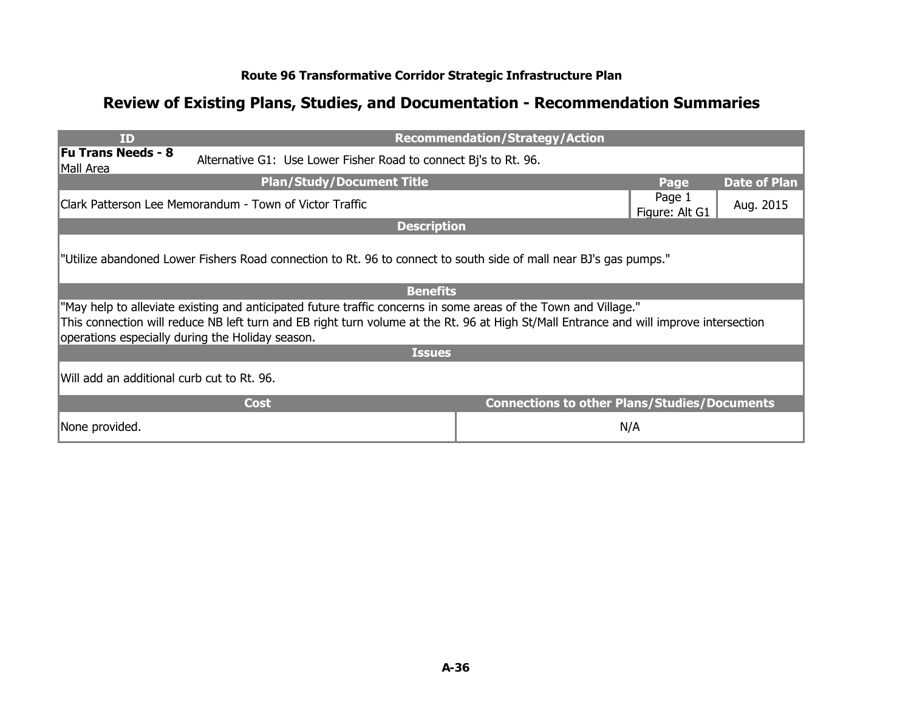**Route 96 Transformative Corridor Strategic Infrastructure Plan**

## Review of Existing Plans, Studies, and Documentation - Recommendation Summaries

| ID | Recommendation/Strategy/Action | | |
|---|---|---|---|
| **Fu Trans Needs - 8** Mall Area | Alternative G1: Use Lower Fisher Road to connect Bj's to Rt. 96. | | |
| **Plan/Study/Document Title** | | **Page** | **Date of Plan** |
| Clark Patterson Lee Memorandum - Town of Victor Traffic | | Page 1 Figure: Alt G1 | Aug. 2015 |
| **Description** | | | |
| "Utilize abandoned Lower Fishers Road connection to Rt. 96 to connect to south side of mall near BJ's gas pumps." | | | |
| **Benefits** | | | |
| "May help to alleviate existing and anticipated future traffic concerns in some areas of the Town and Village." This connection will reduce NB left turn and EB right turn volume at the Rt. 96 at High St/Mall Entrance and will improve intersection operations especially during the Holiday season. | | | |
| **Issues** | | | |
| Will add an additional curb cut to Rt. 96. | | | |
| **Cost** | | **Connections to other Plans/Studies/Documents** | |
| None provided. | | N/A | |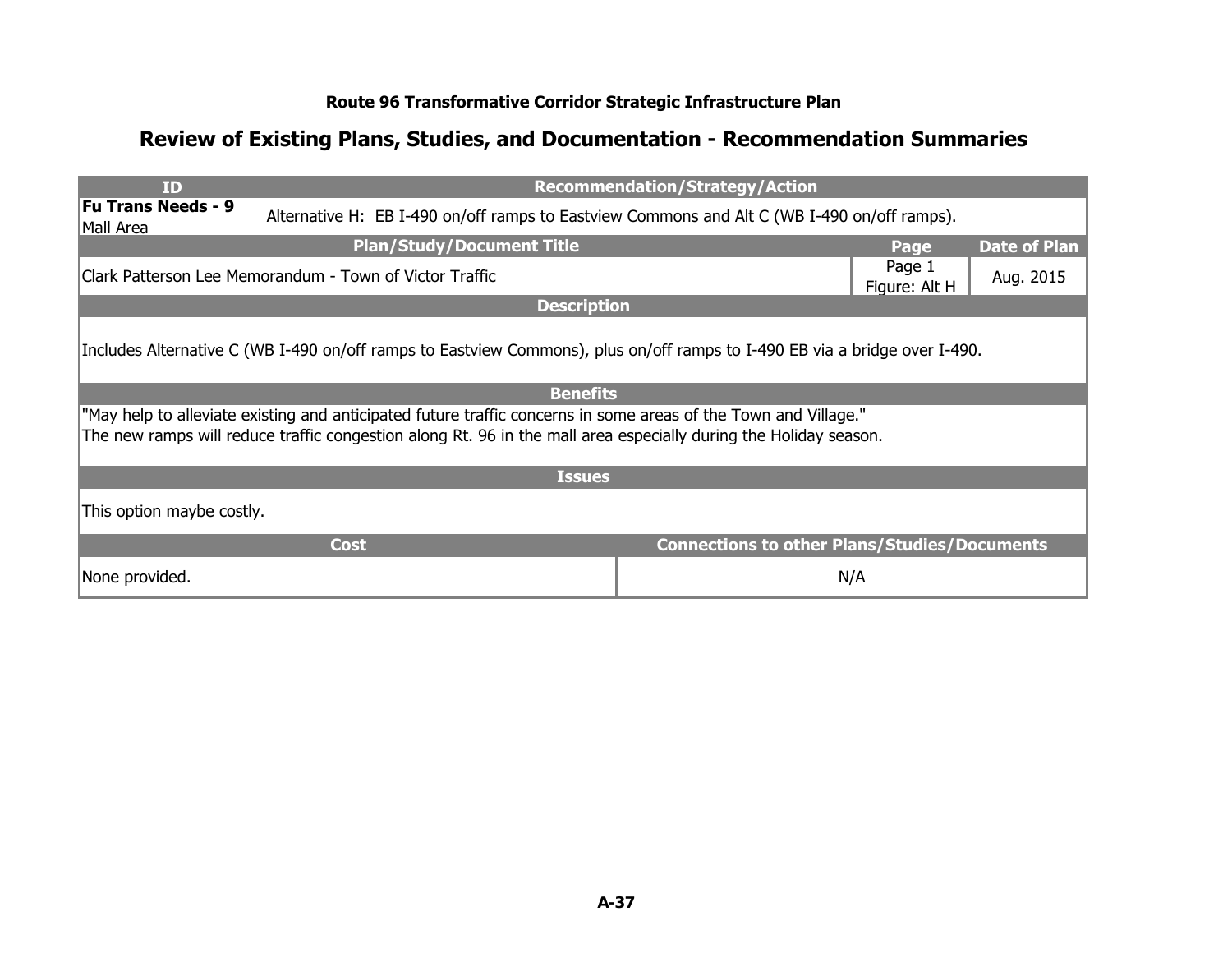**Route 96 Transformative Corridor Strategic Infrastructure Plan**

## Review of Existing Plans, Studies, and Documentation - Recommendation Summaries

| ID | Recommendation/Strategy/Action | | |
|---|---|---|---|
| **Fu Trans Needs - 9** Mall Area | Alternative H: EB I-490 on/off ramps to Eastview Commons and Alt C (WB I-490 on/off ramps). | | |
| **Plan/Study/Document Title** | | **Page** | **Date of Plan** |
| Clark Patterson Lee Memorandum - Town of Victor Traffic | | Page 1 Figure: Alt H | Aug. 2015 |
| **Description** | | | |
| Includes Alternative C (WB I-490 on/off ramps to Eastview Commons), plus on/off ramps to I-490 EB via a bridge over I-490. | | | |
| **Benefits** | | | |
| "May help to alleviate existing and anticipated future traffic concerns in some areas of the Town and Village." The new ramps will reduce traffic congestion along Rt. 96 in the mall area especially during the Holiday season. | | | |
| **Issues** | | | |
| This option maybe costly. | | | |
| **Cost** | | **Connections to other Plans/Studies/Documents** | |
| None provided. | | N/A | |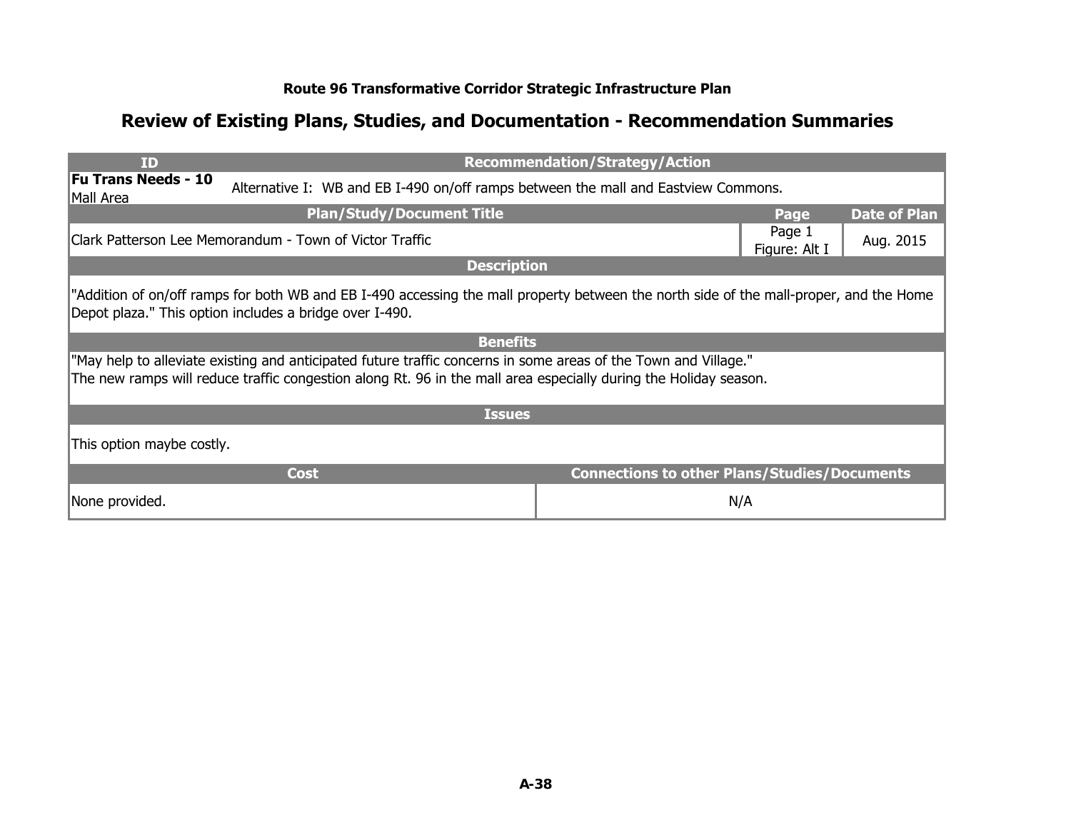**Route 96 Transformative Corridor Strategic Infrastructure Plan**

## Review of Existing Plans, Studies, and Documentation - Recommendation Summaries

| ID | Recommendation/Strategy/Action | | |
|---|---|---|---|
| **Fu Trans Needs - 10** Mall Area | Alternative I: WB and EB I-490 on/off ramps between the mall and Eastview Commons. | | |
| **Plan/Study/Document Title** | | **Page** | **Date of Plan** |
| Clark Patterson Lee Memorandum - Town of Victor Traffic | | Page 1 Figure: Alt I | Aug. 2015 |

**Description**

"Addition of on/off ramps for both WB and EB I-490 accessing the mall property between the north side of the mall-proper, and the Home Depot plaza." This option includes a bridge over I-490.

**Benefits**

"May help to alleviate existing and anticipated future traffic concerns in some areas of the Town and Village."
The new ramps will reduce traffic congestion along Rt. 96 in the mall area especially during the Holiday season.

**Issues**

This option maybe costly.

| Cost | Connections to other Plans/Studies/Documents |
|---|---|
| None provided. | N/A |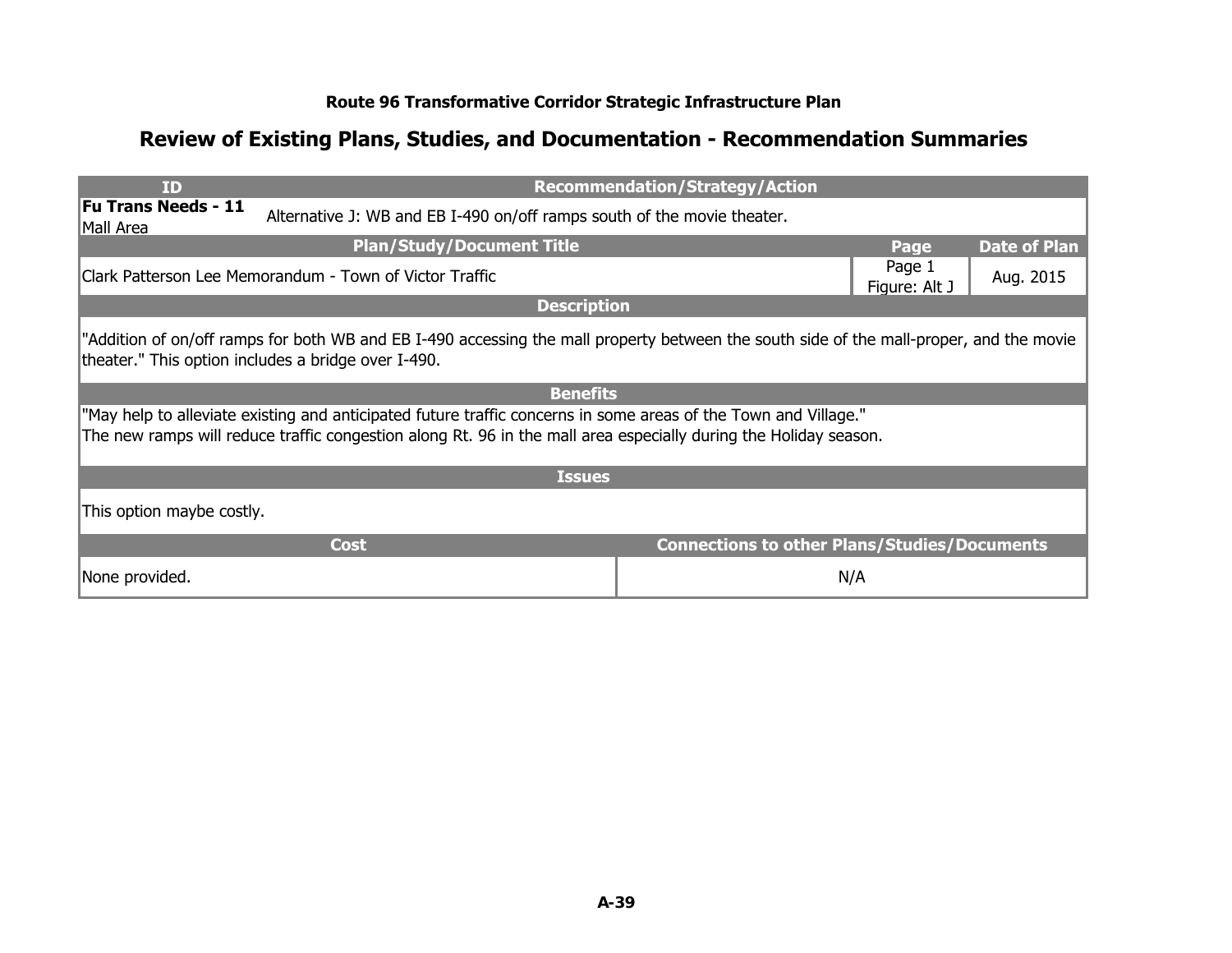**Route 96 Transformative Corridor Strategic Infrastructure Plan**

## Review of Existing Plans, Studies, and Documentation - Recommendation Summaries

| ID | Recommendation/Strategy/Action | | |
|---|---|---|---|
| **Fu Trans Needs - 11** Mall Area | Alternative J: WB and EB I-490 on/off ramps south of the movie theater. | | |
| **Plan/Study/Document Title** | | **Page** | **Date of Plan** |
| Clark Patterson Lee Memorandum - Town of Victor Traffic | | Page 1 Figure: Alt J | Aug. 2015 |
| **Description** | | | |
| "Addition of on/off ramps for both WB and EB I-490 accessing the mall property between the south side of the mall-proper, and the movie theater." This option includes a bridge over I-490. | | | |
| **Benefits** | | | |
| "May help to alleviate existing and anticipated future traffic concerns in some areas of the Town and Village." The new ramps will reduce traffic congestion along Rt. 96 in the mall area especially during the Holiday season. | | | |
| **Issues** | | | |
| This option maybe costly. | | | |
| **Cost** | | **Connections to other Plans/Studies/Documents** | |
| None provided. | | N/A | |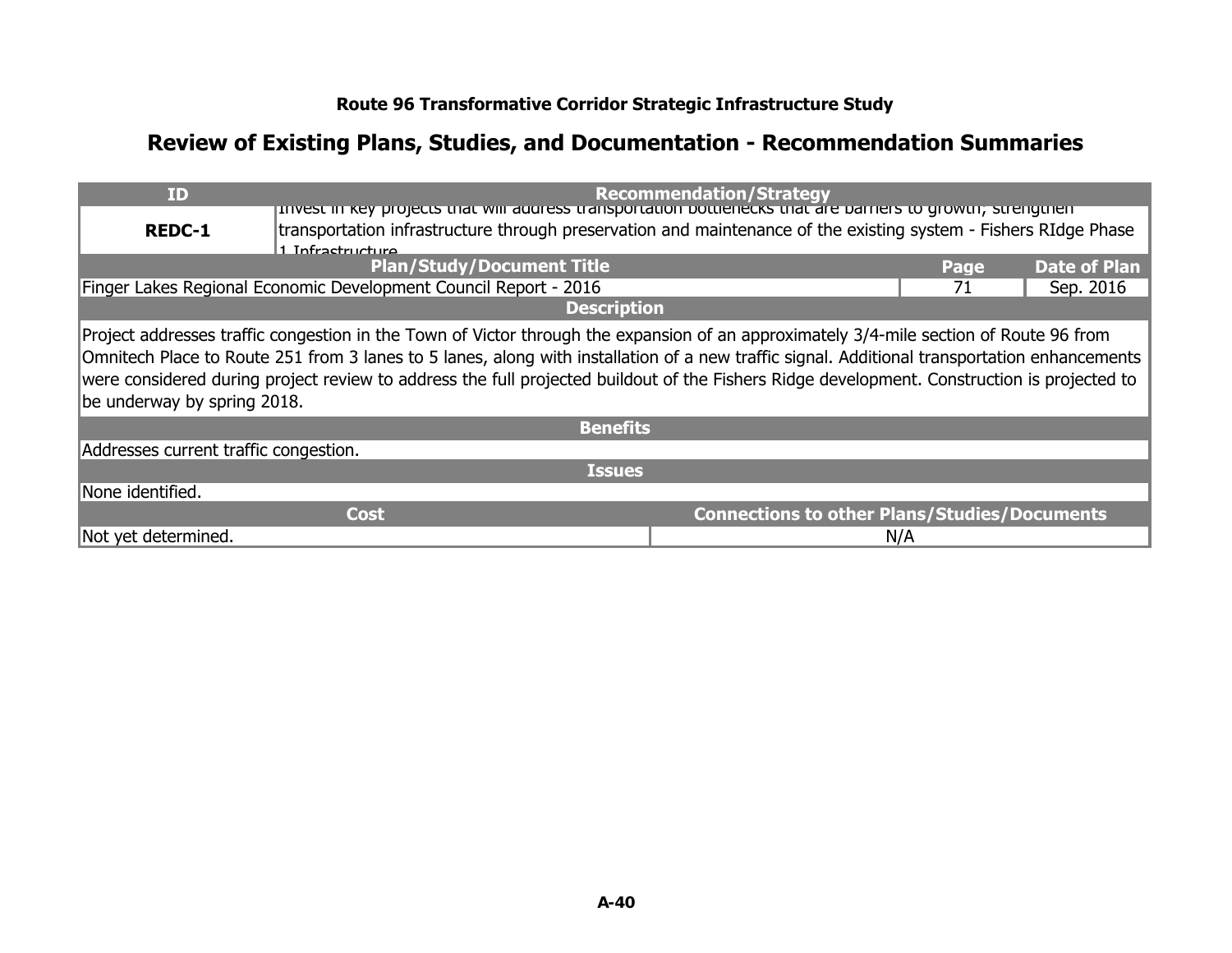## Route 96 Transformative Corridor Strategic Infrastructure Study

# Review of Existing Plans, Studies, and Documentation - Recommendation Summaries

| ID | Recommendation/Strategy |
|---|---|
| **REDC-1** | Invest in key projects that will address transportation bottlenecks that are barriers to growth, strengthen transportation infrastructure through preservation and maintenance of the existing system - Fishers RIdge Phase 1 Infrastructure |

| Plan/Study/Document Title | Page | Date of Plan |
|---|---|---|
| Finger Lakes Regional Economic Development Council Report - 2016 | 71 | Sep. 2016 |

| Description |
|---|
| Project addresses traffic congestion in the Town of Victor through the expansion of an approximately 3/4-mile section of Route 96 from Omnitech Place to Route 251 from 3 lanes to 5 lanes, along with installation of a new traffic signal. Additional transportation enhancements were considered during project review to address the full projected buildout of the Fishers Ridge development. Construction is projected to be underway by spring 2018. |

| Benefits |
|---|
| Addresses current traffic congestion. |

| Issues |
|---|
| None identified. |

| Cost | Connections to other Plans/Studies/Documents |
|---|---|
| Not yet determined. | N/A |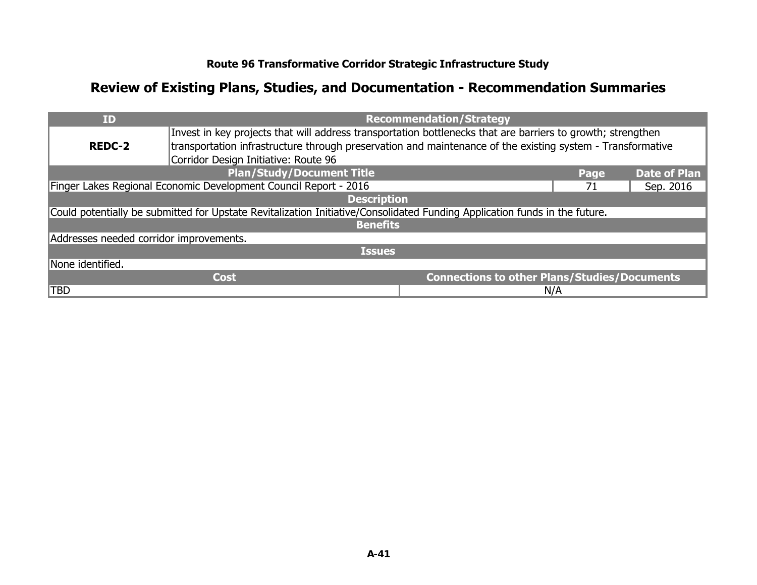**Route 96 Transformative Corridor Strategic Infrastructure Study**

## Review of Existing Plans, Studies, and Documentation - Recommendation Summaries

| ID | Recommendation/Strategy | | |
|---|---|---|---|
| **REDC-2** | Invest in key projects that will address transportation bottlenecks that are barriers to growth; strengthen transportation infrastructure through preservation and maintenance of the existing system - Transformative Corridor Design Initiative: Route 96 | | |
| **Plan/Study/Document Title** | | **Page** | **Date of Plan** |
| Finger Lakes Regional Economic Development Council Report - 2016 | | 71 | Sep. 2016 |
| **Description** | | | |
| Could potentially be submitted for Upstate Revitalization Initiative/Consolidated Funding Application funds in the future. | | | |
| **Benefits** | | | |
| Addresses needed corridor improvements. | | | |
| **Issues** | | | |
| None identified. | | | |
| **Cost** | **Connections to other Plans/Studies/Documents** | | |
| TBD | N/A | | |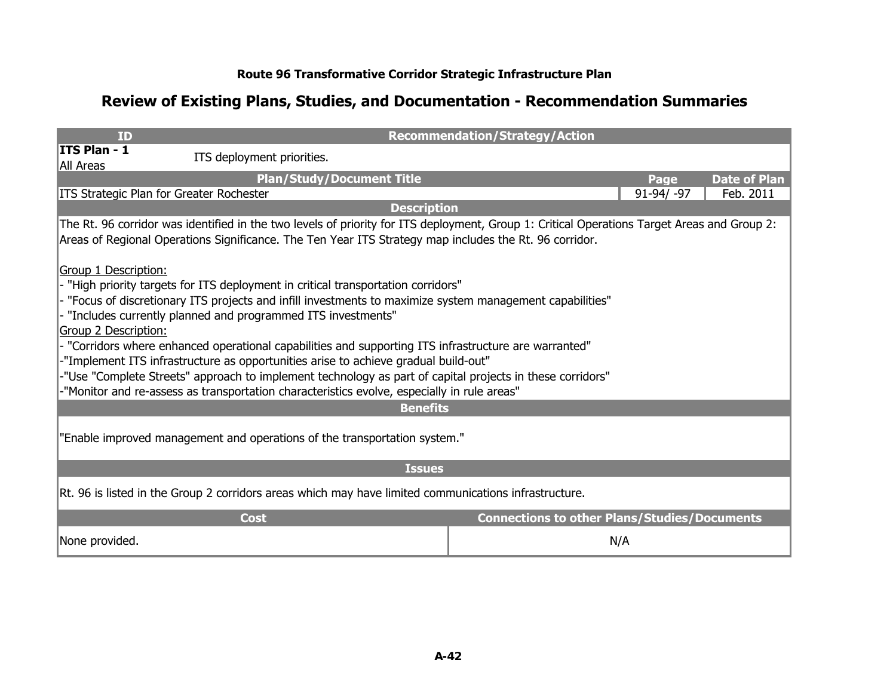**Route 96 Transformative Corridor Strategic Infrastructure Plan**

## Review of Existing Plans, Studies, and Documentation - Recommendation Summaries

| ID | Recommendation/Strategy/Action | | |
|---|---|---|---|
| **ITS Plan - 1**<br>All Areas | ITS deployment priorities. | | |
| **Plan/Study/Document Title** | | **Page** | **Date of Plan** |
| ITS Strategic Plan for Greater Rochester | | 91-94/ -97 | Feb. 2011 |

**Description**

The Rt. 96 corridor was identified in the two levels of priority for ITS deployment, Group 1: Critical Operations Target Areas and Group 2: Areas of Regional Operations Significance. The Ten Year ITS Strategy map includes the Rt. 96 corridor.

Group 1 Description:
- "High priority targets for ITS deployment in critical transportation corridors"
- "Focus of discretionary ITS projects and infill investments to maximize system management capabilities"
- "Includes currently planned and programmed ITS investments"

Group 2 Description:
- "Corridors where enhanced operational capabilities and supporting ITS infrastructure are warranted"
- "Implement ITS infrastructure as opportunities arise to achieve gradual build-out"
- "Use "Complete Streets" approach to implement technology as part of capital projects in these corridors"
- "Monitor and re-assess as transportation characteristics evolve, especially in rule areas"

**Benefits**

"Enable improved management and operations of the transportation system."

**Issues**

Rt. 96 is listed in the Group 2 corridors areas which may have limited communications infrastructure.

| Cost | Connections to other Plans/Studies/Documents |
|---|---|
| None provided. | N/A |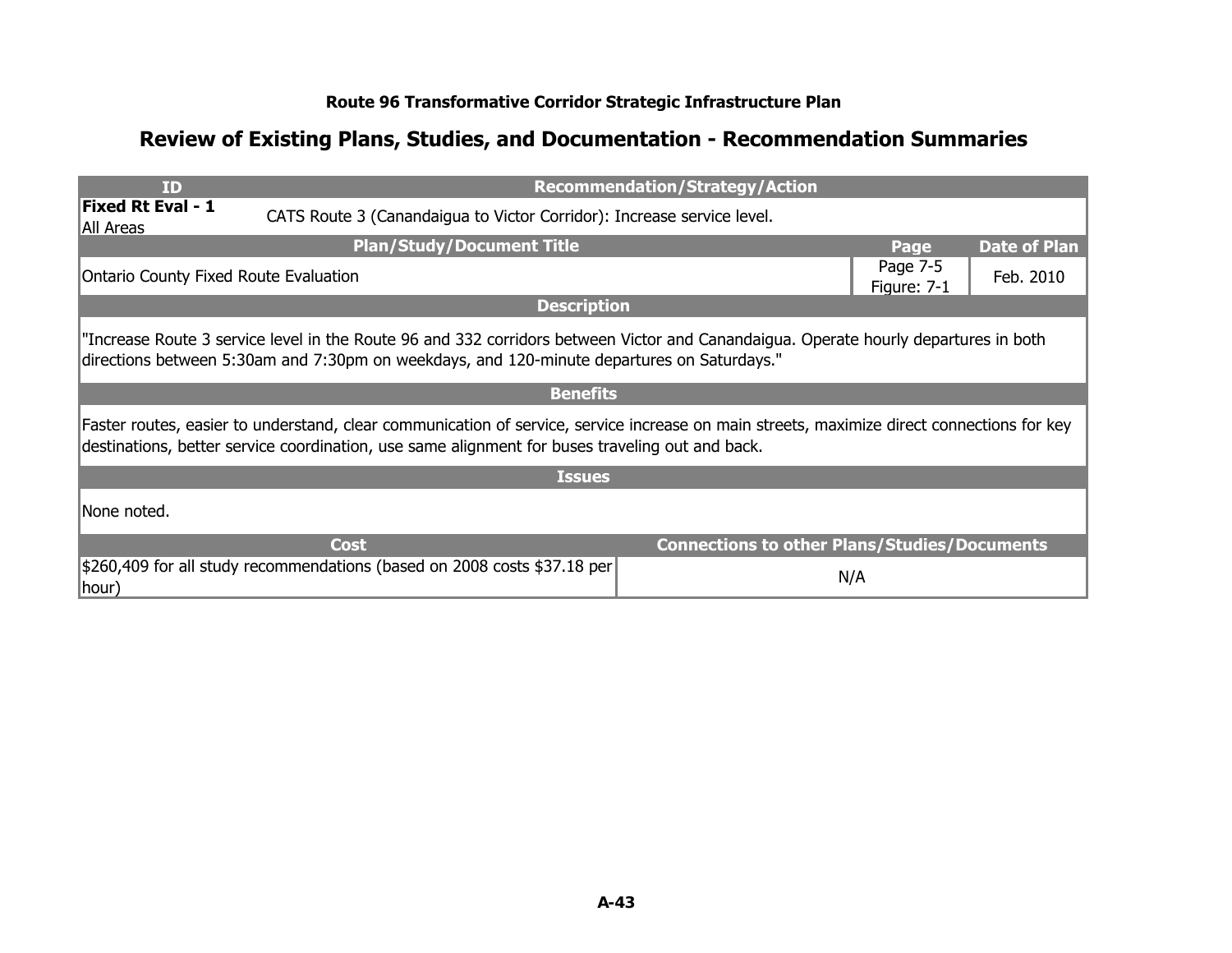**Route 96 Transformative Corridor Strategic Infrastructure Plan**

## Review of Existing Plans, Studies, and Documentation - Recommendation Summaries

| ID | Recommendation/Strategy/Action | | |
|---|---|---|---|
| **Fixed Rt Eval - 1**<br>All Areas | CATS Route 3 (Canandaigua to Victor Corridor): Increase service level. | | |
| **Plan/Study/Document Title** | | **Page** | **Date of Plan** |
| Ontario County Fixed Route Evaluation | | Page 7-5<br>Figure: 7-1 | Feb. 2010 |
| **Description** | | | |
| "Increase Route 3 service level in the Route 96 and 332 corridors between Victor and Canandaigua. Operate hourly departures in both directions between 5:30am and 7:30pm on weekdays, and 120-minute departures on Saturdays." | | | |
| **Benefits** | | | |
| Faster routes, easier to understand, clear communication of service, service increase on main streets, maximize direct connections for key destinations, better service coordination, use same alignment for buses traveling out and back. | | | |
| **Issues** | | | |
| None noted. | | | |
| **Cost** | | **Connections to other Plans/Studies/Documents** | |
| $260,409 for all study recommendations (based on 2008 costs $37.18 per hour) | | N/A | |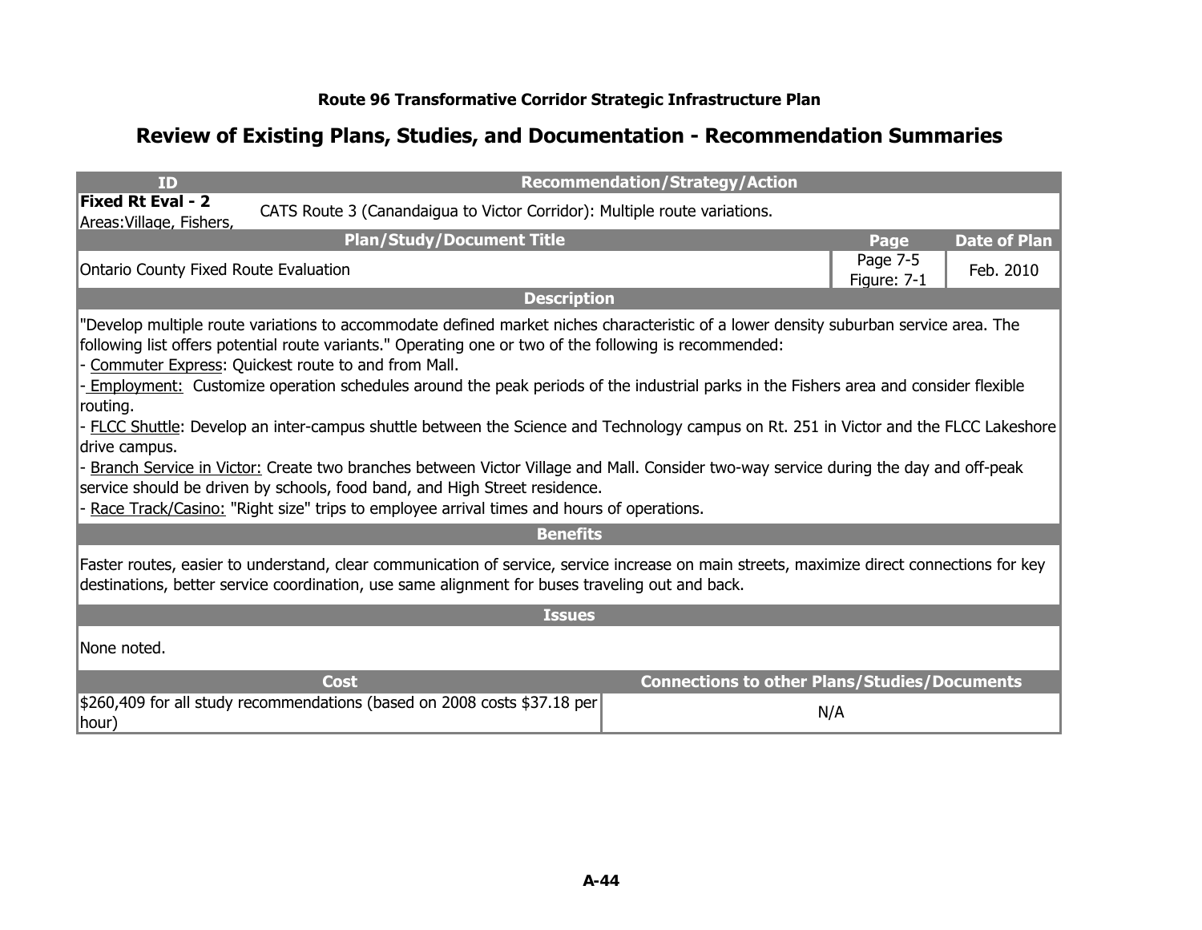**Route 96 Transformative Corridor Strategic Infrastructure Plan**

## Review of Existing Plans, Studies, and Documentation - Recommendation Summaries

| ID | Recommendation/Strategy/Action |
|---|---|
| **Fixed Rt Eval - 2**<br>Areas:Village, Fishers, | CATS Route 3 (Canandaigua to Victor Corridor): Multiple route variations. |

| Plan/Study/Document Title | Page | Date of Plan |
|---|---|---|
| Ontario County Fixed Route Evaluation | Page 7-5<br>Figure: 7-1 | Feb. 2010 |

**Description**

"Develop multiple route variations to accommodate defined market niches characteristic of a lower density suburban service area. The following list offers potential route variants." Operating one or two of the following is recommended:

- Commuter Express: Quickest route to and from Mall.
- Employment: Customize operation schedules around the peak periods of the industrial parks in the Fishers area and consider flexible routing.
- FLCC Shuttle: Develop an inter-campus shuttle between the Science and Technology campus on Rt. 251 in Victor and the FLCC Lakeshore drive campus.
- Branch Service in Victor: Create two branches between Victor Village and Mall. Consider two-way service during the day and off-peak service should be driven by schools, food band, and High Street residence.
- Race Track/Casino: "Right size" trips to employee arrival times and hours of operations.

**Benefits**

Faster routes, easier to understand, clear communication of service, service increase on main streets, maximize direct connections for key destinations, better service coordination, use same alignment for buses traveling out and back.

**Issues**

None noted.

| Cost | Connections to other Plans/Studies/Documents |
|---|---|
| $260,409 for all study recommendations (based on 2008 costs $37.18 per hour) | N/A |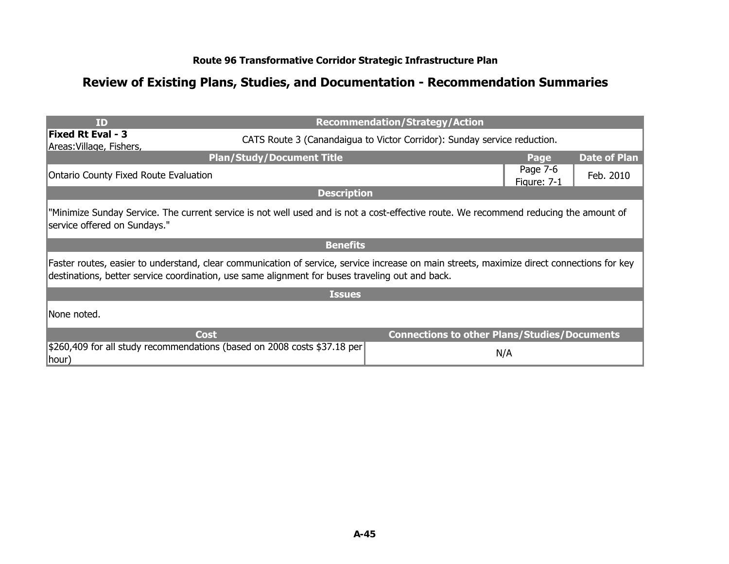**Route 96 Transformative Corridor Strategic Infrastructure Plan**

## Review of Existing Plans, Studies, and Documentation - Recommendation Summaries

| ID | Recommendation/Strategy/Action | | |
|---|---|---|---|
| **Fixed Rt Eval - 3**<br>Areas:Village, Fishers, | CATS Route 3 (Canandaigua to Victor Corridor): Sunday service reduction. | | |
| **Plan/Study/Document Title** | | **Page** | **Date of Plan** |
| Ontario County Fixed Route Evaluation | | Page 7-6<br>Figure: 7-1 | Feb. 2010 |

**Description**

"Minimize Sunday Service. The current service is not well used and is not a cost-effective route. We recommend reducing the amount of service offered on Sundays."

**Benefits**

Faster routes, easier to understand, clear communication of service, service increase on main streets, maximize direct connections for key destinations, better service coordination, use same alignment for buses traveling out and back.

**Issues**

None noted.

| Cost | Connections to other Plans/Studies/Documents |
|---|---|
| $260,409 for all study recommendations (based on 2008 costs $37.18 per hour) | N/A |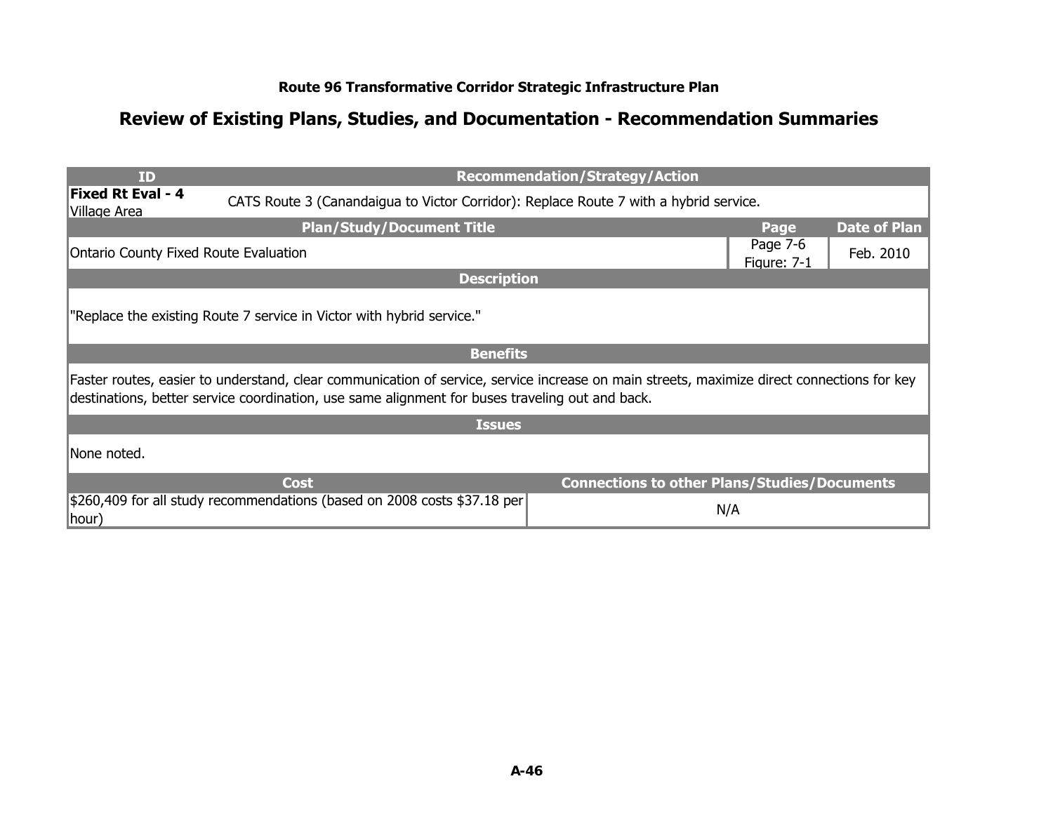**Route 96 Transformative Corridor Strategic Infrastructure Plan**

## Review of Existing Plans, Studies, and Documentation - Recommendation Summaries

| ID | Recommendation/Strategy/Action | | |
|---|---|---|---|
| **Fixed Rt Eval - 4** Village Area | CATS Route 3 (Canandaigua to Victor Corridor): Replace Route 7 with a hybrid service. | | |
| **Plan/Study/Document Title** | | **Page** | **Date of Plan** |
| Ontario County Fixed Route Evaluation | | Page 7-6 Figure: 7-1 | Feb. 2010 |
| **Description** | | | |
| "Replace the existing Route 7 service in Victor with hybrid service." | | | |
| **Benefits** | | | |
| Faster routes, easier to understand, clear communication of service, service increase on main streets, maximize direct connections for key destinations, better service coordination, use same alignment for buses traveling out and back. | | | |
| **Issues** | | | |
| None noted. | | | |
| **Cost** | **Connections to other Plans/Studies/Documents** | | |
| $260,409 for all study recommendations (based on 2008 costs $37.18 per hour) | N/A | | |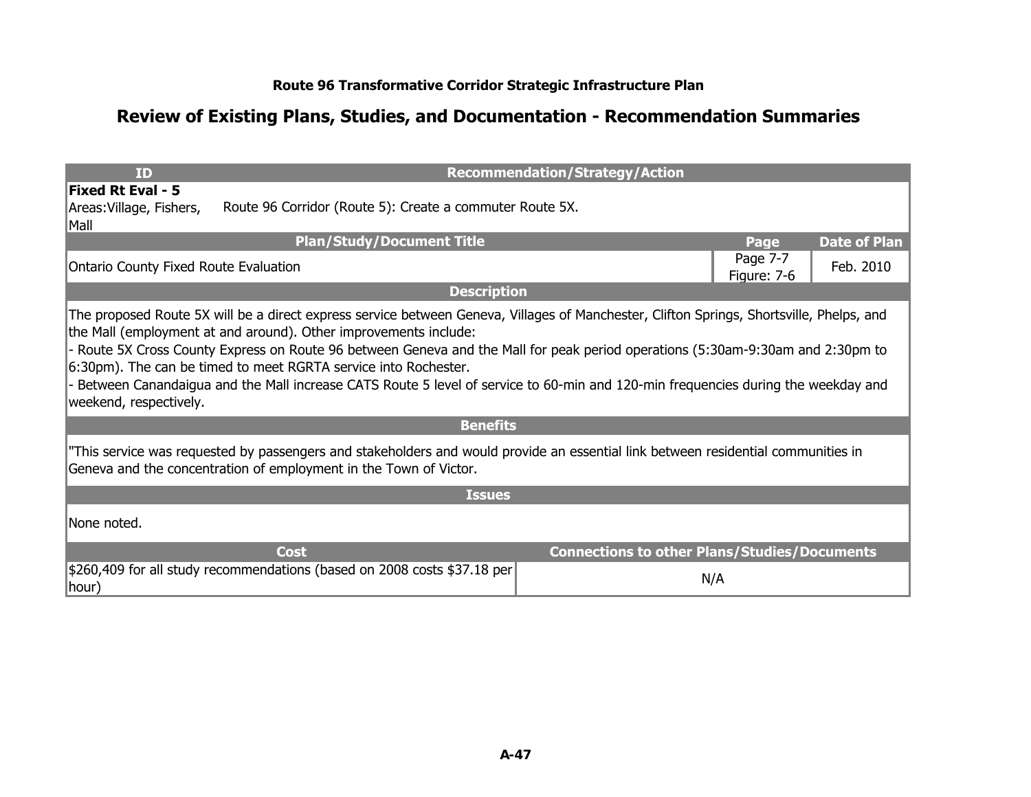**Route 96 Transformative Corridor Strategic Infrastructure Plan**

## Review of Existing Plans, Studies, and Documentation - Recommendation Summaries

| ID | Recommendation/Strategy/Action | | |
|---|---|---|---|
| **Fixed Rt Eval - 5**<br>Areas:Village, Fishers, Mall | Route 96 Corridor (Route 5): Create a commuter Route 5X. | | |
| **Plan/Study/Document Title** | | **Page** | **Date of Plan** |
| Ontario County Fixed Route Evaluation | | Page 7-7<br>Figure: 7-6 | Feb. 2010 |

**Description**

The proposed Route 5X will be a direct express service between Geneva, Villages of Manchester, Clifton Springs, Shortsville, Phelps, and the Mall (employment at and around). Other improvements include:

- Route 5X Cross County Express on Route 96 between Geneva and the Mall for peak period operations (5:30am-9:30am and 2:30pm to 6:30pm). The can be timed to meet RGRTA service into Rochester.
- Between Canandaigua and the Mall increase CATS Route 5 level of service to 60-min and 120-min frequencies during the weekday and weekend, respectively.

**Benefits**

"This service was requested by passengers and stakeholders and would provide an essential link between residential communities in Geneva and the concentration of employment in the Town of Victor.

**Issues**

None noted.

| Cost | Connections to other Plans/Studies/Documents |
|---|---|
| $260,409 for all study recommendations (based on 2008 costs $37.18 per hour) | N/A |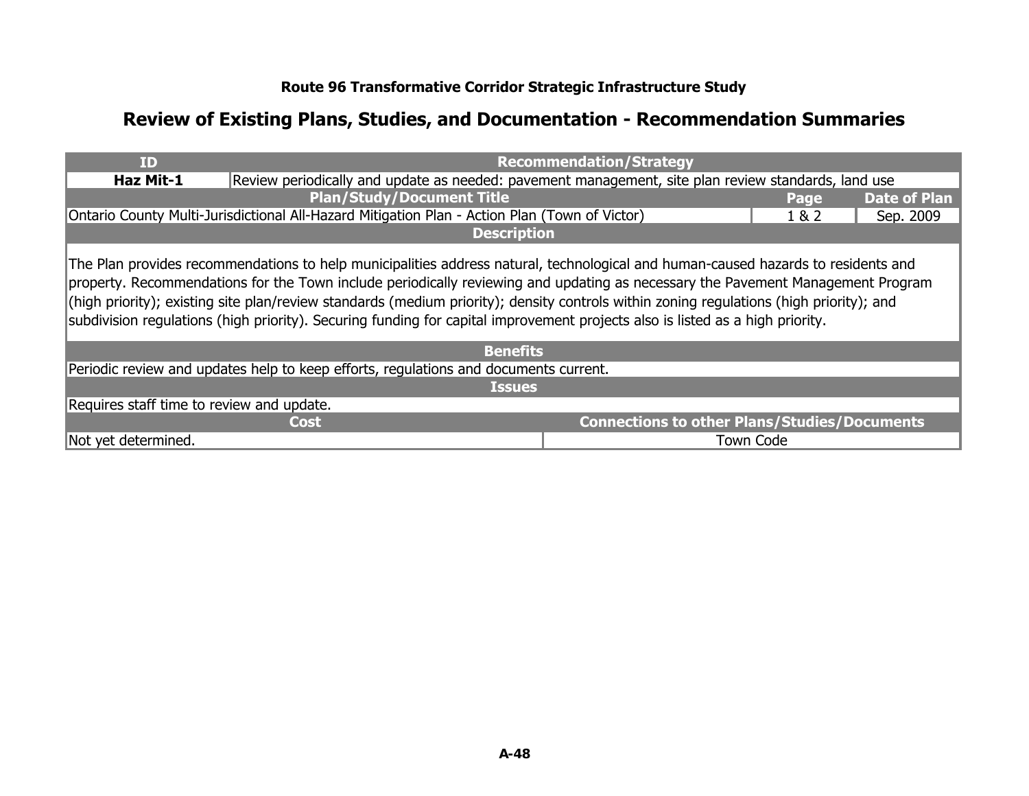**Route 96 Transformative Corridor Strategic Infrastructure Study**

## Review of Existing Plans, Studies, and Documentation - Recommendation Summaries

| ID | Recommendation/Strategy | | |
|---|---|---|---|
| **Haz Mit-1** | Review periodically and update as needed: pavement management, site plan review standards, land use | | |
| **Plan/Study/Document Title** | | **Page** | **Date of Plan** |
| Ontario County Multi-Jurisdictional All-Hazard Mitigation Plan - Action Plan (Town of Victor) | | 1 & 2 | Sep. 2009 |

**Description**

The Plan provides recommendations to help municipalities address natural, technological and human-caused hazards to residents and property. Recommendations for the Town include periodically reviewing and updating as necessary the Pavement Management Program (high priority); existing site plan/review standards (medium priority); density controls within zoning regulations (high priority); and subdivision regulations (high priority). Securing funding for capital improvement projects also is listed as a high priority.

**Benefits**

Periodic review and updates help to keep efforts, regulations and documents current.

**Issues**

Requires staff time to review and update.

| Cost | Connections to other Plans/Studies/Documents |
|---|---|
| Not yet determined. | Town Code |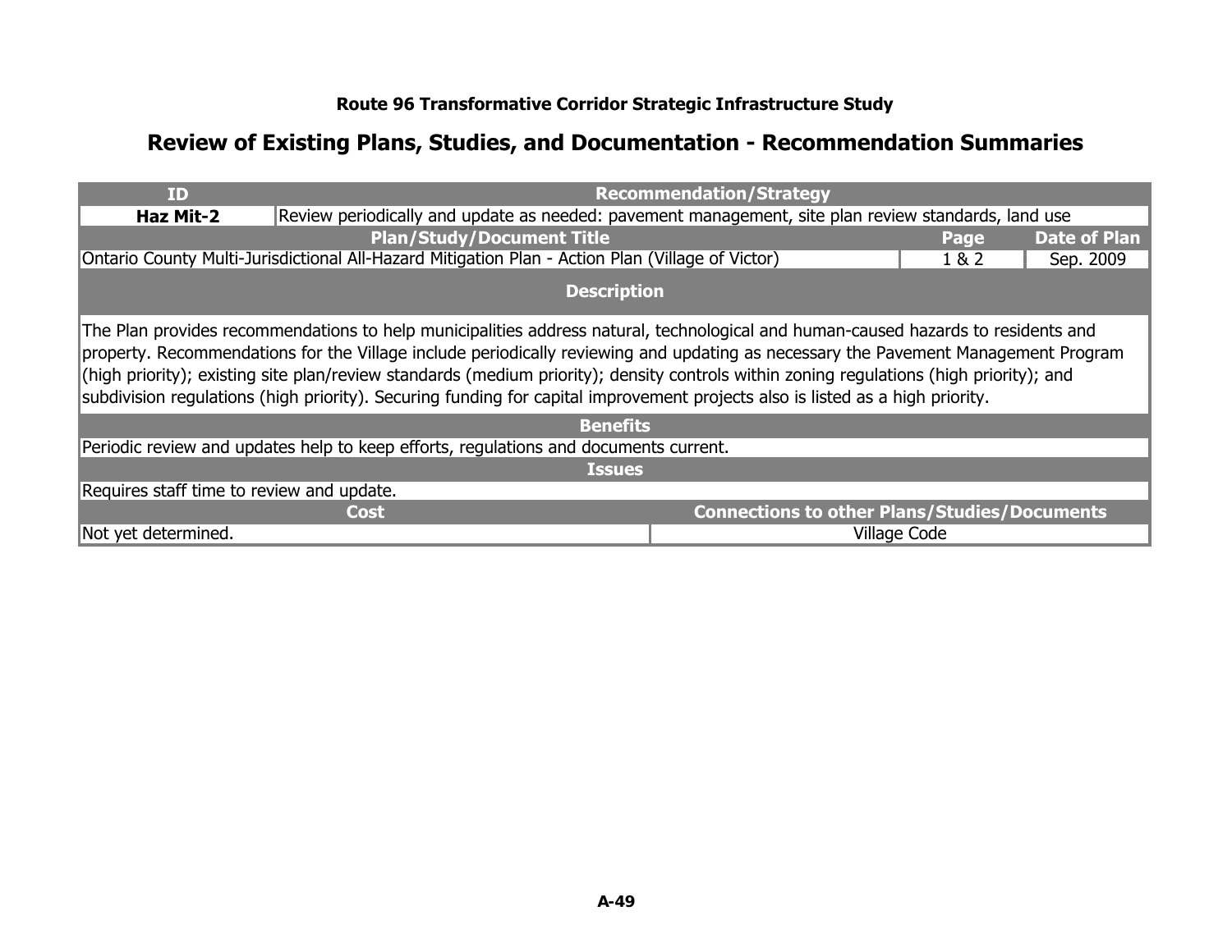**Route 96 Transformative Corridor Strategic Infrastructure Study**

## Review of Existing Plans, Studies, and Documentation - Recommendation Summaries

| ID | Recommendation/Strategy | | |
|---|---|---|---|
| **Haz Mit-2** | Review periodically and update as needed: pavement management, site plan review standards, land use | | |
| **Plan/Study/Document Title** | | **Page** | **Date of Plan** |
| Ontario County Multi-Jurisdictional All-Hazard Mitigation Plan - Action Plan (Village of Victor) | | 1 & 2 | Sep. 2009 |

**Description**

The Plan provides recommendations to help municipalities address natural, technological and human-caused hazards to residents and property. Recommendations for the Village include periodically reviewing and updating as necessary the Pavement Management Program (high priority); existing site plan/review standards (medium priority); density controls within zoning regulations (high priority); and subdivision regulations (high priority). Securing funding for capital improvement projects also is listed as a high priority.

**Benefits**

Periodic review and updates help to keep efforts, regulations and documents current.

**Issues**

Requires staff time to review and update.

| Cost | Connections to other Plans/Studies/Documents |
|---|---|
| Not yet determined. | Village Code |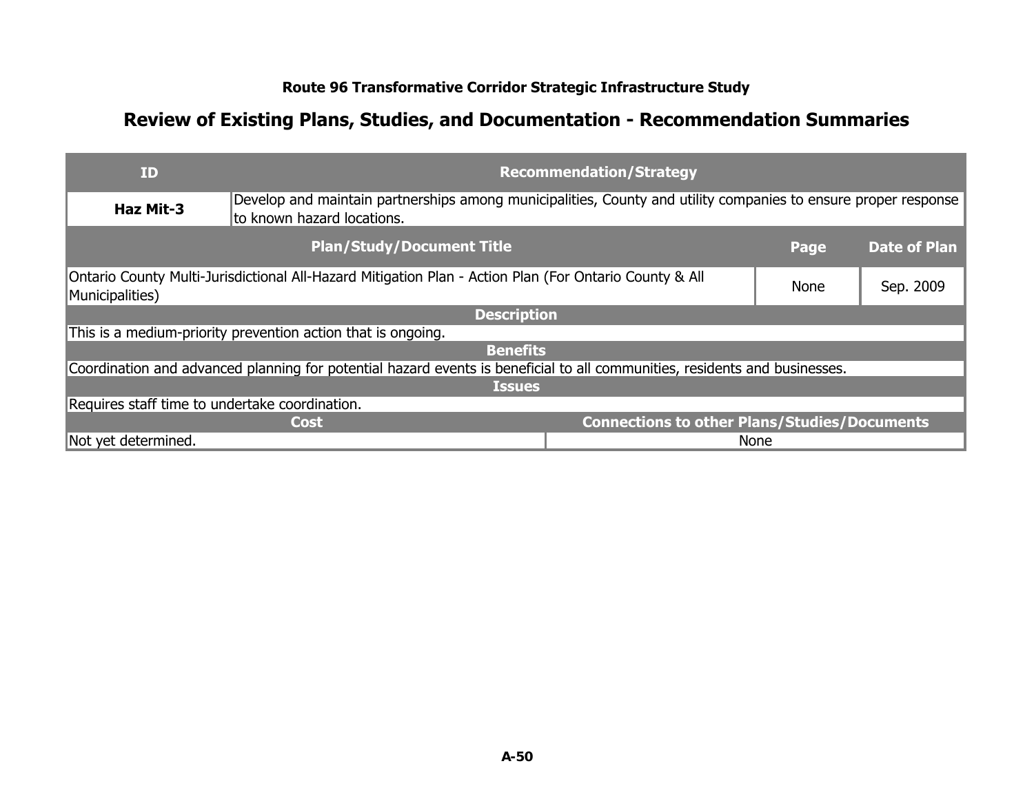**Route 96 Transformative Corridor Strategic Infrastructure Study**

## Review of Existing Plans, Studies, and Documentation - Recommendation Summaries

| ID | Recommendation/Strategy | | |
|---|---|---|---|
| **Haz Mit-3** | Develop and maintain partnerships among municipalities, County and utility companies to ensure proper response to known hazard locations. | | |
| **Plan/Study/Document Title** | | **Page** | **Date of Plan** |
| Ontario County Multi-Jurisdictional All-Hazard Mitigation Plan - Action Plan (For Ontario County & All Municipalities) | | None | Sep. 2009 |
| **Description** | | | |
| This is a medium-priority prevention action that is ongoing. | | | |
| **Benefits** | | | |
| Coordination and advanced planning for potential hazard events is beneficial to all communities, residents and businesses. | | | |
| **Issues** | | | |
| Requires staff time to undertake coordination. | | | |
| **Cost** | **Connections to other Plans/Studies/Documents** | | |
| Not yet determined. | None | | |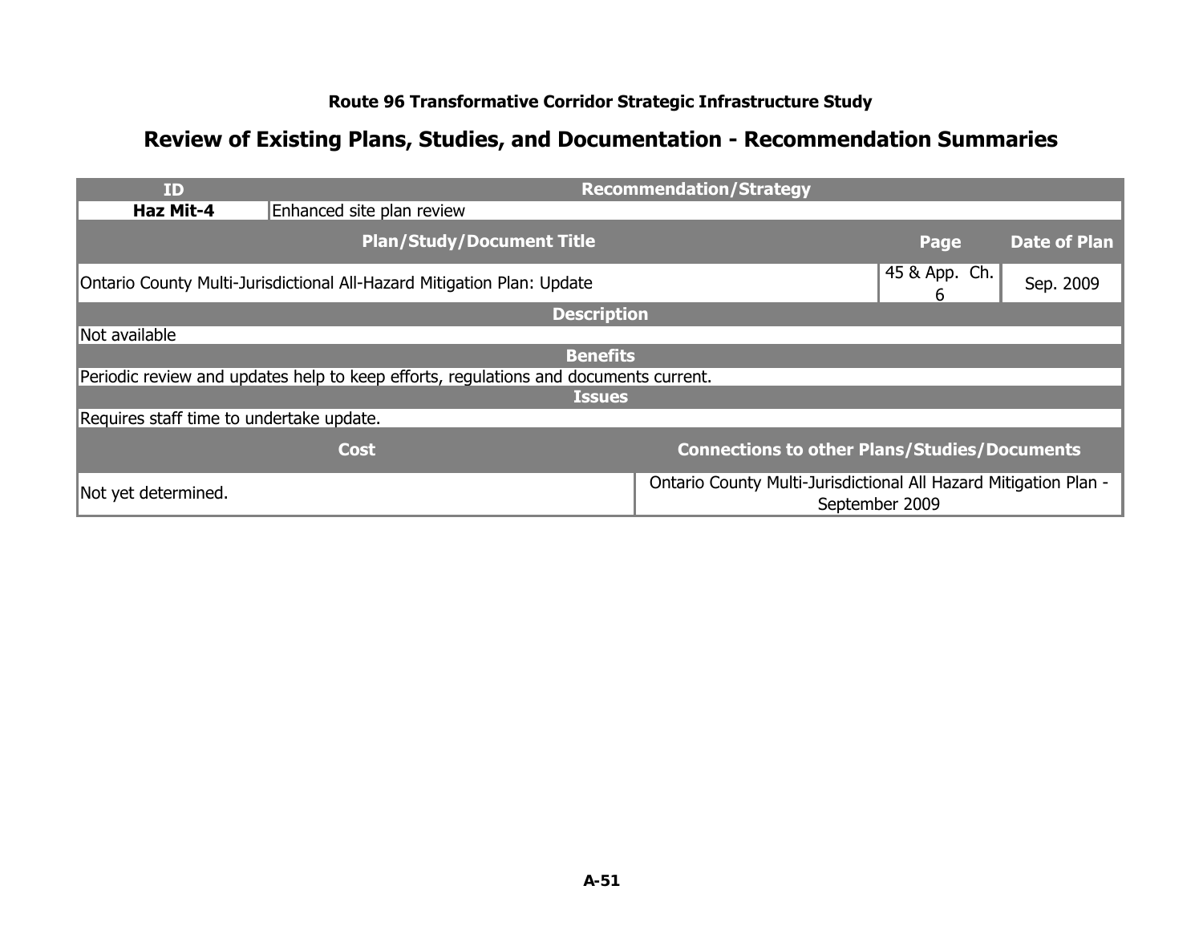### Route 96 Transformative Corridor Strategic Infrastructure Study

## Review of Existing Plans, Studies, and Documentation - Recommendation Summaries

| ID | Recommendation/Strategy | | |
|---|---|---|---|
| **Haz Mit-4** | Enhanced site plan review | | |
| **Plan/Study/Document Title** | | **Page** | **Date of Plan** |
| Ontario County Multi-Jurisdictional All-Hazard Mitigation Plan: Update | | 45 & App. Ch. 6 | Sep. 2009 |
| **Description** | | | |
| Not available | | | |
| **Benefits** | | | |
| Periodic review and updates help to keep efforts, regulations and documents current. | | | |
| **Issues** | | | |
| Requires staff time to undertake update. | | | |
| **Cost** | | **Connections to other Plans/Studies/Documents** | |
| Not yet determined. | | Ontario County Multi-Jurisdictional All Hazard Mitigation Plan - September 2009 | |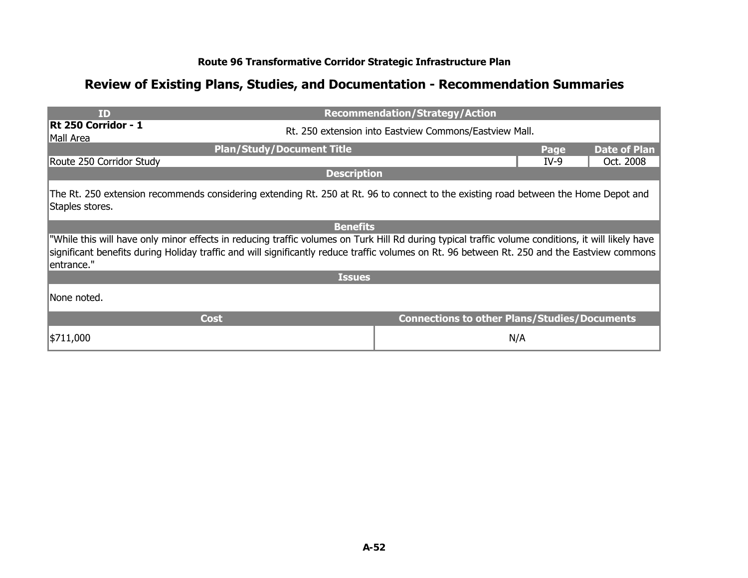**Route 96 Transformative Corridor Strategic Infrastructure Plan**

## Review of Existing Plans, Studies, and Documentation - Recommendation Summaries

| ID | Recommendation/Strategy/Action | |
|---|---|---|
| **Rt 250 Corridor - 1**<br>Mall Area | Rt. 250 extension into Eastview Commons/Eastview Mall. | |
| **Plan/Study/Document Title** | **Page** | **Date of Plan** |
| Route 250 Corridor Study | IV-9 | Oct. 2008 |

**Description**

The Rt. 250 extension recommends considering extending Rt. 250 at Rt. 96 to connect to the existing road between the Home Depot and Staples stores.

**Benefits**

"While this will have only minor effects in reducing traffic volumes on Turk Hill Rd during typical traffic volume conditions, it will likely have significant benefits during Holiday traffic and will significantly reduce traffic volumes on Rt. 96 between Rt. 250 and the Eastview commons entrance."

**Issues**

None noted.

| Cost | Connections to other Plans/Studies/Documents |
|---|---|
| $711,000 | N/A |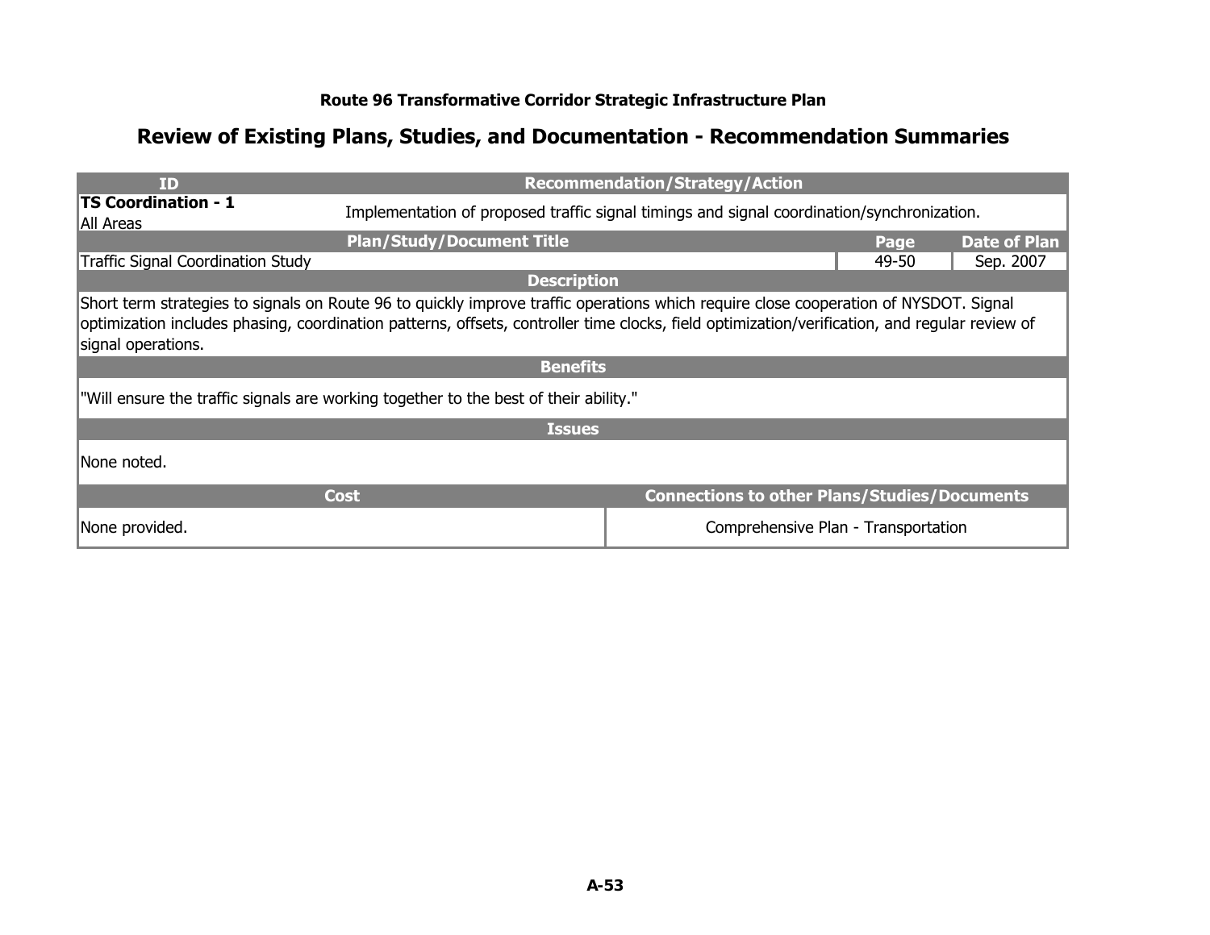**Route 96 Transformative Corridor Strategic Infrastructure Plan**

## Review of Existing Plans, Studies, and Documentation - Recommendation Summaries

| ID | Recommendation/Strategy/Action | | |
|---|---|---|---|
| **TS Coordination - 1**<br>All Areas | Implementation of proposed traffic signal timings and signal coordination/synchronization. | | |
| **Plan/Study/Document Title** | | **Page** | **Date of Plan** |
| Traffic Signal Coordination Study | | 49-50 | Sep. 2007 |

**Description**

Short term strategies to signals on Route 96 to quickly improve traffic operations which require close cooperation of NYSDOT. Signal optimization includes phasing, coordination patterns, offsets, controller time clocks, field optimization/verification, and regular review of signal operations.

**Benefits**

"Will ensure the traffic signals are working together to the best of their ability."

**Issues**

None noted.

| Cost | Connections to other Plans/Studies/Documents |
|---|---|
| None provided. | Comprehensive Plan - Transportation |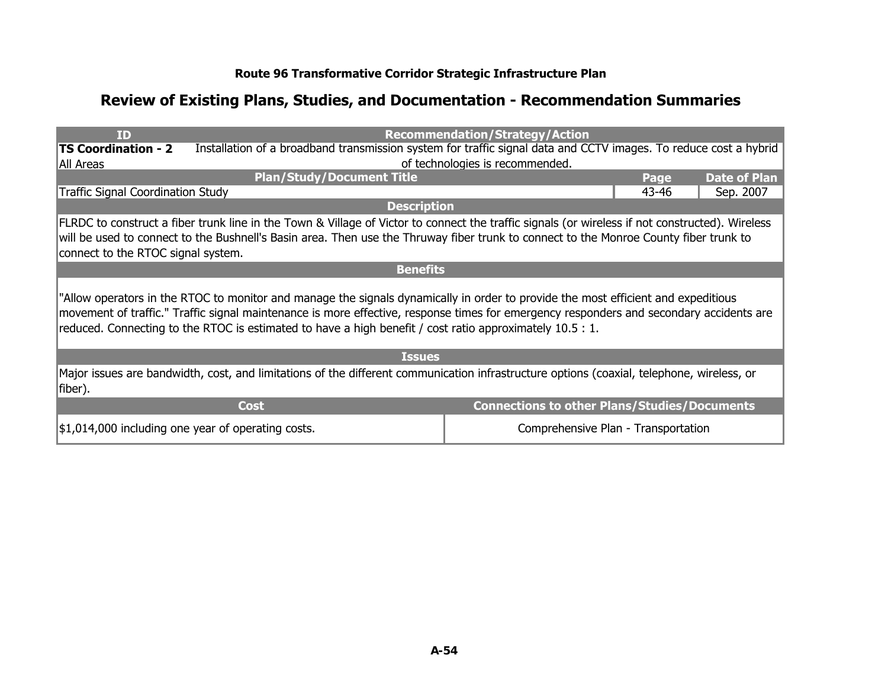Route 96 Transformative Corridor Strategic Infrastructure Plan

## Review of Existing Plans, Studies, and Documentation - Recommendation Summaries

| ID | Recommendation/Strategy/Action | | |
|---|---|---|---|
| **TS Coordination - 2**<br>All Areas | Installation of a broadband transmission system for traffic signal data and CCTV images. To reduce cost a hybrid of technologies is recommended. | | |
| **Plan/Study/Document Title** | | **Page** | **Date of Plan** |
| Traffic Signal Coordination Study | | 43-46 | Sep. 2007 |

**Description**

FLRDC to construct a fiber trunk line in the Town & Village of Victor to connect the traffic signals (or wireless if not constructed). Wireless will be used to connect to the Bushnell's Basin area. Then use the Thruway fiber trunk to connect to the Monroe County fiber trunk to connect to the RTOC signal system.

**Benefits**

"Allow operators in the RTOC to monitor and manage the signals dynamically in order to provide the most efficient and expeditious movement of traffic." Traffic signal maintenance is more effective, response times for emergency responders and secondary accidents are reduced. Connecting to the RTOC is estimated to have a high benefit / cost ratio approximately 10.5 : 1.

**Issues**

Major issues are bandwidth, cost, and limitations of the different communication infrastructure options (coaxial, telephone, wireless, or fiber).

| Cost | Connections to other Plans/Studies/Documents |
|---|---|
| $1,014,000 including one year of operating costs. | Comprehensive Plan - Transportation |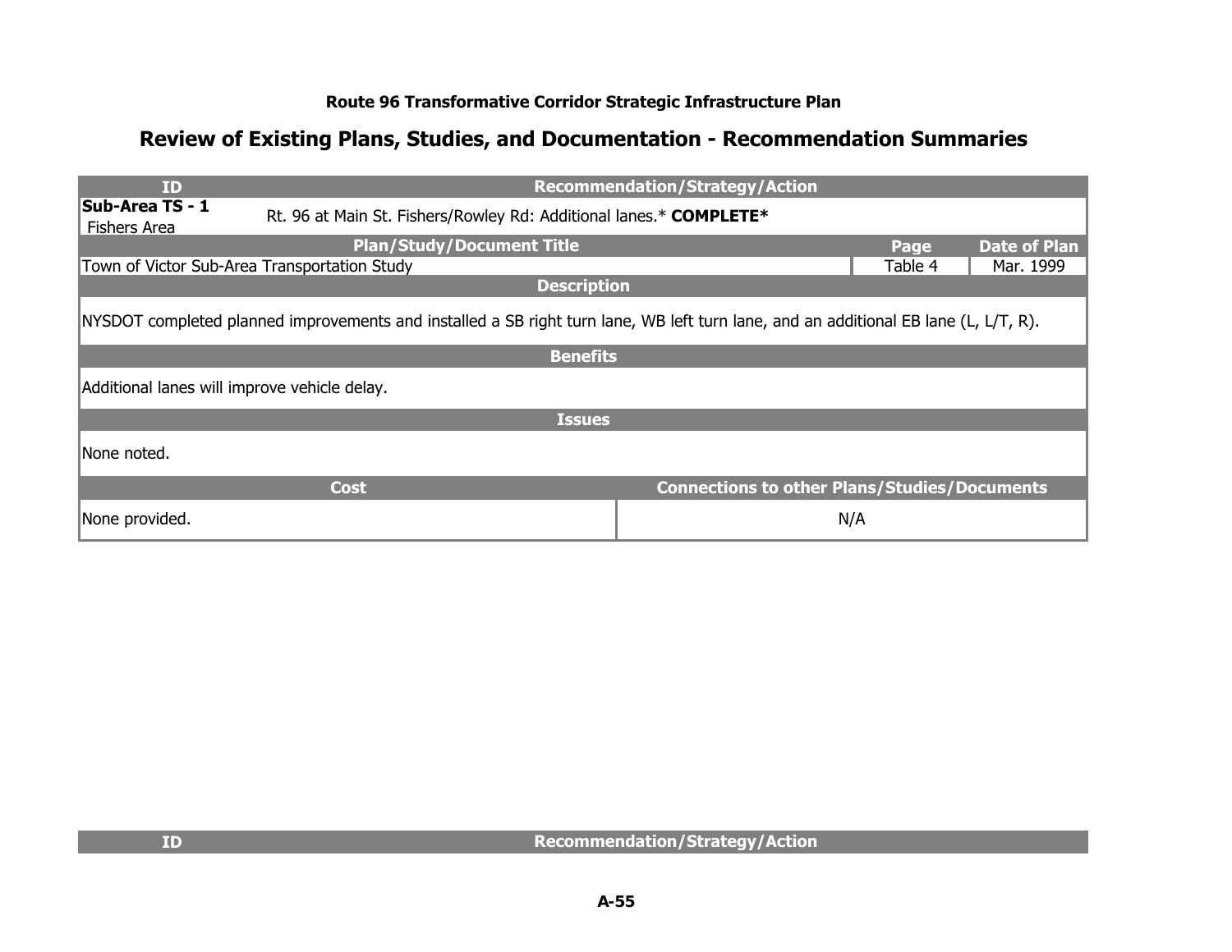### Route 96 Transformative Corridor Strategic Infrastructure Plan

## Review of Existing Plans, Studies, and Documentation - Recommendation Summaries

| ID | Recommendation/Strategy/Action | | |
|---|---|---|---|
| **Sub-Area TS - 1** Fishers Area | Rt. 96 at Main St. Fishers/Rowley Rd: Additional lanes.* **COMPLETE*** | | |
| **Plan/Study/Document Title** | | **Page** | **Date of Plan** |
| Town of Victor Sub-Area Transportation Study | | Table 4 | Mar. 1999 |
| **Description** | | | |
| NYSDOT completed planned improvements and installed a SB right turn lane, WB left turn lane, and an additional EB lane (L, L/T, R). | | | |
| **Benefits** | | | |
| Additional lanes will improve vehicle delay. | | | |
| **Issues** | | | |
| None noted. | | | |
| **Cost** | **Connections to other Plans/Studies/Documents** | | |
| None provided. | N/A | | |

| ID | Recommendation/Strategy/Action |
|---|---|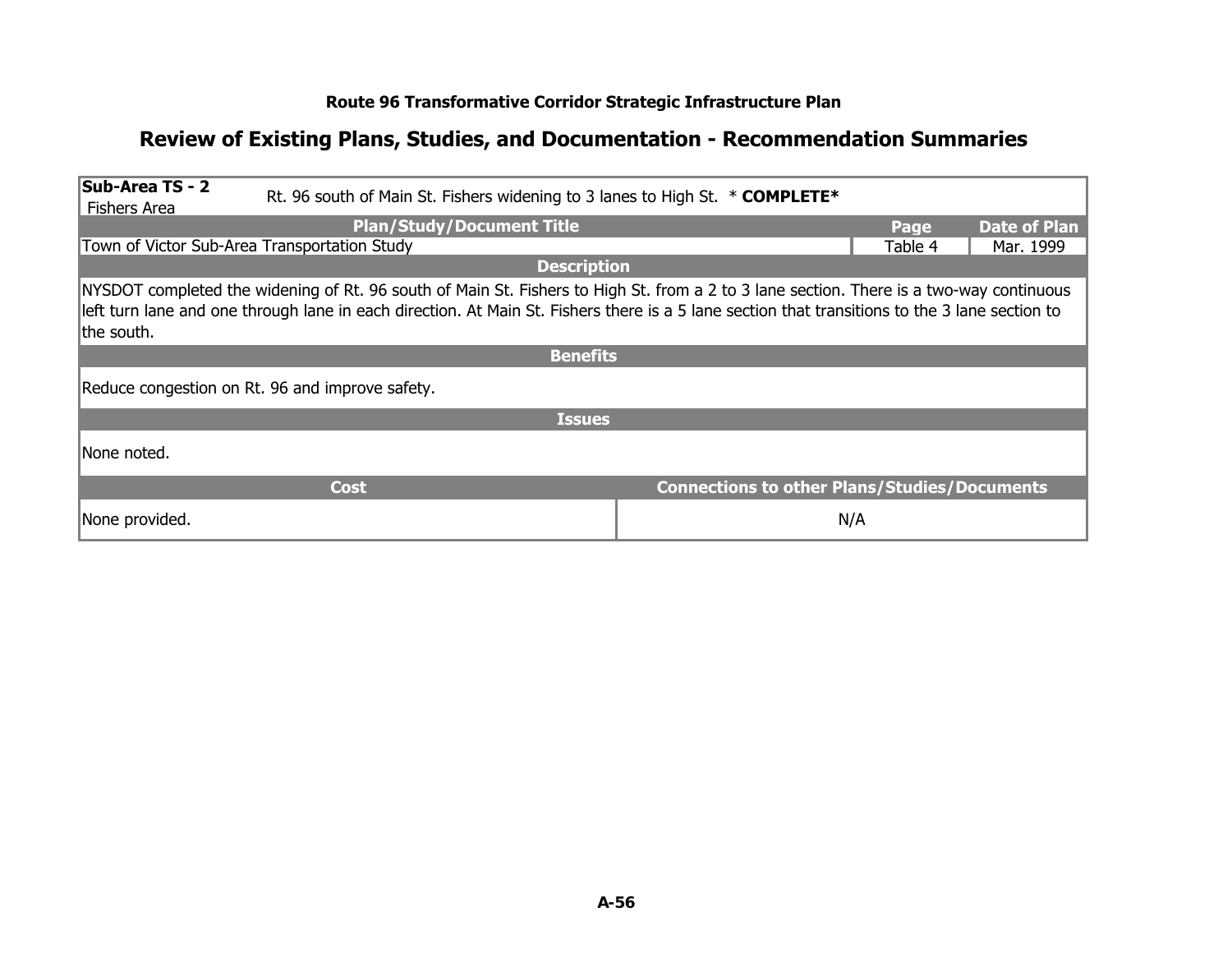### Route 96 Transformative Corridor Strategic Infrastructure Plan

## Review of Existing Plans, Studies, and Documentation - Recommendation Summaries

| **Sub-Area TS - 2** Fishers Area | Rt. 96 south of Main St. Fishers widening to 3 lanes to High St. * **COMPLETE*** | |
|---|---|---|
| **Plan/Study/Document Title** | **Page** | **Date of Plan** |
| Town of Victor Sub-Area Transportation Study | Table 4 | Mar. 1999 |

**Description**

NYSDOT completed the widening of Rt. 96 south of Main St. Fishers to High St. from a 2 to 3 lane section. There is a two-way continuous left turn lane and one through lane in each direction. At Main St. Fishers there is a 5 lane section that transitions to the 3 lane section to the south.

**Benefits**

Reduce congestion on Rt. 96 and improve safety.

**Issues**

None noted.

| **Cost** | **Connections to other Plans/Studies/Documents** |
|---|---|
| None provided. | N/A |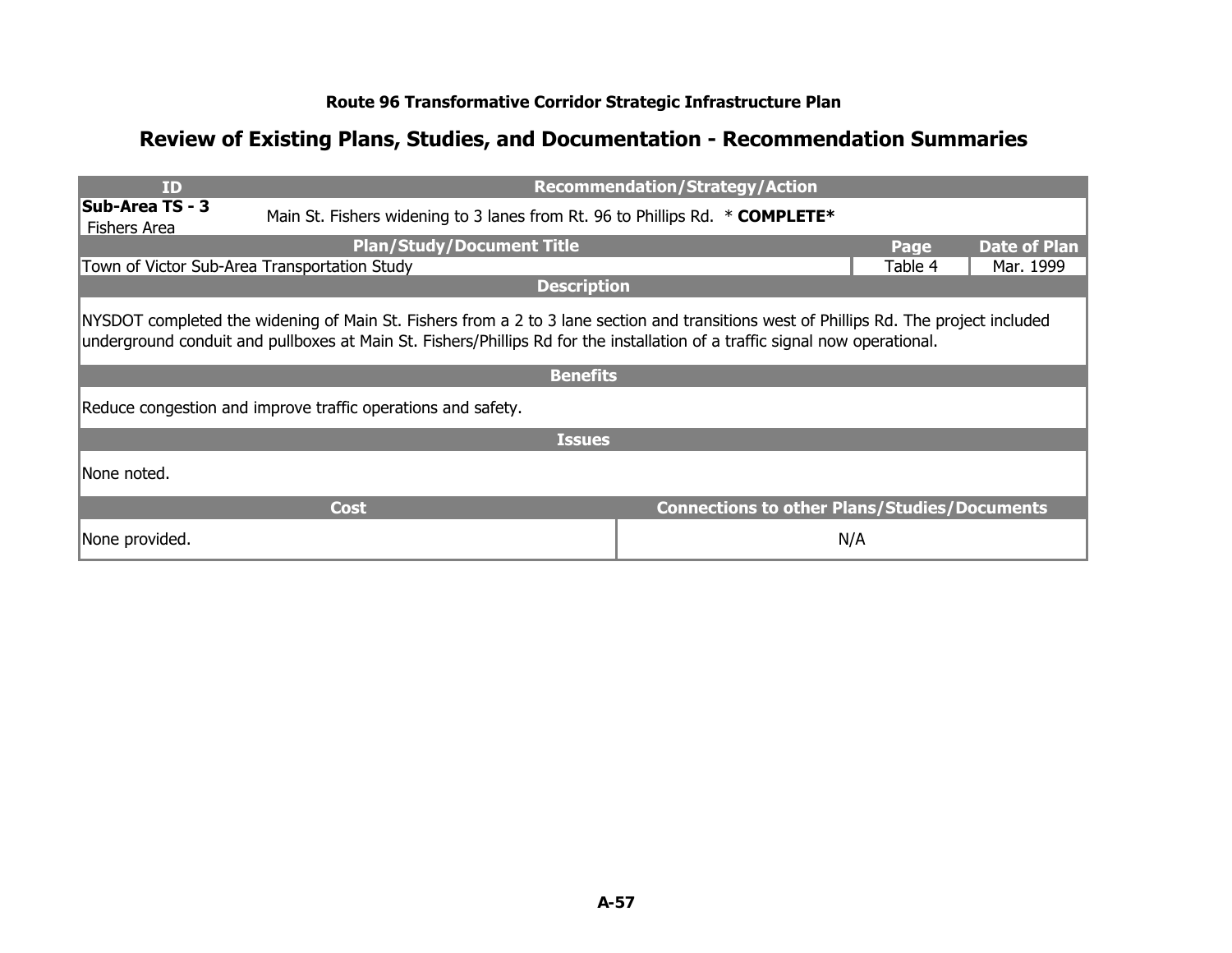**Route 96 Transformative Corridor Strategic Infrastructure Plan**

## Review of Existing Plans, Studies, and Documentation - Recommendation Summaries

| ID | Recommendation/Strategy/Action | | |
|---|---|---|---|
| **Sub-Area TS - 3** Fishers Area | Main St. Fishers widening to 3 lanes from Rt. 96 to Phillips Rd. * **COMPLETE*** | | |
| **Plan/Study/Document Title** | | **Page** | **Date of Plan** |
| Town of Victor Sub-Area Transportation Study | | Table 4 | Mar. 1999 |

**Description**

NYSDOT completed the widening of Main St. Fishers from a 2 to 3 lane section and transitions west of Phillips Rd. The project included underground conduit and pullboxes at Main St. Fishers/Phillips Rd for the installation of a traffic signal now operational.

**Benefits**

Reduce congestion and improve traffic operations and safety.

**Issues**

None noted.

| Cost | Connections to other Plans/Studies/Documents |
|---|---|
| None provided. | N/A |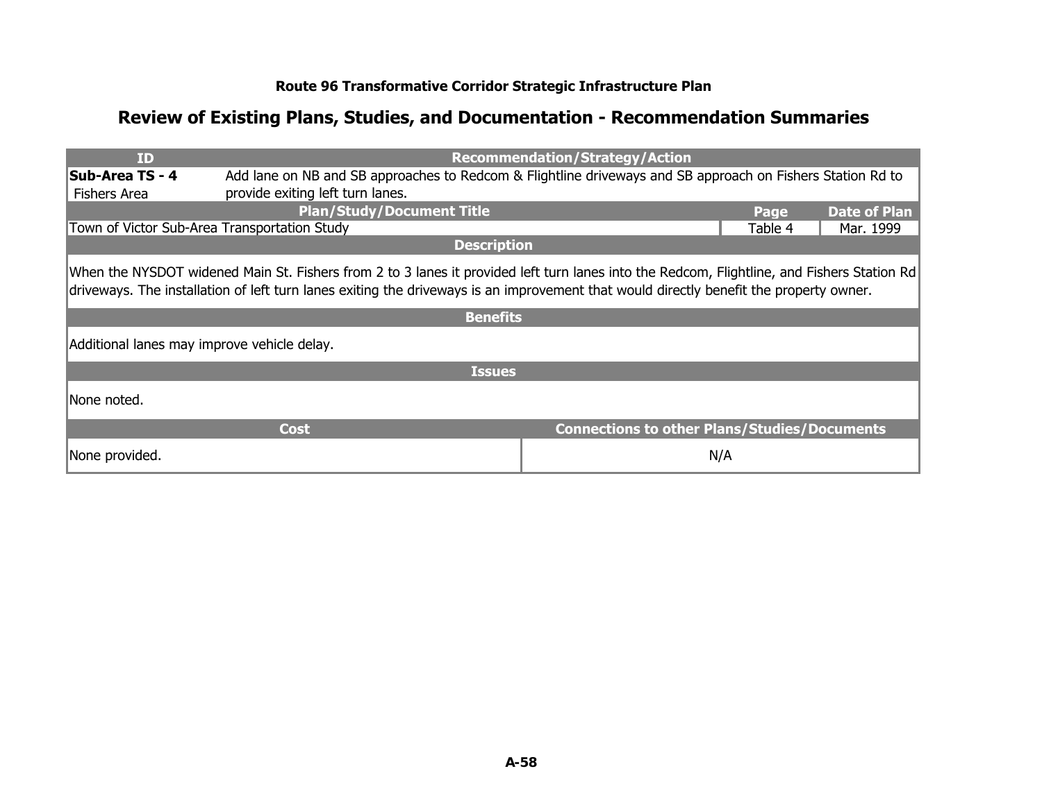**Route 96 Transformative Corridor Strategic Infrastructure Plan**

## Review of Existing Plans, Studies, and Documentation - Recommendation Summaries

| ID | Recommendation/Strategy/Action | | |
|---|---|---|---|
| **Sub-Area TS - 4** Fishers Area | Add lane on NB and SB approaches to Redcom & Flightline driveways and SB approach on Fishers Station Rd to provide exiting left turn lanes. | | |
| **Plan/Study/Document Title** | | **Page** | **Date of Plan** |
| Town of Victor Sub-Area Transportation Study | | Table 4 | Mar. 1999 |

**Description**

When the NYSDOT widened Main St. Fishers from 2 to 3 lanes it provided left turn lanes into the Redcom, Flightline, and Fishers Station Rd driveways. The installation of left turn lanes exiting the driveways is an improvement that would directly benefit the property owner.

**Benefits**

Additional lanes may improve vehicle delay.

**Issues**

None noted.

| Cost | Connections to other Plans/Studies/Documents |
|---|---|
| None provided. | N/A |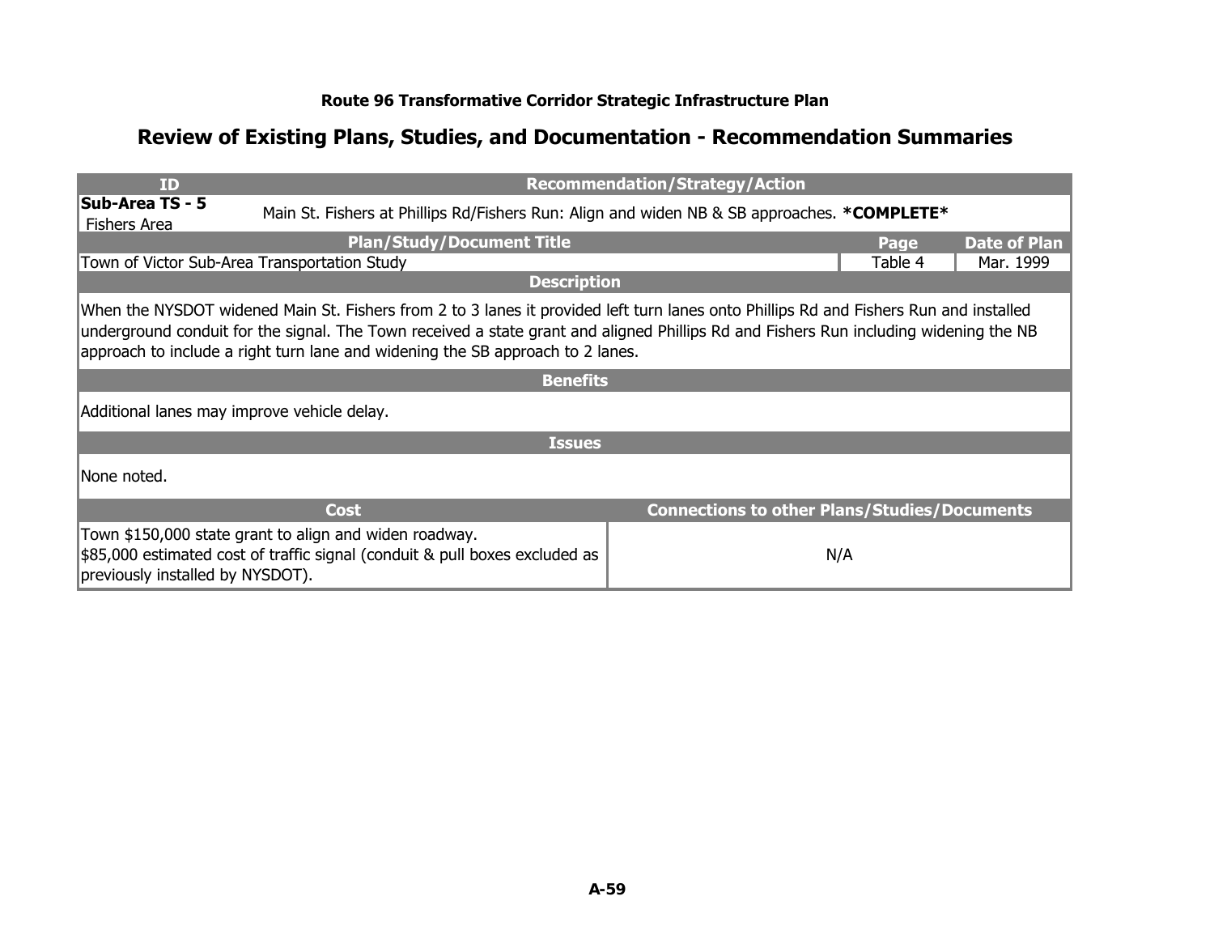**Route 96 Transformative Corridor Strategic Infrastructure Plan**

## Review of Existing Plans, Studies, and Documentation - Recommendation Summaries

| ID | Recommendation/Strategy/Action | | |
|---|---|---|---|
| **Sub-Area TS - 5** Fishers Area | Main St. Fishers at Phillips Rd/Fishers Run: Align and widen NB & SB approaches. ***COMPLETE*** | | |
| **Plan/Study/Document Title** | | **Page** | **Date of Plan** |
| Town of Victor Sub-Area Transportation Study | | Table 4 | Mar. 1999 |

**Description**

When the NYSDOT widened Main St. Fishers from 2 to 3 lanes it provided left turn lanes onto Phillips Rd and Fishers Run and installed underground conduit for the signal. The Town received a state grant and aligned Phillips Rd and Fishers Run including widening the NB approach to include a right turn lane and widening the SB approach to 2 lanes.

**Benefits**

Additional lanes may improve vehicle delay.

**Issues**

None noted.

| Cost | Connections to other Plans/Studies/Documents |
|---|---|
| Town $150,000 state grant to align and widen roadway. $85,000 estimated cost of traffic signal (conduit & pull boxes excluded as previously installed by NYSDOT). | N/A |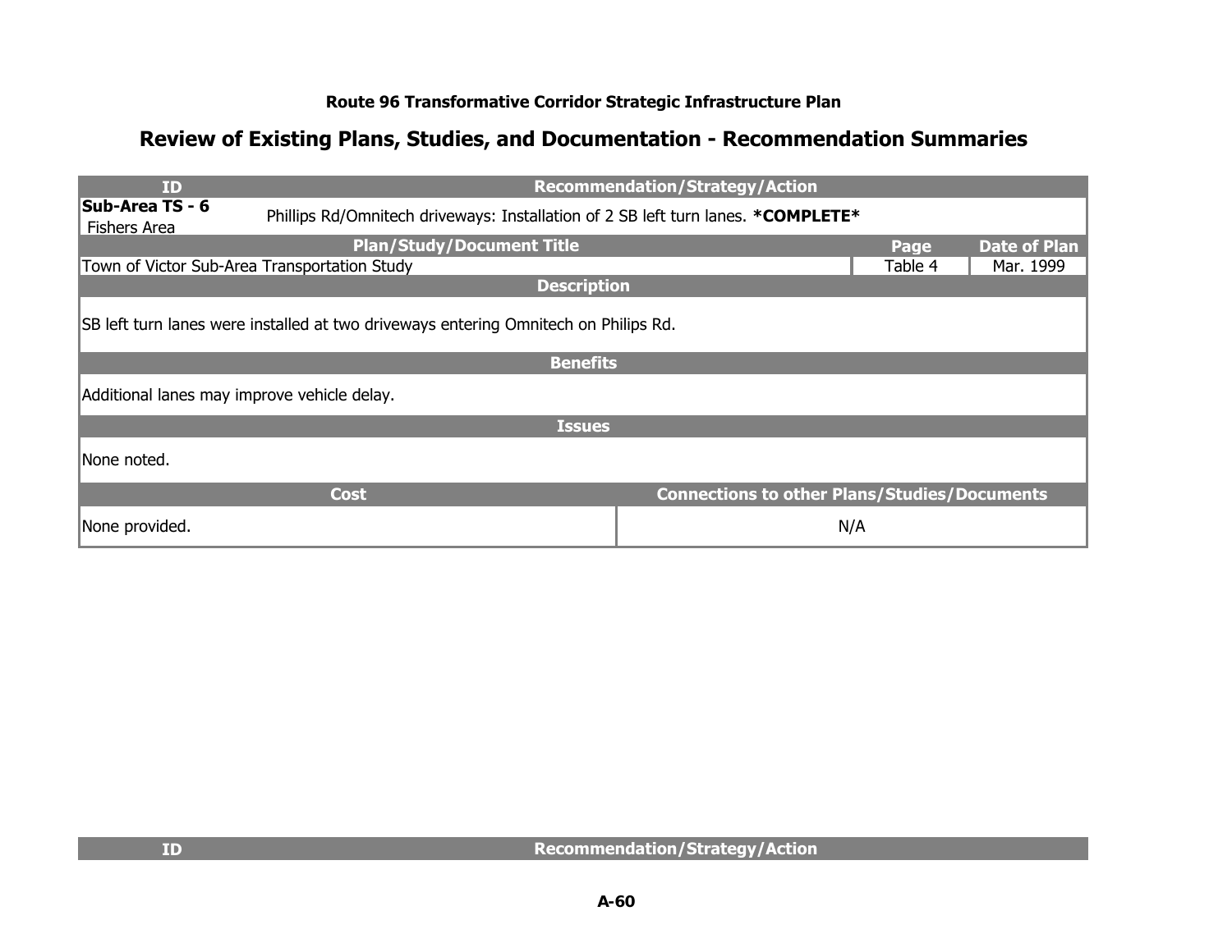**Route 96 Transformative Corridor Strategic Infrastructure Plan**

## Review of Existing Plans, Studies, and Documentation - Recommendation Summaries

| ID | Recommendation/Strategy/Action | | |
|---|---|---|---|
| **Sub-Area TS - 6** Fishers Area | Phillips Rd/Omnitech driveways: Installation of 2 SB left turn lanes. ***COMPLETE*** | | |
| **Plan/Study/Document Title** | | **Page** | **Date of Plan** |
| Town of Victor Sub-Area Transportation Study | | Table 4 | Mar. 1999 |
| **Description** | | | |
| SB left turn lanes were installed at two driveways entering Omnitech on Philips Rd. | | | |
| **Benefits** | | | |
| Additional lanes may improve vehicle delay. | | | |
| **Issues** | | | |
| None noted. | | | |
| **Cost** | | **Connections to other Plans/Studies/Documents** | |
| None provided. | | N/A | |

| ID | Recommendation/Strategy/Action |
|---|---|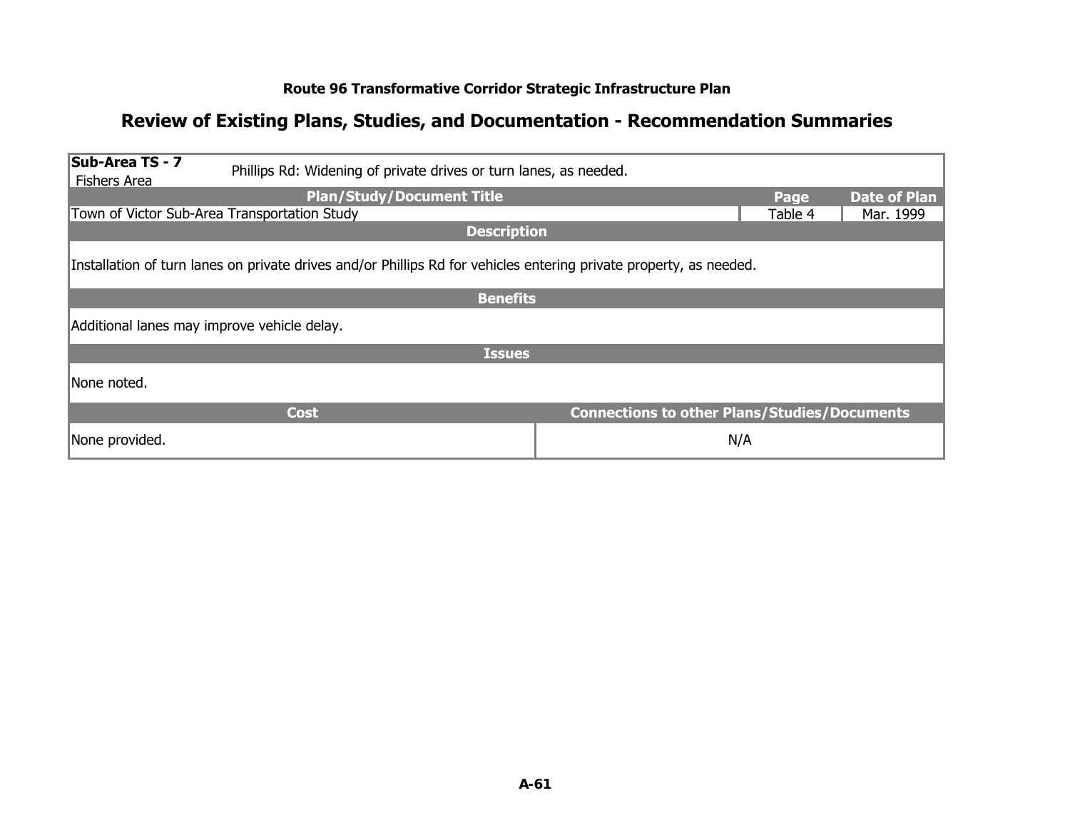**Route 96 Transformative Corridor Strategic Infrastructure Plan**

## Review of Existing Plans, Studies, and Documentation - Recommendation Summaries

| **Sub-Area TS - 7** Fishers Area | Phillips Rd: Widening of private drives or turn lanes, as needed. | |
|---|---|---|
| **Plan/Study/Document Title** | **Page** | **Date of Plan** |
| Town of Victor Sub-Area Transportation Study | Table 4 | Mar. 1999 |

**Description**

Installation of turn lanes on private drives and/or Phillips Rd for vehicles entering private property, as needed.

**Benefits**

Additional lanes may improve vehicle delay.

**Issues**

None noted.

| **Cost** | **Connections to other Plans/Studies/Documents** |
|---|---|
| None provided. | N/A |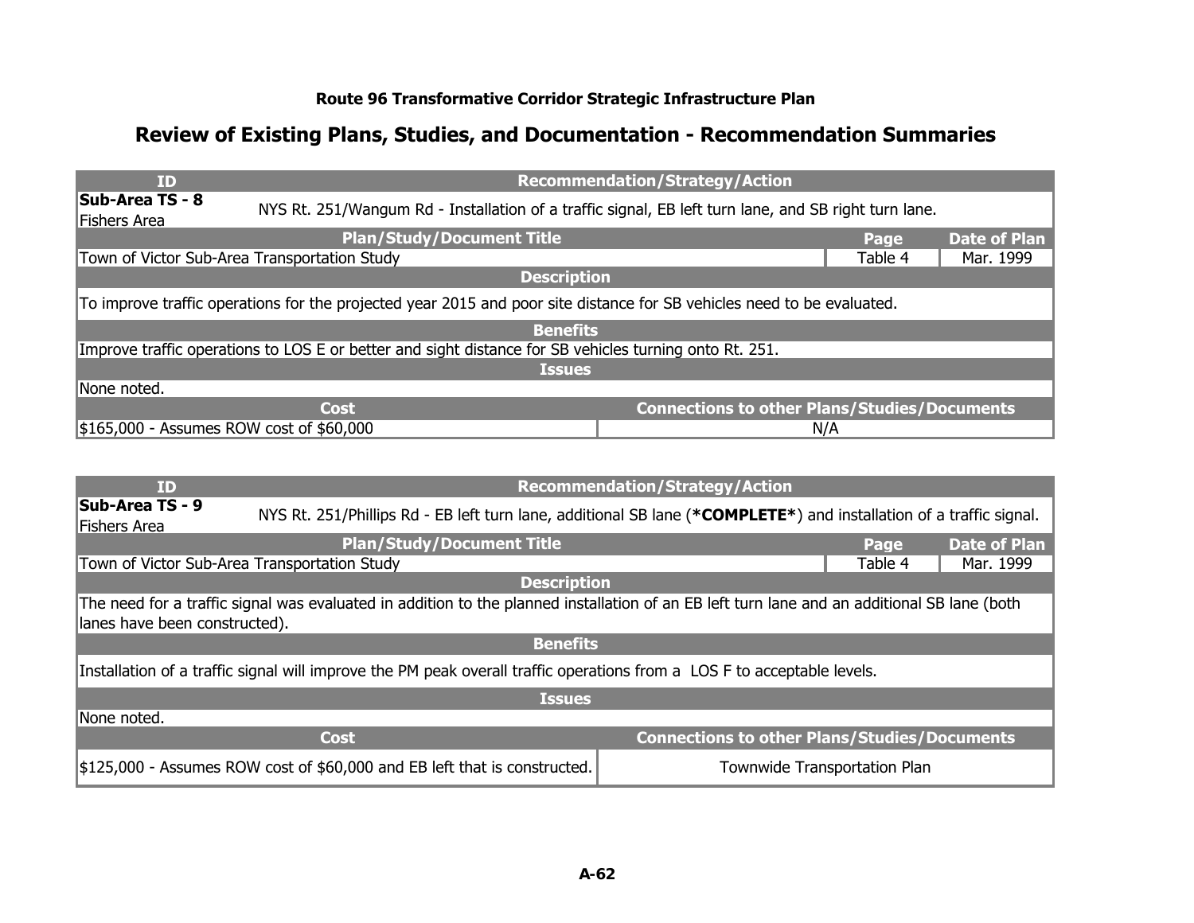**Route 96 Transformative Corridor Strategic Infrastructure Plan**

## Review of Existing Plans, Studies, and Documentation - Recommendation Summaries

| ID | Recommendation/Strategy/Action | | |
|---|---|---|---|
| **Sub-Area TS - 8** Fishers Area | NYS Rt. 251/Wangum Rd - Installation of a traffic signal, EB left turn lane, and SB right turn lane. | | |
| **Plan/Study/Document Title** | | **Page** | **Date of Plan** |
| Town of Victor Sub-Area Transportation Study | | Table 4 | Mar. 1999 |
| **Description** | | | |
| To improve traffic operations for the projected year 2015 and poor site distance for SB vehicles need to be evaluated. | | | |
| **Benefits** | | | |
| Improve traffic operations to LOS E or better and sight distance for SB vehicles turning onto Rt. 251. | | | |
| **Issues** | | | |
| None noted. | | | |
| **Cost** | **Connections to other Plans/Studies/Documents** | | |
| $165,000 - Assumes ROW cost of $60,000 | N/A | | |

| ID | Recommendation/Strategy/Action | | |
|---|---|---|---|
| **Sub-Area TS - 9** Fishers Area | NYS Rt. 251/Phillips Rd - EB left turn lane, additional SB lane (***COMPLETE***) and installation of a traffic signal. | | |
| **Plan/Study/Document Title** | | **Page** | **Date of Plan** |
| Town of Victor Sub-Area Transportation Study | | Table 4 | Mar. 1999 |
| **Description** | | | |
| The need for a traffic signal was evaluated in addition to the planned installation of an EB left turn lane and an additional SB lane (both lanes have been constructed). | | | |
| **Benefits** | | | |
| Installation of a traffic signal will improve the PM peak overall traffic operations from a LOS F to acceptable levels. | | | |
| **Issues** | | | |
| None noted. | | | |
| **Cost** | **Connections to other Plans/Studies/Documents** | | |
| $125,000 - Assumes ROW cost of $60,000 and EB left that is constructed. | Townwide Transportation Plan | | |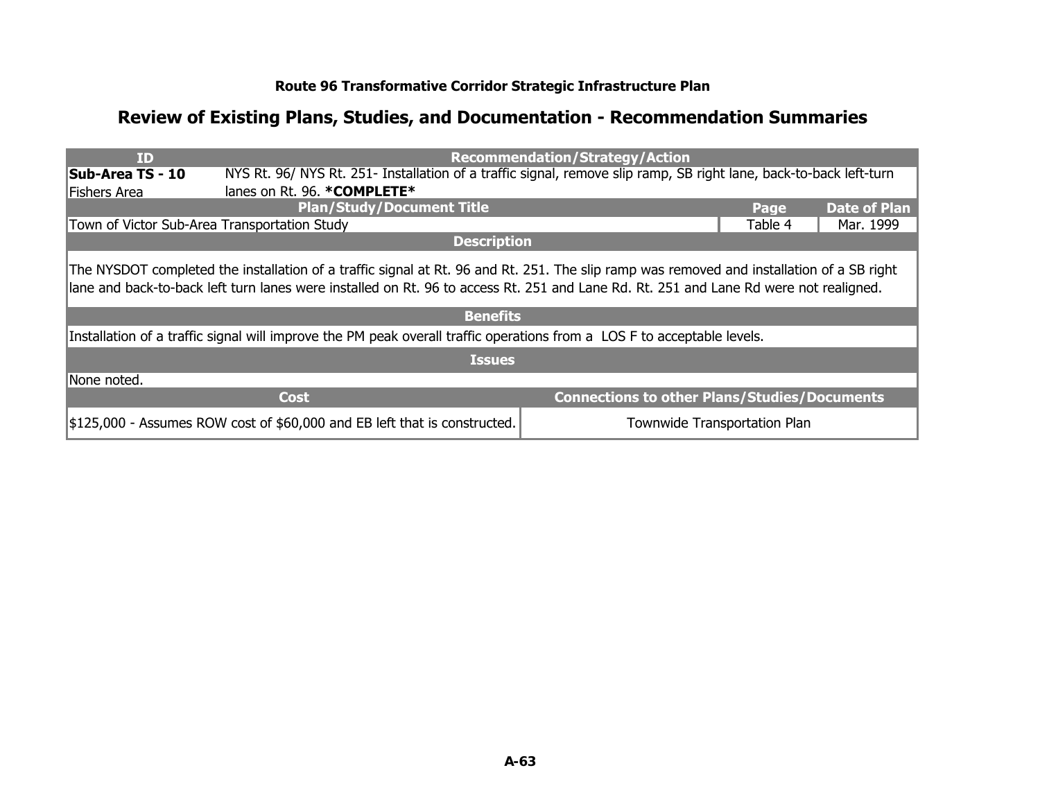**Route 96 Transformative Corridor Strategic Infrastructure Plan**

## Review of Existing Plans, Studies, and Documentation - Recommendation Summaries

| ID | Recommendation/Strategy/Action | | |
|---|---|---|---|
| **Sub-Area TS - 10**<br>Fishers Area | NYS Rt. 96/ NYS Rt. 251- Installation of a traffic signal, remove slip ramp, SB right lane, back-to-back left-turn lanes on Rt. 96. ***COMPLETE*** | | |
| **Plan/Study/Document Title** | | **Page** | **Date of Plan** |
| Town of Victor Sub-Area Transportation Study | | Table 4 | Mar. 1999 |

**Description**

The NYSDOT completed the installation of a traffic signal at Rt. 96 and Rt. 251. The slip ramp was removed and installation of a SB right lane and back-to-back left turn lanes were installed on Rt. 96 to access Rt. 251 and Lane Rd. Rt. 251 and Lane Rd were not realigned.

**Benefits**

Installation of a traffic signal will improve the PM peak overall traffic operations from a LOS F to acceptable levels.

**Issues**

None noted.

| Cost | Connections to other Plans/Studies/Documents |
|---|---|
| $125,000 - Assumes ROW cost of $60,000 and EB left that is constructed. | Townwide Transportation Plan |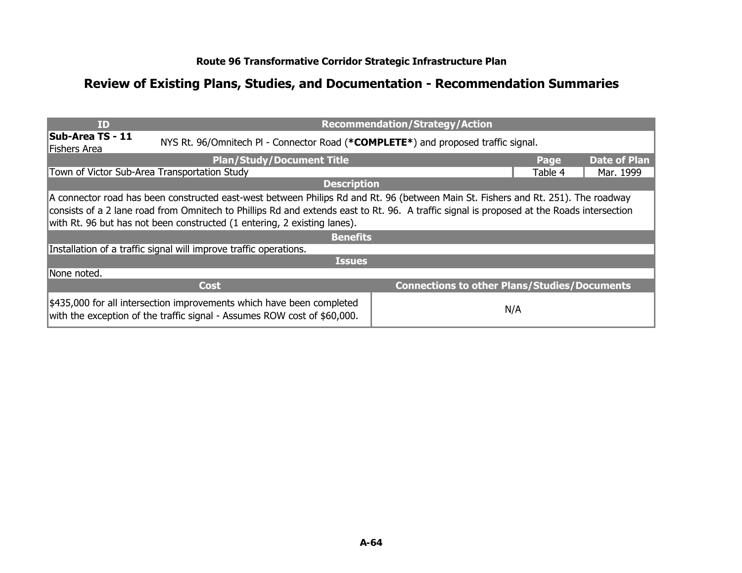**Route 96 Transformative Corridor Strategic Infrastructure Plan**

## Review of Existing Plans, Studies, and Documentation - Recommendation Summaries

| ID | Recommendation/Strategy/Action | | |
|---|---|---|---|
| **Sub-Area TS - 11**<br>Fishers Area | NYS Rt. 96/Omnitech Pl - Connector Road (***COMPLETE***) and proposed traffic signal. | | |
| **Plan/Study/Document Title** | | **Page** | **Date of Plan** |
| Town of Victor Sub-Area Transportation Study | | Table 4 | Mar. 1999 |
| **Description** | | | |
| A connector road has been constructed east-west between Philips Rd and Rt. 96 (between Main St. Fishers and Rt. 251). The roadway consists of a 2 lane road from Omnitech to Phillips Rd and extends east to Rt. 96. A traffic signal is proposed at the Roads intersection with Rt. 96 but has not been constructed (1 entering, 2 existing lanes). | | | |
| **Benefits** | | | |
| Installation of a traffic signal will improve traffic operations. | | | |
| **Issues** | | | |
| None noted. | | | |
| **Cost** | **Connections to other Plans/Studies/Documents** | | |
| $435,000 for all intersection improvements which have been completed with the exception of the traffic signal - Assumes ROW cost of $60,000. | N/A | | |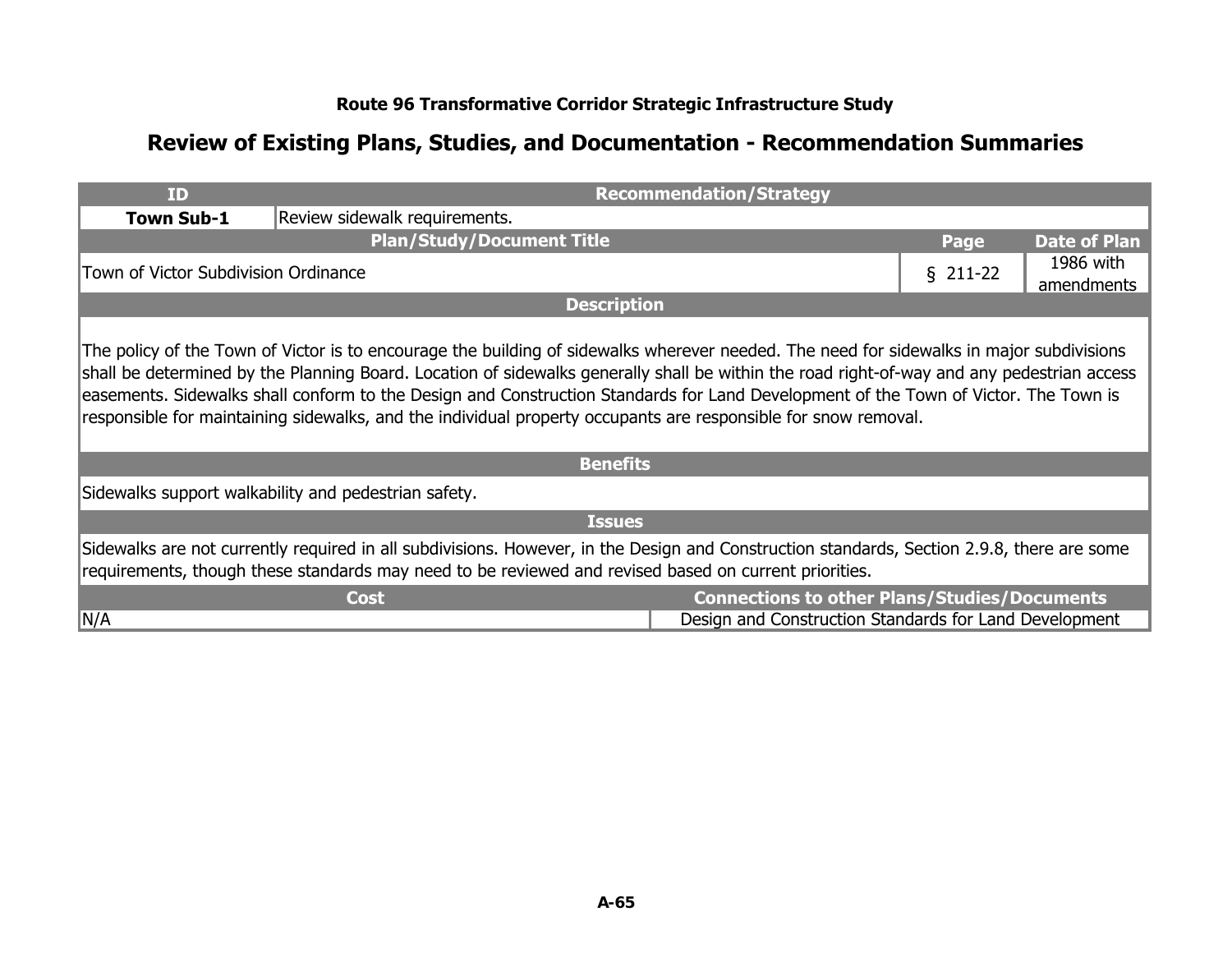**Route 96 Transformative Corridor Strategic Infrastructure Study**

## Review of Existing Plans, Studies, and Documentation - Recommendation Summaries

| ID | Recommendation/Strategy | | |
|---|---|---|---|
| **Town Sub-1** | Review sidewalk requirements. | | |
| **Plan/Study/Document Title** | | **Page** | **Date of Plan** |
| Town of Victor Subdivision Ordinance | | § 211-22 | 1986 with amendments |

**Description**

The policy of the Town of Victor is to encourage the building of sidewalks wherever needed. The need for sidewalks in major subdivisions shall be determined by the Planning Board. Location of sidewalks generally shall be within the road right-of-way and any pedestrian access easements. Sidewalks shall conform to the Design and Construction Standards for Land Development of the Town of Victor. The Town is responsible for maintaining sidewalks, and the individual property occupants are responsible for snow removal.

**Benefits**

Sidewalks support walkability and pedestrian safety.

**Issues**

Sidewalks are not currently required in all subdivisions. However, in the Design and Construction standards, Section 2.9.8, there are some requirements, though these standards may need to be reviewed and revised based on current priorities.

| Cost | Connections to other Plans/Studies/Documents |
|---|---|
| N/A | Design and Construction Standards for Land Development |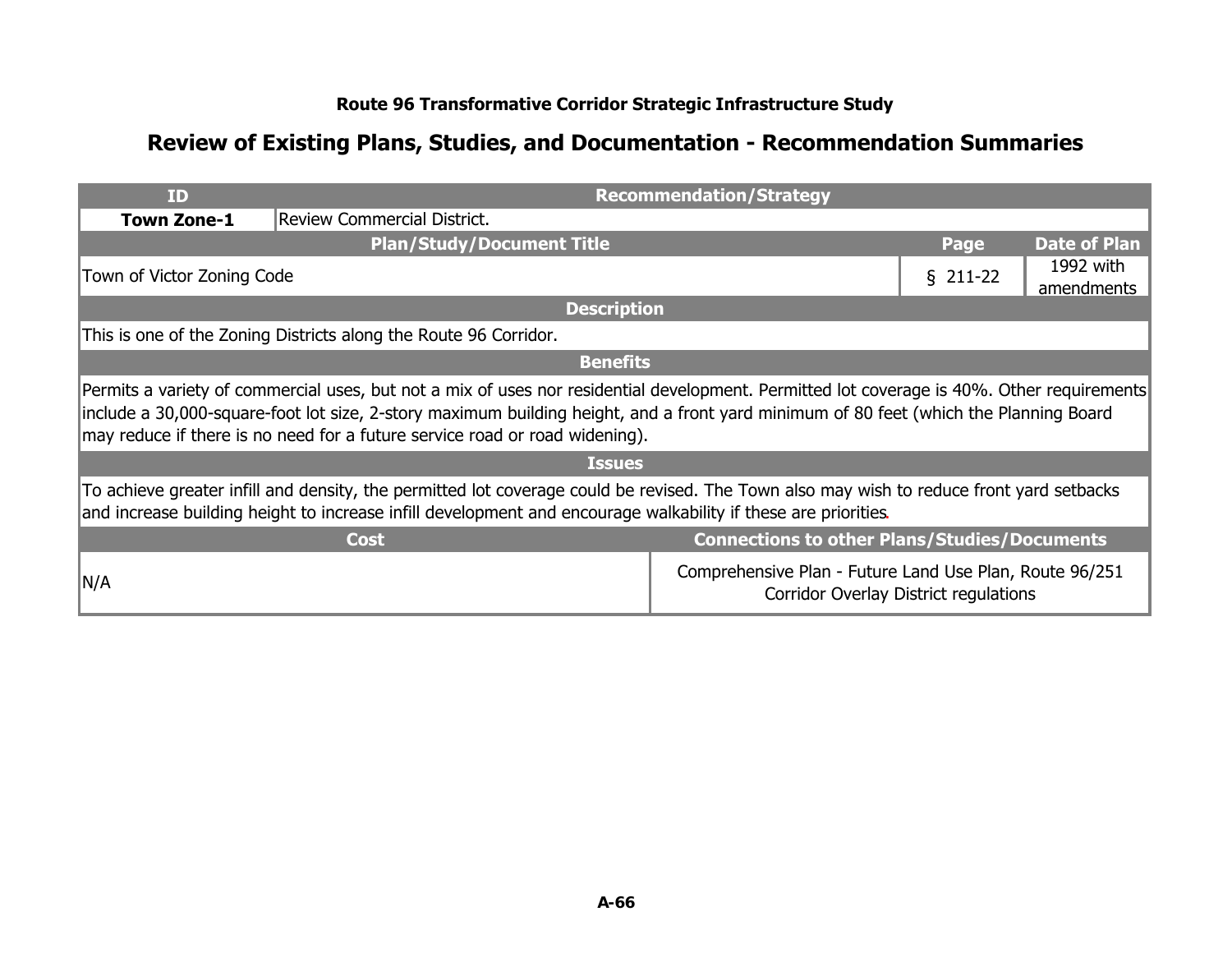**Route 96 Transformative Corridor Strategic Infrastructure Study**

## Review of Existing Plans, Studies, and Documentation - Recommendation Summaries

| ID | Recommendation/Strategy | | |
|---|---|---|---|
| **Town Zone-1** | Review Commercial District. | | |
| **Plan/Study/Document Title** | | **Page** | **Date of Plan** |
| Town of Victor Zoning Code | | § 211-22 | 1992 with amendments |
| **Description** | | | |
| This is one of the Zoning Districts along the Route 96 Corridor. | | | |
| **Benefits** | | | |
| Permits a variety of commercial uses, but not a mix of uses nor residential development. Permitted lot coverage is 40%. Other requirements include a 30,000-square-foot lot size, 2-story maximum building height, and a front yard minimum of 80 feet (which the Planning Board may reduce if there is no need for a future service road or road widening). | | | |
| **Issues** | | | |
| To achieve greater infill and density, the permitted lot coverage could be revised. The Town also may wish to reduce front yard setbacks and increase building height to increase infill development and encourage walkability if these are priorities. | | | |
| **Cost** | | **Connections to other Plans/Studies/Documents** | |
| N/A | | Comprehensive Plan - Future Land Use Plan, Route 96/251 Corridor Overlay District regulations | |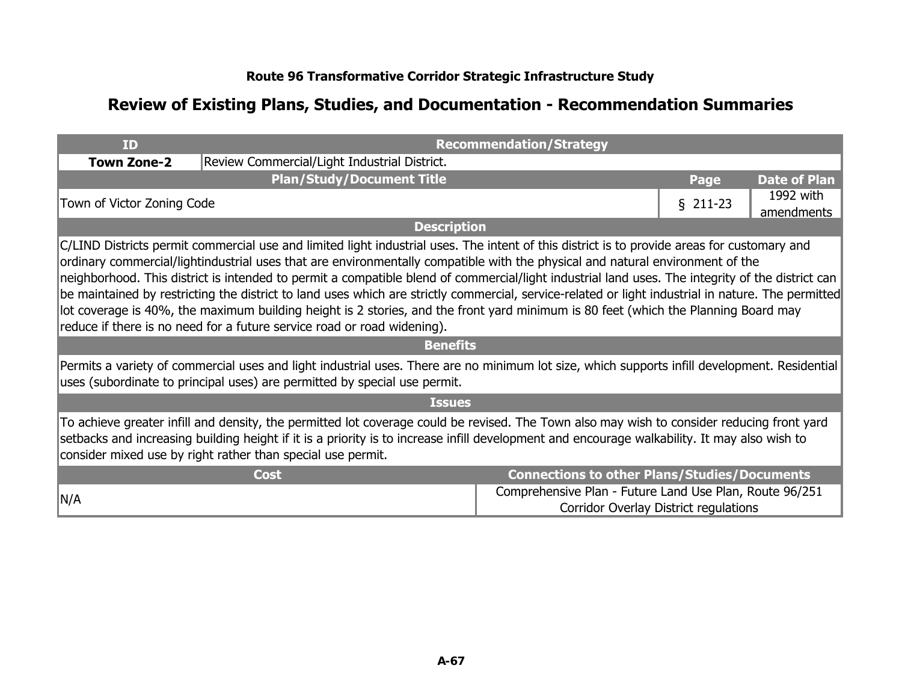**Route 96 Transformative Corridor Strategic Infrastructure Study**

## Review of Existing Plans, Studies, and Documentation - Recommendation Summaries

| ID | Recommendation/Strategy | | |
|---|---|---|---|
| **Town Zone-2** | Review Commercial/Light Industrial District. | | |
| **Plan/Study/Document Title** | | **Page** | **Date of Plan** |
| Town of Victor Zoning Code | | § 211-23 | 1992 with amendments |

**Description**

C/LIND Districts permit commercial use and limited light industrial uses. The intent of this district is to provide areas for customary and ordinary commercial/lightindustrial uses that are environmentally compatible with the physical and natural environment of the neighborhood. This district is intended to permit a compatible blend of commercial/light industrial land uses. The integrity of the district can be maintained by restricting the district to land uses which are strictly commercial, service-related or light industrial in nature. The permitted lot coverage is 40%, the maximum building height is 2 stories, and the front yard minimum is 80 feet (which the Planning Board may reduce if there is no need for a future service road or road widening).

**Benefits**

Permits a variety of commercial uses and light industrial uses. There are no minimum lot size, which supports infill development. Residential uses (subordinate to principal uses) are permitted by special use permit.

**Issues**

To achieve greater infill and density, the permitted lot coverage could be revised. The Town also may wish to consider reducing front yard setbacks and increasing building height if it is a priority is to increase infill development and encourage walkability. It may also wish to consider mixed use by right rather than special use permit.

| Cost | Connections to other Plans/Studies/Documents |
|---|---|
| N/A | Comprehensive Plan - Future Land Use Plan, Route 96/251 Corridor Overlay District regulations |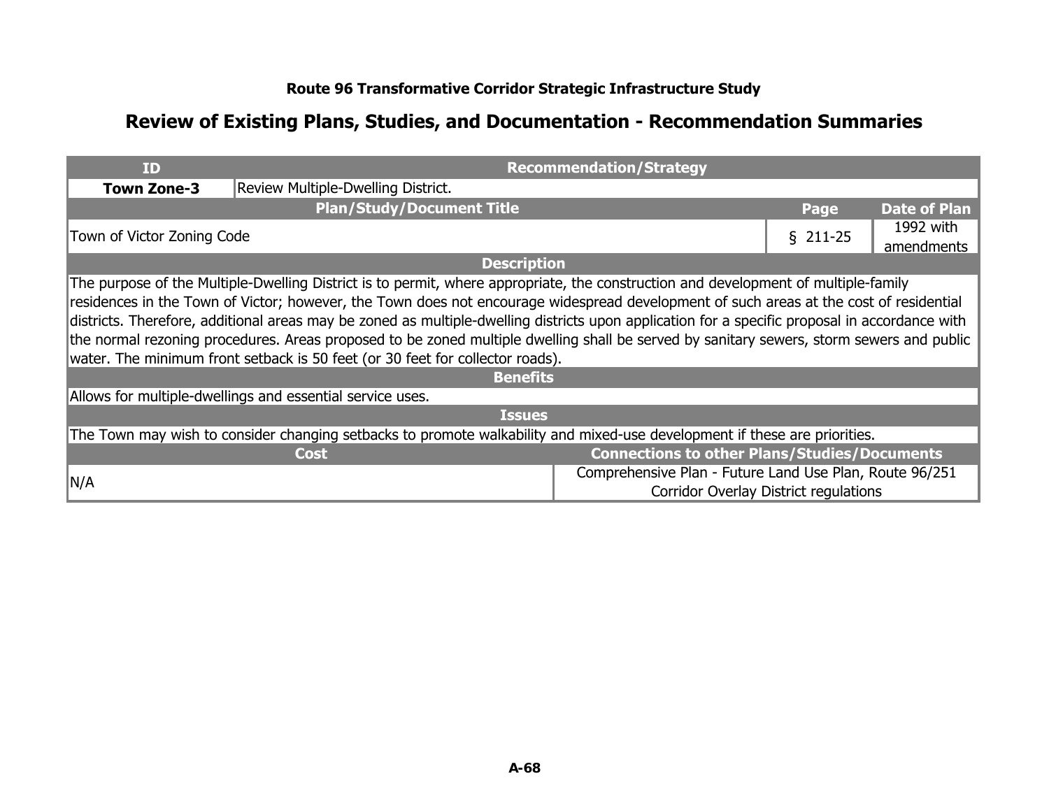**Route 96 Transformative Corridor Strategic Infrastructure Study**

## Review of Existing Plans, Studies, and Documentation - Recommendation Summaries

| ID | Recommendation/Strategy | | |
|---|---|---|---|
| **Town Zone-3** | Review Multiple-Dwelling District. | | |
| **Plan/Study/Document Title** | | **Page** | **Date of Plan** |
| Town of Victor Zoning Code | | § 211-25 | 1992 with amendments |

**Description**

The purpose of the Multiple-Dwelling District is to permit, where appropriate, the construction and development of multiple-family residences in the Town of Victor; however, the Town does not encourage widespread development of such areas at the cost of residential districts. Therefore, additional areas may be zoned as multiple-dwelling districts upon application for a specific proposal in accordance with the normal rezoning procedures. Areas proposed to be zoned multiple dwelling shall be served by sanitary sewers, storm sewers and public water. The minimum front setback is 50 feet (or 30 feet for collector roads).

**Benefits**

Allows for multiple-dwellings and essential service uses.

**Issues**

The Town may wish to consider changing setbacks to promote walkability and mixed-use development if these are priorities.

| Cost | Connections to other Plans/Studies/Documents |
|---|---|
| N/A | Comprehensive Plan - Future Land Use Plan, Route 96/251 Corridor Overlay District regulations |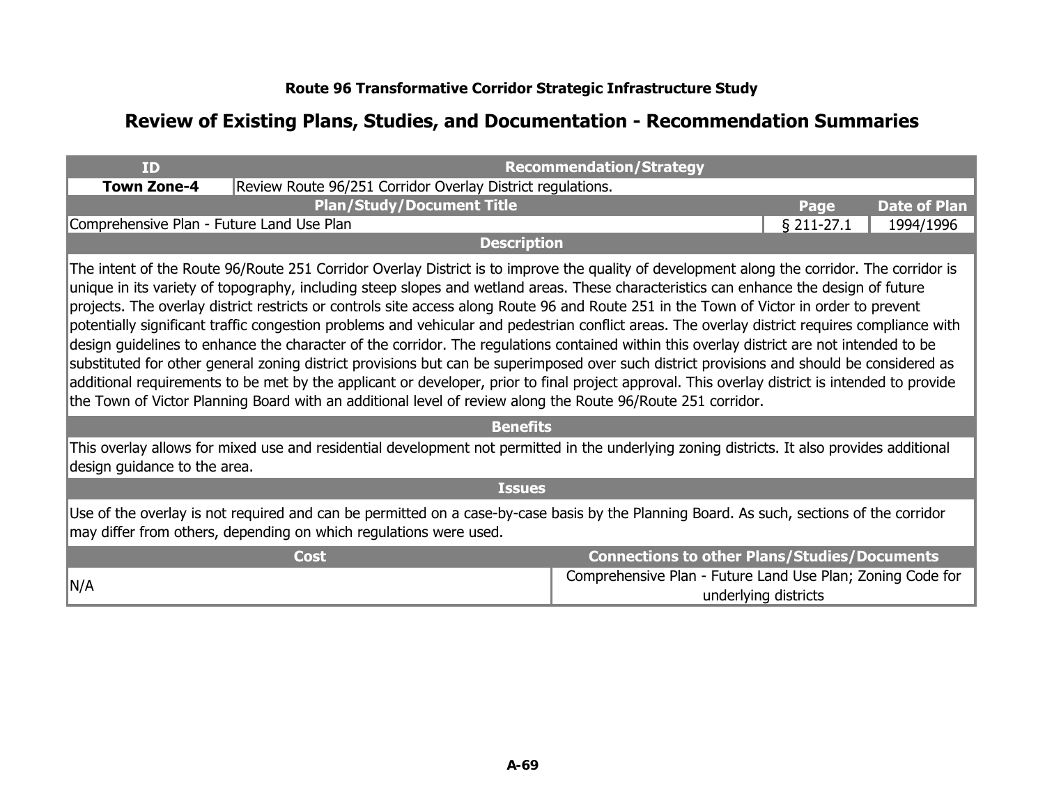**Route 96 Transformative Corridor Strategic Infrastructure Study**

## Review of Existing Plans, Studies, and Documentation - Recommendation Summaries

| ID | Recommendation/Strategy | | |
|---|---|---|---|
| **Town Zone-4** | Review Route 96/251 Corridor Overlay District regulations. | | |
| **Plan/Study/Document Title** | | **Page** | **Date of Plan** |
| Comprehensive Plan - Future Land Use Plan | | § 211-27.1 | 1994/1996 |

**Description**

The intent of the Route 96/Route 251 Corridor Overlay District is to improve the quality of development along the corridor. The corridor is unique in its variety of topography, including steep slopes and wetland areas. These characteristics can enhance the design of future projects. The overlay district restricts or controls site access along Route 96 and Route 251 in the Town of Victor in order to prevent potentially significant traffic congestion problems and vehicular and pedestrian conflict areas. The overlay district requires compliance with design guidelines to enhance the character of the corridor. The regulations contained within this overlay district are not intended to be substituted for other general zoning district provisions but can be superimposed over such district provisions and should be considered as additional requirements to be met by the applicant or developer, prior to final project approval. This overlay district is intended to provide the Town of Victor Planning Board with an additional level of review along the Route 96/Route 251 corridor.

**Benefits**

This overlay allows for mixed use and residential development not permitted in the underlying zoning districts. It also provides additional design guidance to the area.

**Issues**

Use of the overlay is not required and can be permitted on a case-by-case basis by the Planning Board. As such, sections of the corridor may differ from others, depending on which regulations were used.

| Cost | Connections to other Plans/Studies/Documents |
|---|---|
| N/A | Comprehensive Plan - Future Land Use Plan; Zoning Code for underlying districts |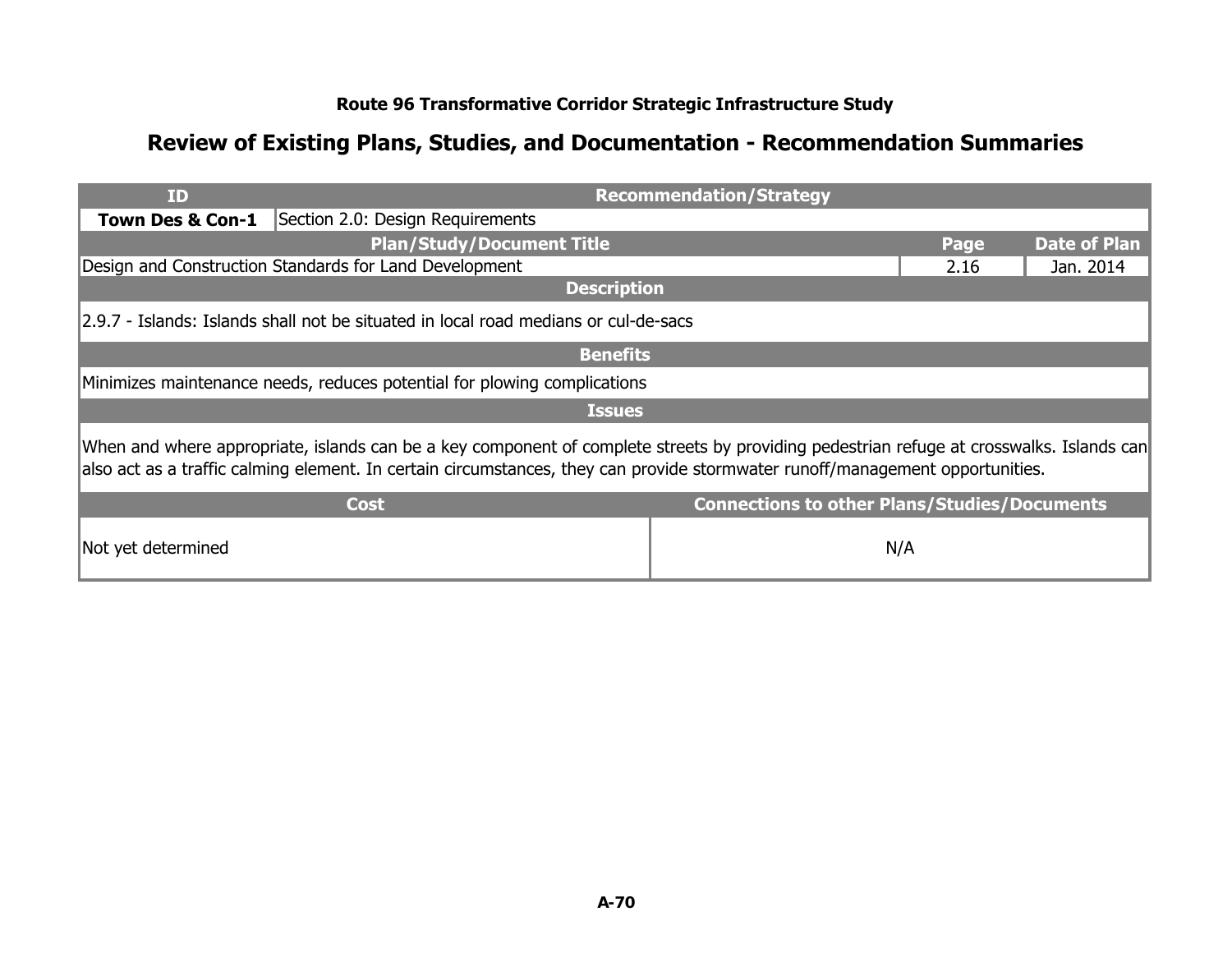**Route 96 Transformative Corridor Strategic Infrastructure Study**

## Review of Existing Plans, Studies, and Documentation - Recommendation Summaries

| ID | Recommendation/Strategy | | |
|---|---|---|---|
| **Town Des & Con-1** | Section 2.0: Design Requirements | | |
| **Plan/Study/Document Title** | | **Page** | **Date of Plan** |
| Design and Construction Standards for Land Development | | 2.16 | Jan. 2014 |
| **Description** | | | |
| 2.9.7 - Islands: Islands shall not be situated in local road medians or cul-de-sacs | | | |
| **Benefits** | | | |
| Minimizes maintenance needs, reduces potential for plowing complications | | | |
| **Issues** | | | |
| When and where appropriate, islands can be a key component of complete streets by providing pedestrian refuge at crosswalks. Islands can also act as a traffic calming element. In certain circumstances, they can provide stormwater runoff/management opportunities. | | | |
| **Cost** | | **Connections to other Plans/Studies/Documents** | |
| Not yet determined | | N/A | |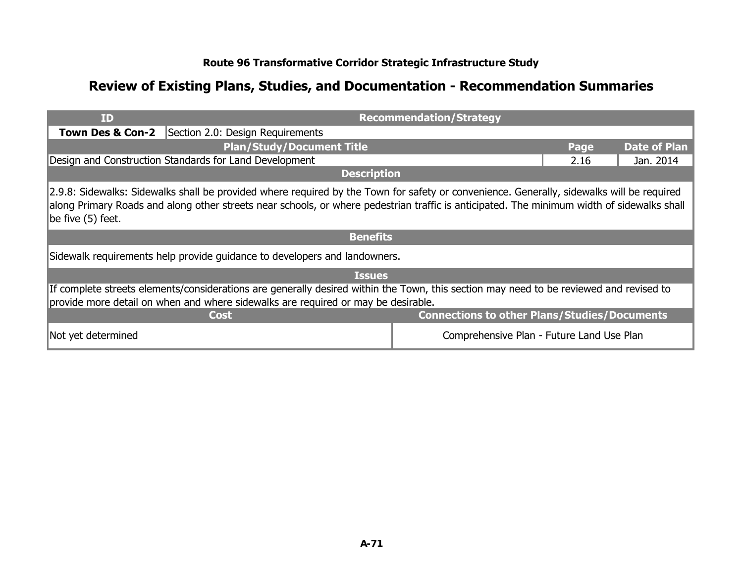### Route 96 Transformative Corridor Strategic Infrastructure Study

## Review of Existing Plans, Studies, and Documentation - Recommendation Summaries

| ID | Recommendation/Strategy | | |
|---|---|---|---|
| **Town Des & Con-2** | Section 2.0: Design Requirements | | |
| **Plan/Study/Document Title** | | **Page** | **Date of Plan** |
| Design and Construction Standards for Land Development | | 2.16 | Jan. 2014 |
| **Description** | | | |
| 2.9.8: Sidewalks: Sidewalks shall be provided where required by the Town for safety or convenience. Generally, sidewalks will be required along Primary Roads and along other streets near schools, or where pedestrian traffic is anticipated. The minimum width of sidewalks shall be five (5) feet. | | | |
| **Benefits** | | | |
| Sidewalk requirements help provide guidance to developers and landowners. | | | |
| **Issues** | | | |
| If complete streets elements/considerations are generally desired within the Town, this section may need to be reviewed and revised to provide more detail on when and where sidewalks are required or may be desirable. | | | |
| **Cost** | | **Connections to other Plans/Studies/Documents** | |
| Not yet determined | | Comprehensive Plan - Future Land Use Plan | |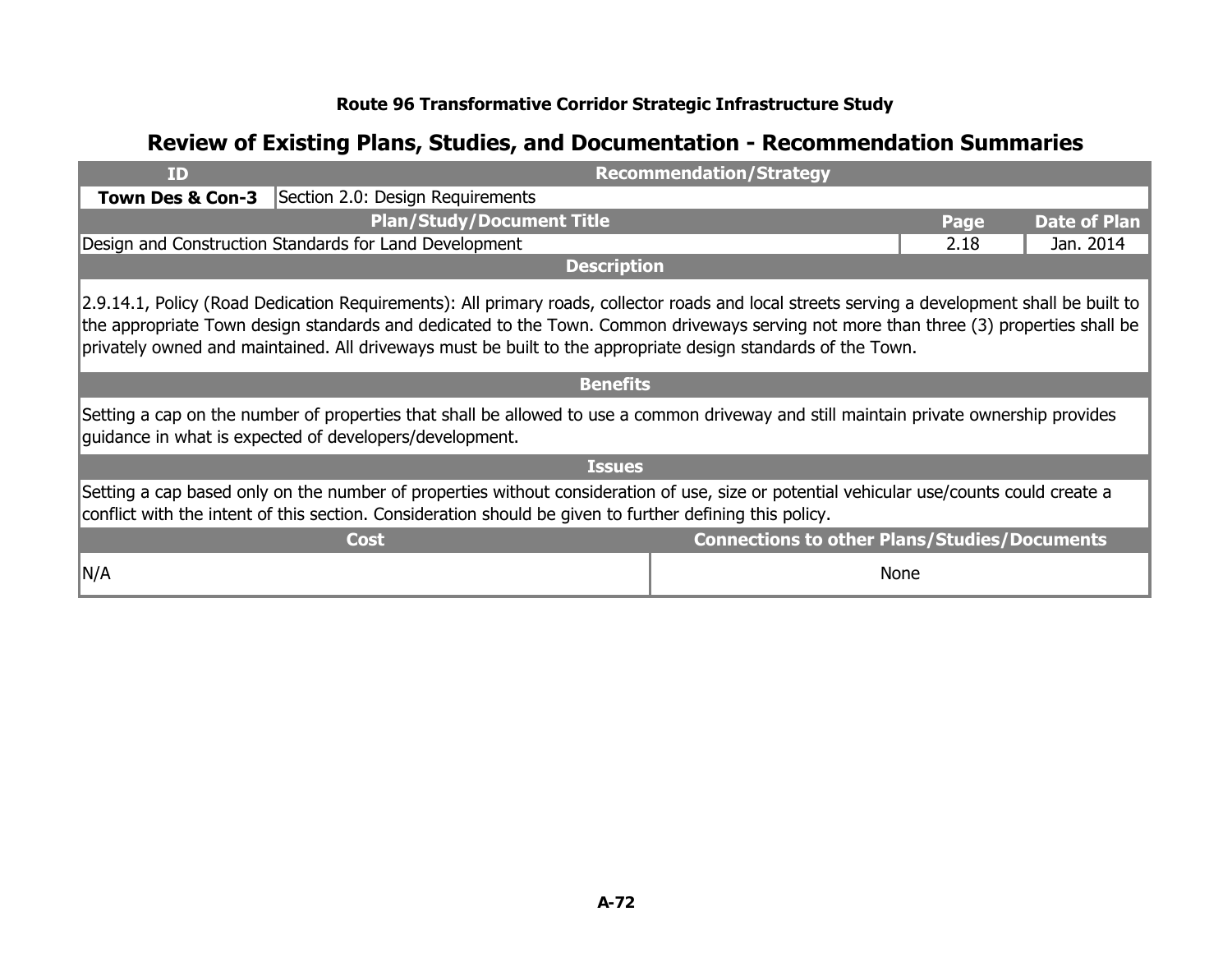**Route 96 Transformative Corridor Strategic Infrastructure Study**

## Review of Existing Plans, Studies, and Documentation - Recommendation Summaries

| ID | Recommendation/Strategy | | |
|---|---|---|---|
| **Town Des & Con-3** | Section 2.0: Design Requirements | | |
| **Plan/Study/Document Title** | | **Page** | **Date of Plan** |
| Design and Construction Standards for Land Development | | 2.18 | Jan. 2014 |

**Description**

2.9.14.1, Policy (Road Dedication Requirements): All primary roads, collector roads and local streets serving a development shall be built to the appropriate Town design standards and dedicated to the Town. Common driveways serving not more than three (3) properties shall be privately owned and maintained. All driveways must be built to the appropriate design standards of the Town.

**Benefits**

Setting a cap on the number of properties that shall be allowed to use a common driveway and still maintain private ownership provides guidance in what is expected of developers/development.

**Issues**

Setting a cap based only on the number of properties without consideration of use, size or potential vehicular use/counts could create a conflict with the intent of this section. Consideration should be given to further defining this policy.

| Cost | Connections to other Plans/Studies/Documents |
|---|---|
| N/A | None |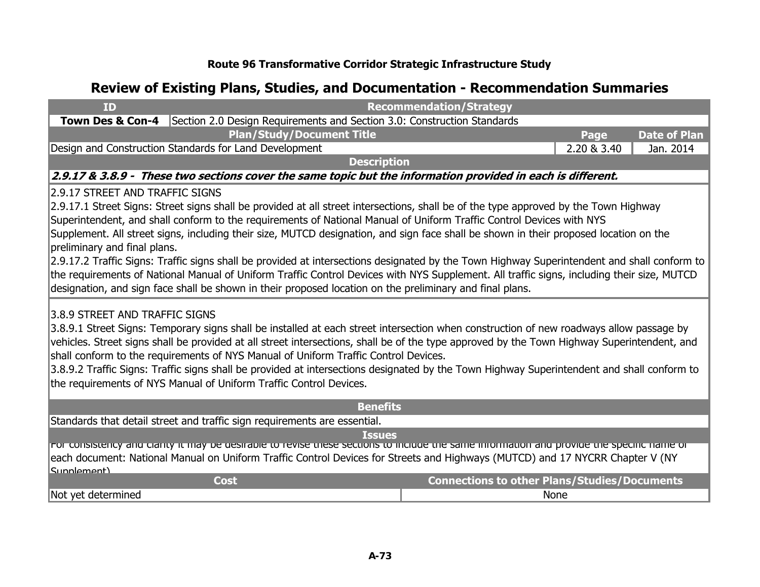**Route 96 Transformative Corridor Strategic Infrastructure Study**

## Review of Existing Plans, Studies, and Documentation - Recommendation Summaries

| ID | Recommendation/Strategy | | |
|---|---|---|---|
| **Town Des & Con-4** | Section 2.0 Design Requirements and Section 3.0: Construction Standards | | |
| **Plan/Study/Document Title** | | **Page** | **Date of Plan** |
| Design and Construction Standards for Land Development | | 2.20 & 3.40 | Jan. 2014 |

**Description**

***2.9.17 & 3.8.9 - These two sections cover the same topic but the information provided in each is different.***

2.9.17 STREET AND TRAFFIC SIGNS

2.9.17.1 Street Signs: Street signs shall be provided at all street intersections, shall be of the type approved by the Town Highway Superintendent, and shall conform to the requirements of National Manual of Uniform Traffic Control Devices with NYS Supplement. All street signs, including their size, MUTCD designation, and sign face shall be shown in their proposed location on the preliminary and final plans.

2.9.17.2 Traffic Signs: Traffic signs shall be provided at intersections designated by the Town Highway Superintendent and shall conform to the requirements of National Manual of Uniform Traffic Control Devices with NYS Supplement. All traffic signs, including their size, MUTCD designation, and sign face shall be shown in their proposed location on the preliminary and final plans.

3.8.9 STREET AND TRAFFIC SIGNS

3.8.9.1 Street Signs: Temporary signs shall be installed at each street intersection when construction of new roadways allow passage by vehicles. Street signs shall be provided at all street intersections, shall be of the type approved by the Town Highway Superintendent, and shall conform to the requirements of NYS Manual of Uniform Traffic Control Devices.

3.8.9.2 Traffic Signs: Traffic signs shall be provided at intersections designated by the Town Highway Superintendent and shall conform to the requirements of NYS Manual of Uniform Traffic Control Devices.

**Benefits**

Standards that detail street and traffic sign requirements are essential.

**Issues**

For consistency and clarity it may be desirable to revise these sections to include the same information and provide the specific name of each document: National Manual on Uniform Traffic Control Devices for Streets and Highways (MUTCD) and 17 NYCRR Chapter V (NY Supplement)

| Cost | Connections to other Plans/Studies/Documents |
|---|---|
| Not yet determined | None |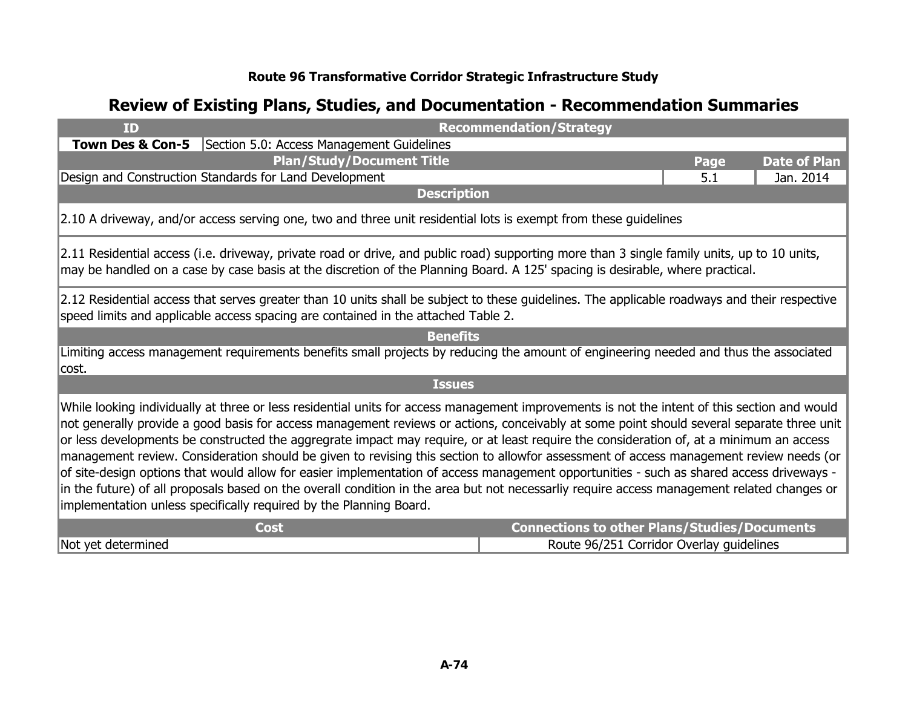**Route 96 Transformative Corridor Strategic Infrastructure Study**

## Review of Existing Plans, Studies, and Documentation - Recommendation Summaries

| ID | Recommendation/Strategy |
| --- | --- |
| **Town Des & Con-5** | Section 5.0: Access Management Guidelines |

| Plan/Study/Document Title | Page | Date of Plan |
| --- | --- | --- |
| Design and Construction Standards for Land Development | 5.1 | Jan. 2014 |

**Description**

2.10 A driveway, and/or access serving one, two and three unit residential lots is exempt from these guidelines

2.11 Residential access (i.e. driveway, private road or drive, and public road) supporting more than 3 single family units, up to 10 units, may be handled on a case by case basis at the discretion of the Planning Board. A 125' spacing is desirable, where practical.

2.12 Residential access that serves greater than 10 units shall be subject to these guidelines. The applicable roadways and their respective speed limits and applicable access spacing are contained in the attached Table 2.

**Benefits**

Limiting access management requirements benefits small projects by reducing the amount of engineering needed and thus the associated cost.

**Issues**

While looking individually at three or less residential units for access management improvements is not the intent of this section and would not generally provide a good basis for access management reviews or actions, conceivably at some point should several separate three unit or less developments be constructed the aggregrate impact may require, or at least require the consideration of, at a minimum an access management review. Consideration should be given to revising this section to allowfor assessment of access management review needs (or of site-design options that would allow for easier implementation of access management opportunities - such as shared access driveways - in the future) of all proposals based on the overall condition in the area but not necessarliy require access management related changes or implementation unless specifically required by the Planning Board.

| Cost | Connections to other Plans/Studies/Documents |
| --- | --- |
| Not yet determined | Route 96/251 Corridor Overlay guidelines |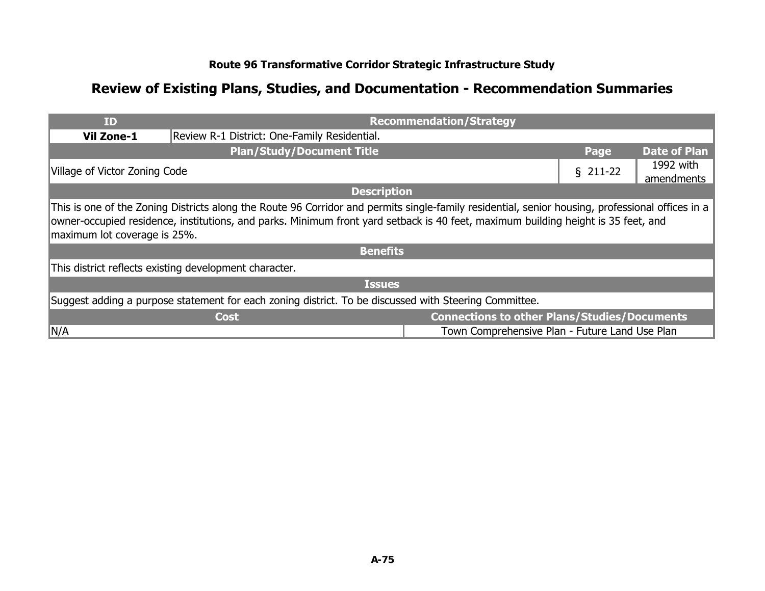### Route 96 Transformative Corridor Strategic Infrastructure Study

## Review of Existing Plans, Studies, and Documentation - Recommendation Summaries

| ID | Recommendation/Strategy | | |
|---|---|---|---|
| **Vil Zone-1** | Review R-1 District: One-Family Residential. | | |
| **Plan/Study/Document Title** | | **Page** | **Date of Plan** |
| Village of Victor Zoning Code | | § 211-22 | 1992 with amendments |
| **Description** | | | |
| This is one of the Zoning Districts along the Route 96 Corridor and permits single-family residential, senior housing, professional offices in a owner-occupied residence, institutions, and parks. Minimum front yard setback is 40 feet, maximum building height is 35 feet, and maximum lot coverage is 25%. | | | |
| **Benefits** | | | |
| This district reflects existing development character. | | | |
| **Issues** | | | |
| Suggest adding a purpose statement for each zoning district. To be discussed with Steering Committee. | | | |
| **Cost** | | **Connections to other Plans/Studies/Documents** | |
| N/A | | Town Comprehensive Plan - Future Land Use Plan | |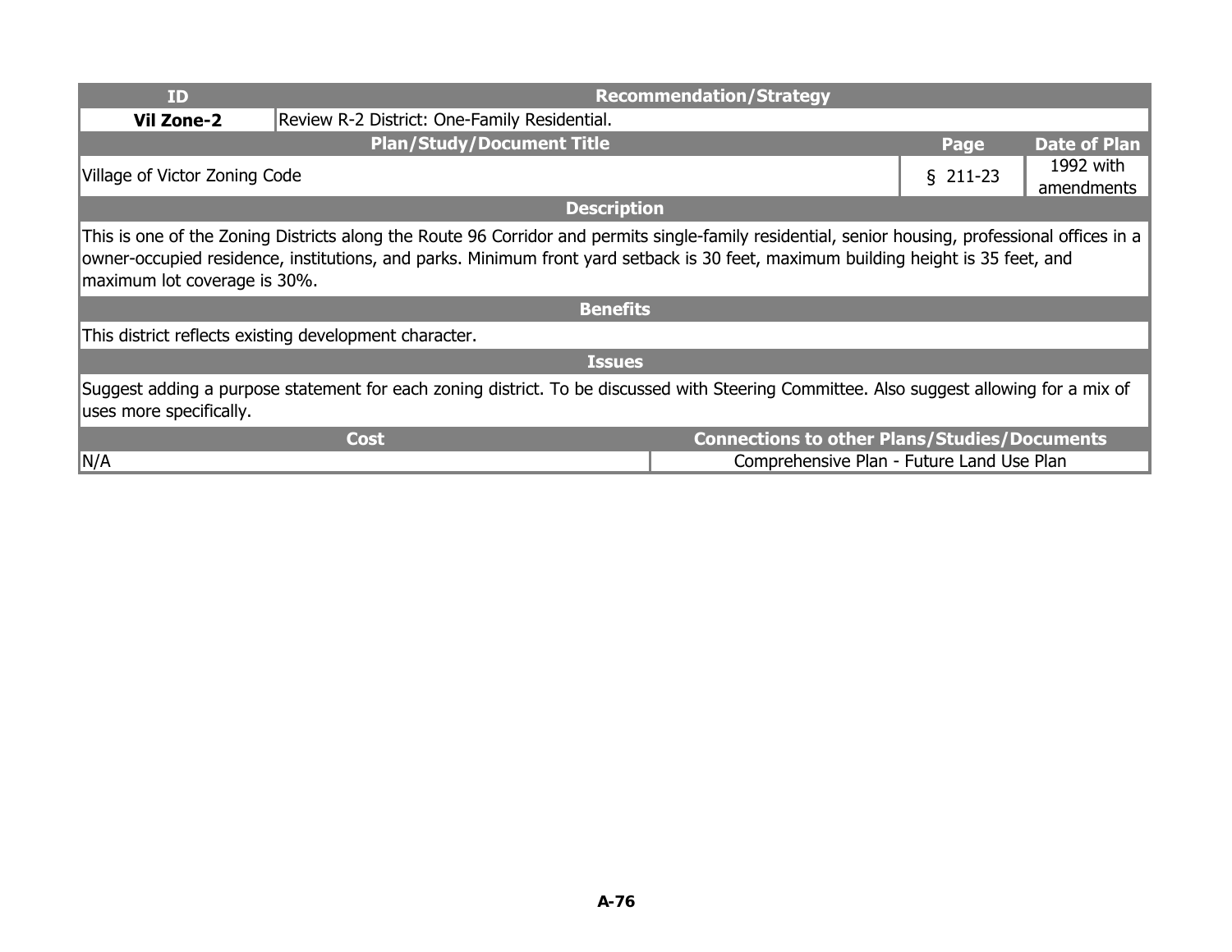| ID | Recommendation/Strategy | | |
|---|---|---|---|
| **Vil Zone-2** | Review R-2 District: One-Family Residential. | | |
| **Plan/Study/Document Title** | | **Page** | **Date of Plan** |
| Village of Victor Zoning Code | | § 211-23 | 1992 with amendments |

**Description**

This is one of the Zoning Districts along the Route 96 Corridor and permits single-family residential, senior housing, professional offices in a owner-occupied residence, institutions, and parks. Minimum front yard setback is 30 feet, maximum building height is 35 feet, and maximum lot coverage is 30%.

**Benefits**

This district reflects existing development character.

**Issues**

Suggest adding a purpose statement for each zoning district. To be discussed with Steering Committee. Also suggest allowing for a mix of uses more specifically.

| Cost | Connections to other Plans/Studies/Documents |
|---|---|
| N/A | Comprehensive Plan - Future Land Use Plan |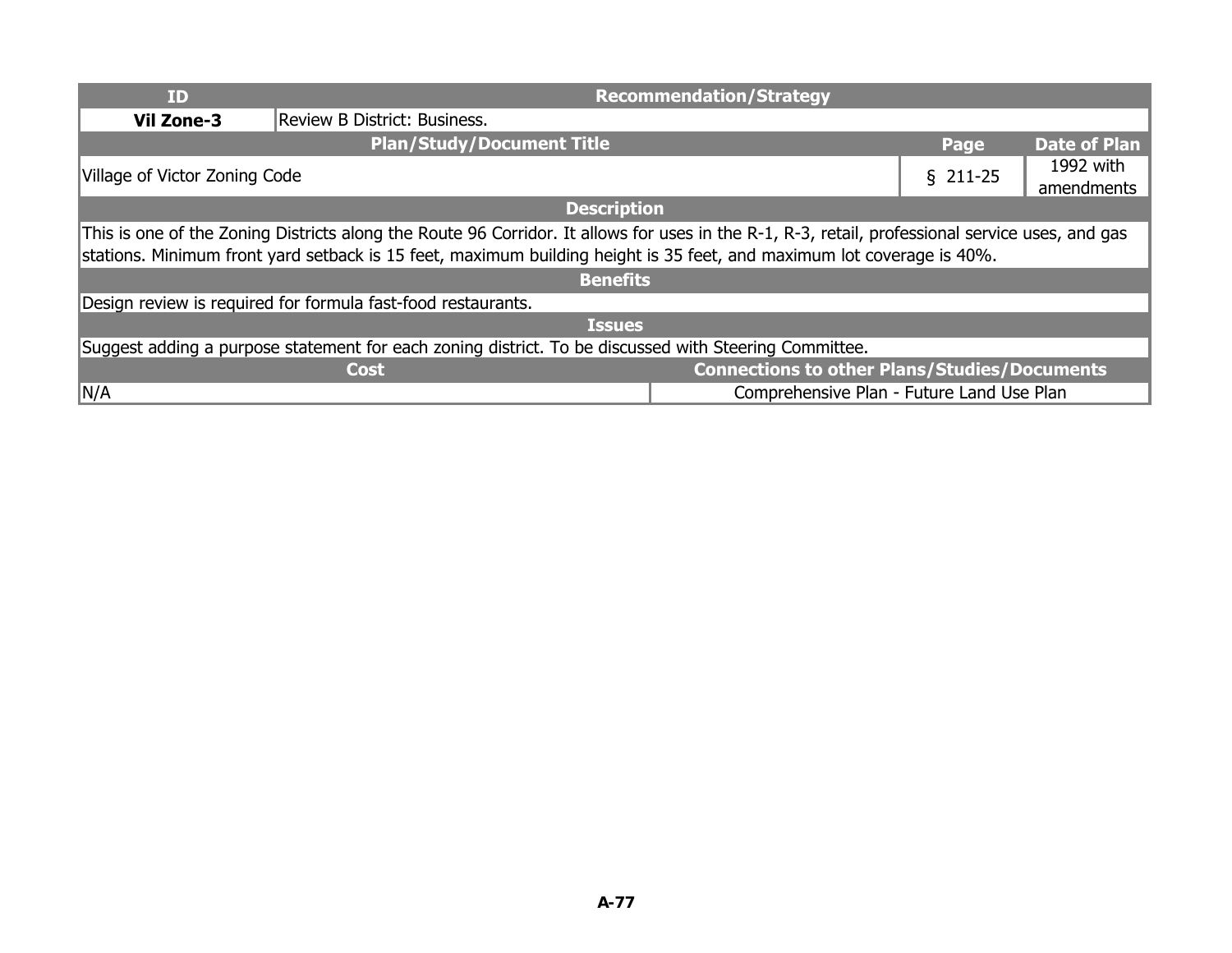| ID | Recommendation/Strategy | | |
|---|---|---|---|
| **Vil Zone-3** | Review B District: Business. | | |
| **Plan/Study/Document Title** | | **Page** | **Date of Plan** |
| Village of Victor Zoning Code | | § 211-25 | 1992 with amendments |
| **Description** | | | |
| This is one of the Zoning Districts along the Route 96 Corridor. It allows for uses in the R-1, R-3, retail, professional service uses, and gas stations. Minimum front yard setback is 15 feet, maximum building height is 35 feet, and maximum lot coverage is 40%. | | | |
| **Benefits** | | | |
| Design review is required for formula fast-food restaurants. | | | |
| **Issues** | | | |
| Suggest adding a purpose statement for each zoning district. To be discussed with Steering Committee. | | | |
| **Cost** | **Connections to other Plans/Studies/Documents** | | |
| N/A | Comprehensive Plan - Future Land Use Plan | | |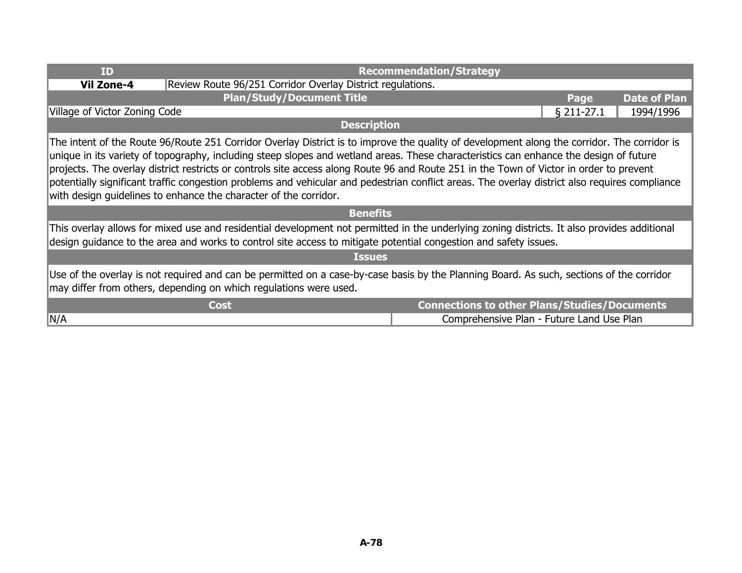| ID | Recommendation/Strategy | | |
|---|---|---|---|
| **Vil Zone-4** | Review Route 96/251 Corridor Overlay District regulations. | | |
| **Plan/Study/Document Title** | | **Page** | **Date of Plan** |
| Village of Victor Zoning Code | | § 211-27.1 | 1994/1996 |

**Description**

The intent of the Route 96/Route 251 Corridor Overlay District is to improve the quality of development along the corridor. The corridor is unique in its variety of topography, including steep slopes and wetland areas. These characteristics can enhance the design of future projects. The overlay district restricts or controls site access along Route 96 and Route 251 in the Town of Victor in order to prevent potentially significant traffic congestion problems and vehicular and pedestrian conflict areas. The overlay district also requires compliance with design guidelines to enhance the character of the corridor.

**Benefits**

This overlay allows for mixed use and residential development not permitted in the underlying zoning districts. It also provides additional design guidance to the area and works to control site access to mitigate potential congestion and safety issues.

**Issues**

Use of the overlay is not required and can be permitted on a case-by-case basis by the Planning Board. As such, sections of the corridor may differ from others, depending on which regulations were used.

| Cost | Connections to other Plans/Studies/Documents |
|---|---|
| N/A | Comprehensive Plan - Future Land Use Plan |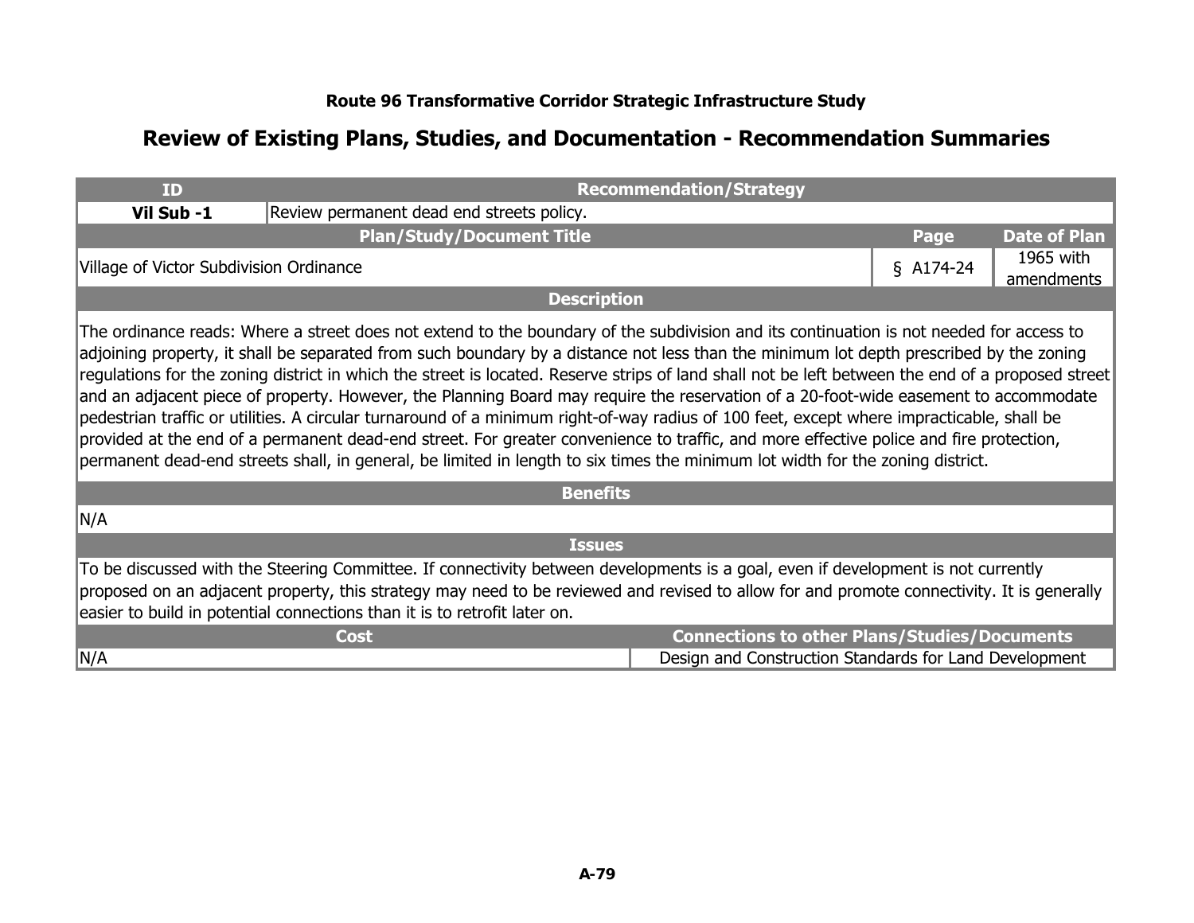**Route 96 Transformative Corridor Strategic Infrastructure Study**

## Review of Existing Plans, Studies, and Documentation - Recommendation Summaries

| ID | Recommendation/Strategy | | |
|---|---|---|---|
| **Vil Sub -1** | Review permanent dead end streets policy. | | |
| **Plan/Study/Document Title** | | **Page** | **Date of Plan** |
| Village of Victor Subdivision Ordinance | | § A174-24 | 1965 with amendments |

**Description**

The ordinance reads: Where a street does not extend to the boundary of the subdivision and its continuation is not needed for access to adjoining property, it shall be separated from such boundary by a distance not less than the minimum lot depth prescribed by the zoning regulations for the zoning district in which the street is located. Reserve strips of land shall not be left between the end of a proposed street and an adjacent piece of property. However, the Planning Board may require the reservation of a 20-foot-wide easement to accommodate pedestrian traffic or utilities. A circular turnaround of a minimum right-of-way radius of 100 feet, except where impracticable, shall be provided at the end of a permanent dead-end street. For greater convenience to traffic, and more effective police and fire protection, permanent dead-end streets shall, in general, be limited in length to six times the minimum lot width for the zoning district.

**Benefits**

N/A

**Issues**

To be discussed with the Steering Committee. If connectivity between developments is a goal, even if development is not currently proposed on an adjacent property, this strategy may need to be reviewed and revised to allow for and promote connectivity. It is generally easier to build in potential connections than it is to retrofit later on.

| Cost | Connections to other Plans/Studies/Documents |
|---|---|
| N/A | Design and Construction Standards for Land Development |